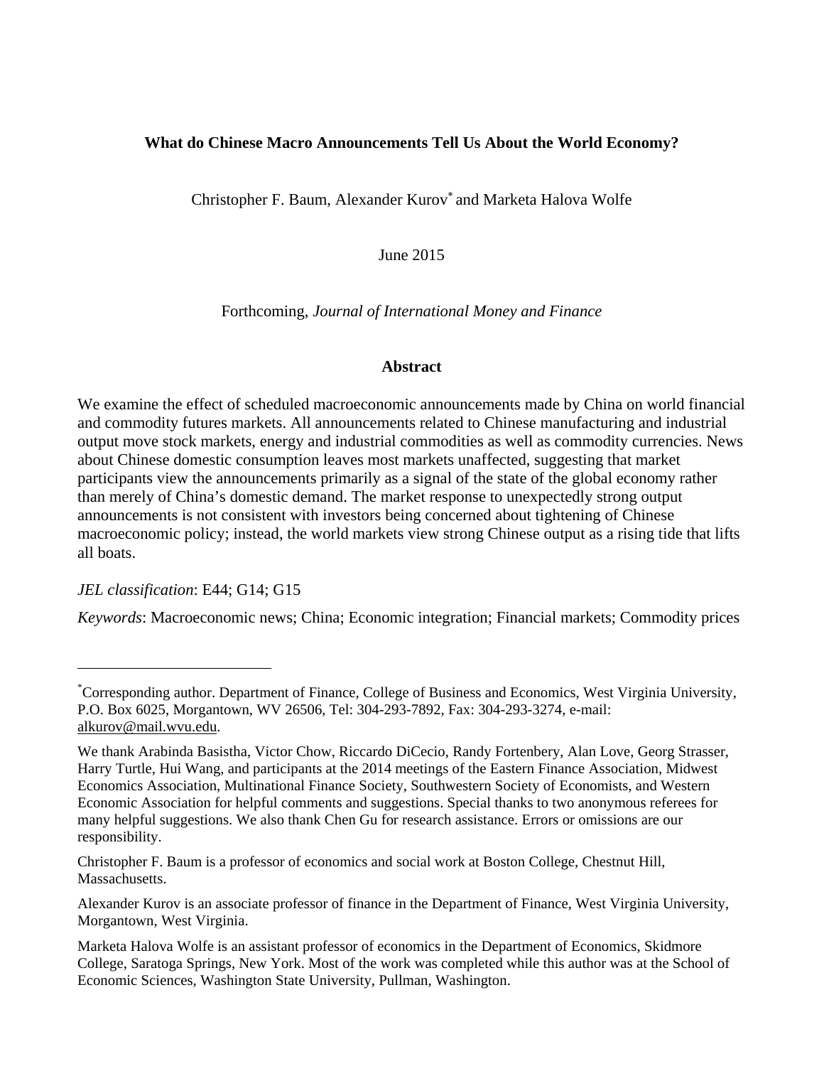# What do Chinese Macro Announcements Tell Us About the World Economy?

Christopher F. Baum, Alexander Kurov[*] and Marketa Halova Wolfe

June 2015

Forthcoming, *Journal of International Money and Finance*

## Abstract

We examine the effect of scheduled macroeconomic announcements made by China on world financial and commodity futures markets. All announcements related to Chinese manufacturing and industrial output move stock markets, energy and industrial commodities as well as commodity currencies. News about Chinese domestic consumption leaves most markets unaffected, suggesting that market participants view the announcements primarily as a signal of the state of the global economy rather than merely of China's domestic demand. The market response to unexpectedly strong output announcements is not consistent with investors being concerned about tightening of Chinese macroeconomic policy; instead, the world markets view strong Chinese output as a rising tide that lifts all boats.

*JEL classification*: E44; G14; G15

*Keywords*: Macroeconomic news; China; Economic integration; Financial markets; Commodity prices

---

[*] Corresponding author. Department of Finance, College of Business and Economics, West Virginia University, P.O. Box 6025, Morgantown, WV 26506, Tel: 304-293-7892, Fax: 304-293-3274, e-mail: alkurov@mail.wvu.edu.

We thank Arabinda Basistha, Victor Chow, Riccardo DiCecio, Randy Fortenbery, Alan Love, Georg Strasser, Harry Turtle, Hui Wang, and participants at the 2014 meetings of the Eastern Finance Association, Midwest Economics Association, Multinational Finance Society, Southwestern Society of Economists, and Western Economic Association for helpful comments and suggestions. Special thanks to two anonymous referees for many helpful suggestions. We also thank Chen Gu for research assistance. Errors or omissions are our responsibility.

Christopher F. Baum is a professor of economics and social work at Boston College, Chestnut Hill, Massachusetts.

Alexander Kurov is an associate professor of finance in the Department of Finance, West Virginia University, Morgantown, West Virginia.

Marketa Halova Wolfe is an assistant professor of economics in the Department of Economics, Skidmore College, Saratoga Springs, New York. Most of the work was completed while this author was at the School of Economic Sciences, Washington State University, Pullman, Washington.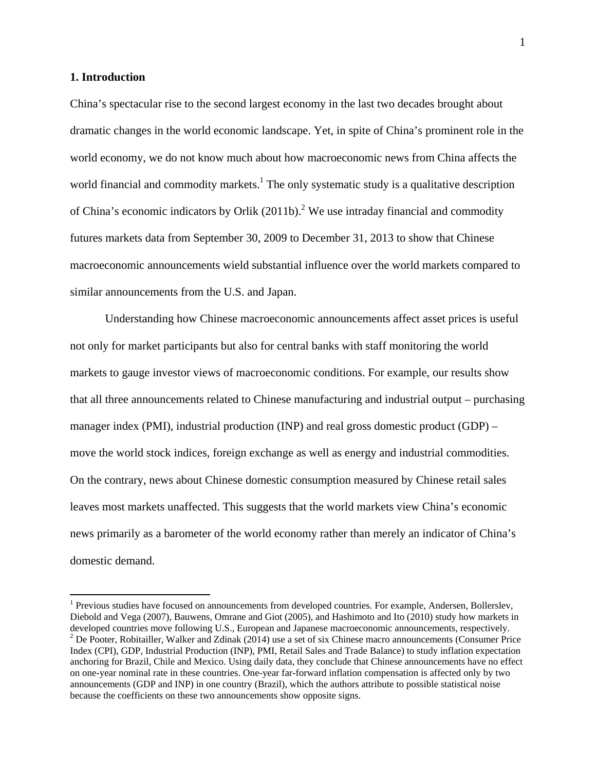## 1. Introduction

China's spectacular rise to the second largest economy in the last two decades brought about dramatic changes in the world economic landscape. Yet, in spite of China's prominent role in the world economy, we do not know much about how macroeconomic news from China affects the world financial and commodity markets.[1] The only systematic study is a qualitative description of China's economic indicators by Orlik (2011b).[2] We use intraday financial and commodity futures markets data from September 30, 2009 to December 31, 2013 to show that Chinese macroeconomic announcements wield substantial influence over the world markets compared to similar announcements from the U.S. and Japan.

Understanding how Chinese macroeconomic announcements affect asset prices is useful not only for market participants but also for central banks with staff monitoring the world markets to gauge investor views of macroeconomic conditions. For example, our results show that all three announcements related to Chinese manufacturing and industrial output – purchasing manager index (PMI), industrial production (INP) and real gross domestic product (GDP) – move the world stock indices, foreign exchange as well as energy and industrial commodities. On the contrary, news about Chinese domestic consumption measured by Chinese retail sales leaves most markets unaffected. This suggests that the world markets view China's economic news primarily as a barometer of the world economy rather than merely an indicator of China's domestic demand.

[1] Previous studies have focused on announcements from developed countries. For example, Andersen, Bollerslev, Diebold and Vega (2007), Bauwens, Omrane and Giot (2005), and Hashimoto and Ito (2010) study how markets in developed countries move following U.S., European and Japanese macroeconomic announcements, respectively.

[2] De Pooter, Robitailler, Walker and Zdinak (2014) use a set of six Chinese macro announcements (Consumer Price Index (CPI), GDP, Industrial Production (INP), PMI, Retail Sales and Trade Balance) to study inflation expectation anchoring for Brazil, Chile and Mexico. Using daily data, they conclude that Chinese announcements have no effect on one-year nominal rate in these countries. One-year far-forward inflation compensation is affected only by two announcements (GDP and INP) in one country (Brazil), which the authors attribute to possible statistical noise because the coefficients on these two announcements show opposite signs.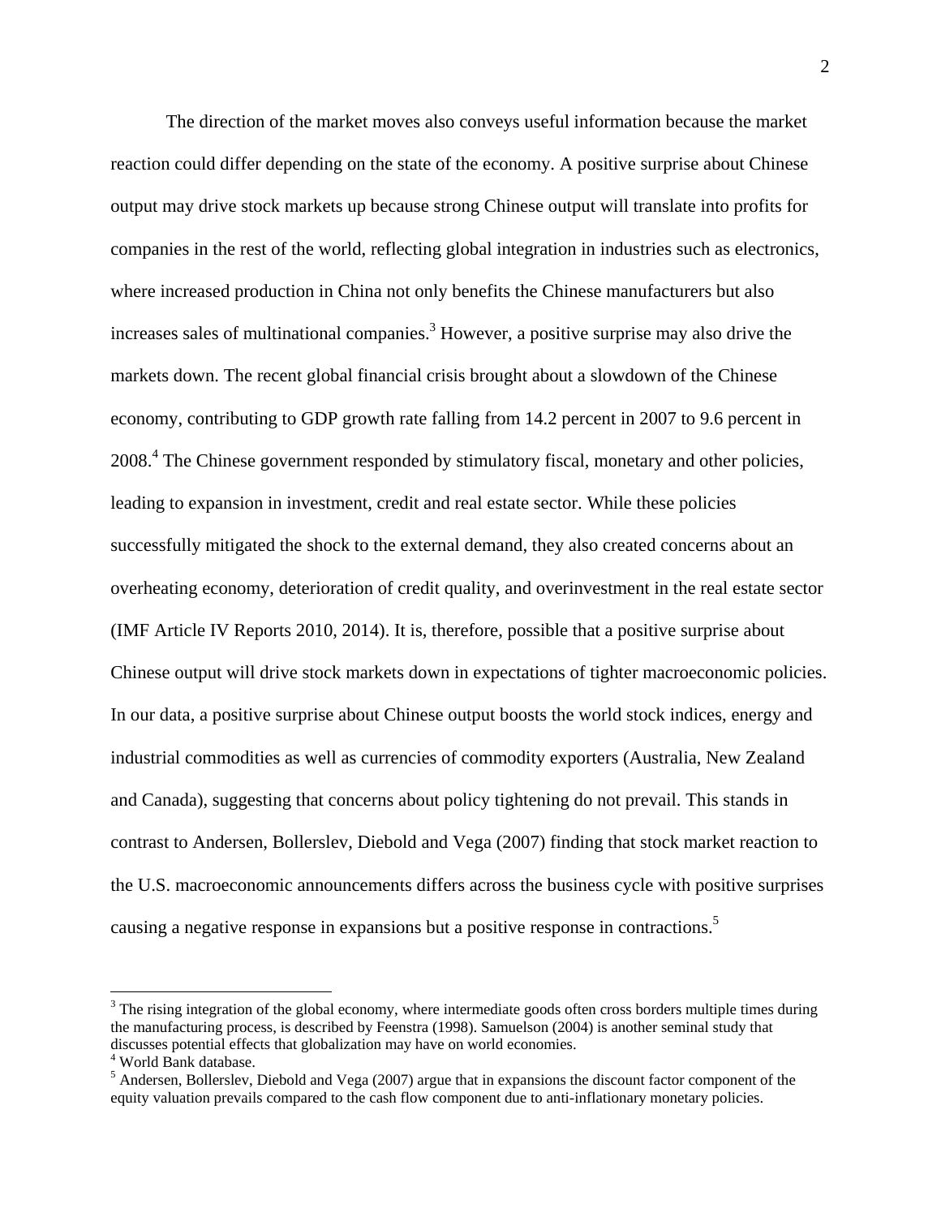The direction of the market moves also conveys useful information because the market reaction could differ depending on the state of the economy. A positive surprise about Chinese output may drive stock markets up because strong Chinese output will translate into profits for companies in the rest of the world, reflecting global integration in industries such as electronics, where increased production in China not only benefits the Chinese manufacturers but also increases sales of multinational companies.[3] However, a positive surprise may also drive the markets down. The recent global financial crisis brought about a slowdown of the Chinese economy, contributing to GDP growth rate falling from 14.2 percent in 2007 to 9.6 percent in 2008.[4] The Chinese government responded by stimulatory fiscal, monetary and other policies, leading to expansion in investment, credit and real estate sector. While these policies successfully mitigated the shock to the external demand, they also created concerns about an overheating economy, deterioration of credit quality, and overinvestment in the real estate sector (IMF Article IV Reports 2010, 2014). It is, therefore, possible that a positive surprise about Chinese output will drive stock markets down in expectations of tighter macroeconomic policies. In our data, a positive surprise about Chinese output boosts the world stock indices, energy and industrial commodities as well as currencies of commodity exporters (Australia, New Zealand and Canada), suggesting that concerns about policy tightening do not prevail. This stands in contrast to Andersen, Bollerslev, Diebold and Vega (2007) finding that stock market reaction to the U.S. macroeconomic announcements differs across the business cycle with positive surprises causing a negative response in expansions but a positive response in contractions.[5]

---

[3] The rising integration of the global economy, where intermediate goods often cross borders multiple times during the manufacturing process, is described by Feenstra (1998). Samuelson (2004) is another seminal study that discusses potential effects that globalization may have on world economies.

[4] World Bank database.

[5] Andersen, Bollerslev, Diebold and Vega (2007) argue that in expansions the discount factor component of the equity valuation prevails compared to the cash flow component due to anti-inflationary monetary policies.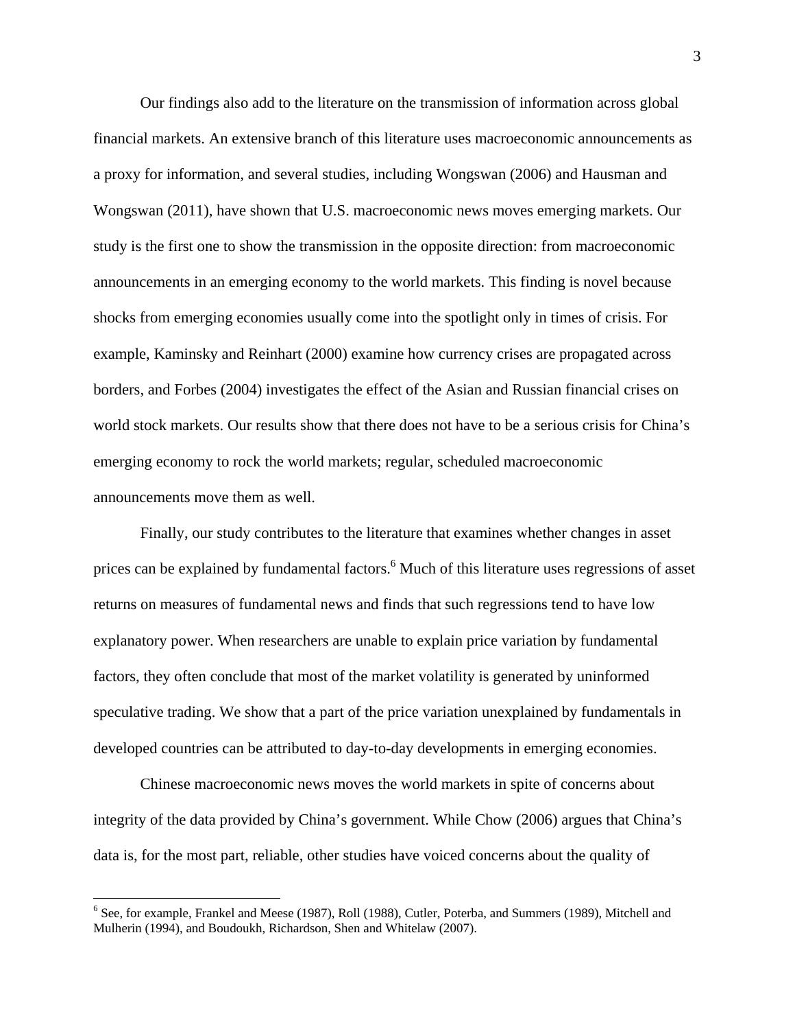Our findings also add to the literature on the transmission of information across global financial markets. An extensive branch of this literature uses macroeconomic announcements as a proxy for information, and several studies, including Wongswan (2006) and Hausman and Wongswan (2011), have shown that U.S. macroeconomic news moves emerging markets. Our study is the first one to show the transmission in the opposite direction: from macroeconomic announcements in an emerging economy to the world markets. This finding is novel because shocks from emerging economies usually come into the spotlight only in times of crisis. For example, Kaminsky and Reinhart (2000) examine how currency crises are propagated across borders, and Forbes (2004) investigates the effect of the Asian and Russian financial crises on world stock markets. Our results show that there does not have to be a serious crisis for China's emerging economy to rock the world markets; regular, scheduled macroeconomic announcements move them as well.

Finally, our study contributes to the literature that examines whether changes in asset prices can be explained by fundamental factors.[6] Much of this literature uses regressions of asset returns on measures of fundamental news and finds that such regressions tend to have low explanatory power. When researchers are unable to explain price variation by fundamental factors, they often conclude that most of the market volatility is generated by uninformed speculative trading. We show that a part of the price variation unexplained by fundamentals in developed countries can be attributed to day-to-day developments in emerging economies.

Chinese macroeconomic news moves the world markets in spite of concerns about integrity of the data provided by China's government. While Chow (2006) argues that China's data is, for the most part, reliable, other studies have voiced concerns about the quality of

[6] See, for example, Frankel and Meese (1987), Roll (1988), Cutler, Poterba, and Summers (1989), Mitchell and Mulherin (1994), and Boudoukh, Richardson, Shen and Whitelaw (2007).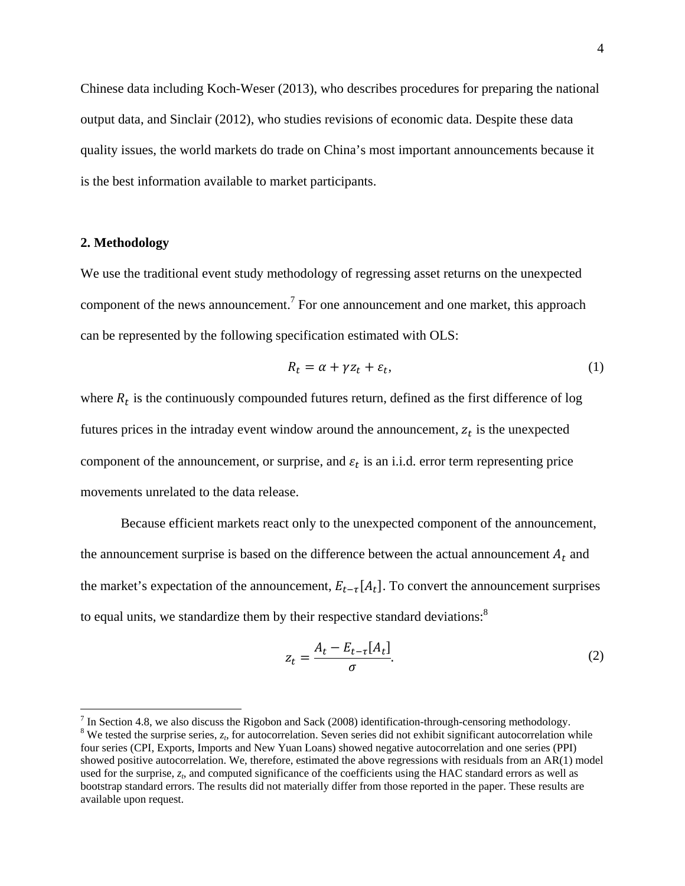Chinese data including Koch-Weser (2013), who describes procedures for preparing the national output data, and Sinclair (2012), who studies revisions of economic data. Despite these data quality issues, the world markets do trade on China's most important announcements because it is the best information available to market participants.

## 2. Methodology

We use the traditional event study methodology of regressing asset returns on the unexpected component of the news announcement.[7] For one announcement and one market, this approach can be represented by the following specification estimated with OLS:

$$R_t = \alpha + \gamma z_t + \varepsilon_t, \tag{1}$$

where $R_t$ is the continuously compounded futures return, defined as the first difference of log futures prices in the intraday event window around the announcement, $z_t$ is the unexpected component of the announcement, or surprise, and $\varepsilon_t$ is an i.i.d. error term representing price movements unrelated to the data release.

Because efficient markets react only to the unexpected component of the announcement, the announcement surprise is based on the difference between the actual announcement $A_t$ and the market's expectation of the announcement, $E_{t-\tau}[A_t]$. To convert the announcement surprises to equal units, we standardize them by their respective standard deviations:[8]

$$z_t = \frac{A_t - E_{t-\tau}[A_t]}{\sigma}. \tag{2}$$

---

[7] In Section 4.8, we also discuss the Rigobon and Sack (2008) identification-through-censoring methodology.

[8] We tested the surprise series, $z_t$, for autocorrelation. Seven series did not exhibit significant autocorrelation while four series (CPI, Exports, Imports and New Yuan Loans) showed negative autocorrelation and one series (PPI) showed positive autocorrelation. We, therefore, estimated the above regressions with residuals from an AR(1) model used for the surprise, $z_t$, and computed significance of the coefficients using the HAC standard errors as well as bootstrap standard errors. The results did not materially differ from those reported in the paper. These results are available upon request.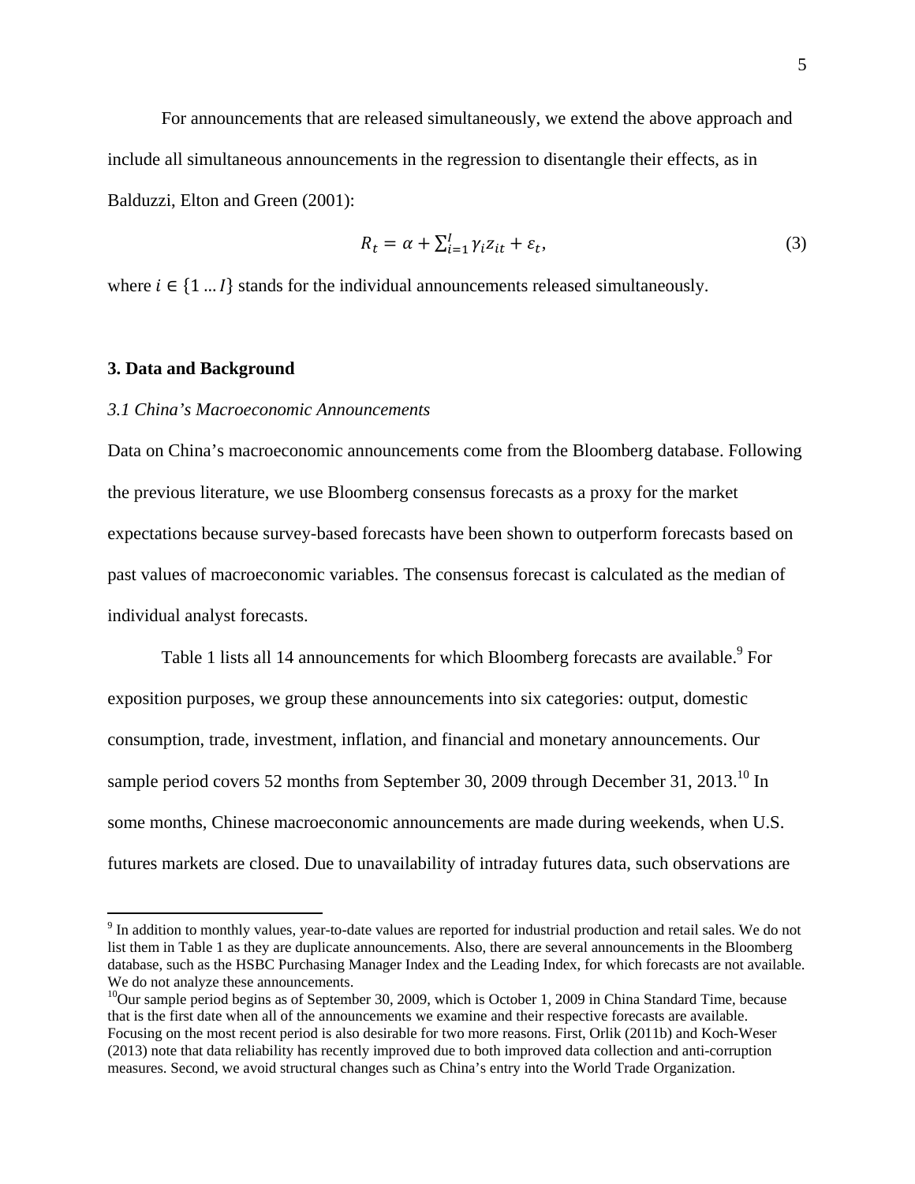For announcements that are released simultaneously, we extend the above approach and include all simultaneous announcements in the regression to disentangle their effects, as in Balduzzi, Elton and Green (2001):

$$R_t = \alpha + \sum_{i=1}^{I} \gamma_i z_{it} + \varepsilon_t, \tag{3}$$

where $i \in \{1 \ldots I\}$ stands for the individual announcements released simultaneously.

## 3. Data and Background

### *3.1 China's Macroeconomic Announcements*

Data on China's macroeconomic announcements come from the Bloomberg database. Following the previous literature, we use Bloomberg consensus forecasts as a proxy for the market expectations because survey-based forecasts have been shown to outperform forecasts based on past values of macroeconomic variables. The consensus forecast is calculated as the median of individual analyst forecasts.

Table 1 lists all 14 announcements for which Bloomberg forecasts are available.[9] For exposition purposes, we group these announcements into six categories: output, domestic consumption, trade, investment, inflation, and financial and monetary announcements. Our sample period covers 52 months from September 30, 2009 through December 31, 2013.[10] In some months, Chinese macroeconomic announcements are made during weekends, when U.S. futures markets are closed. Due to unavailability of intraday futures data, such observations are

---

[9] In addition to monthly values, year-to-date values are reported for industrial production and retail sales. We do not list them in Table 1 as they are duplicate announcements. Also, there are several announcements in the Bloomberg database, such as the HSBC Purchasing Manager Index and the Leading Index, for which forecasts are not available. We do not analyze these announcements.

[10] Our sample period begins as of September 30, 2009, which is October 1, 2009 in China Standard Time, because that is the first date when all of the announcements we examine and their respective forecasts are available. Focusing on the most recent period is also desirable for two more reasons. First, Orlik (2011b) and Koch-Weser (2013) note that data reliability has recently improved due to both improved data collection and anti-corruption measures. Second, we avoid structural changes such as China's entry into the World Trade Organization.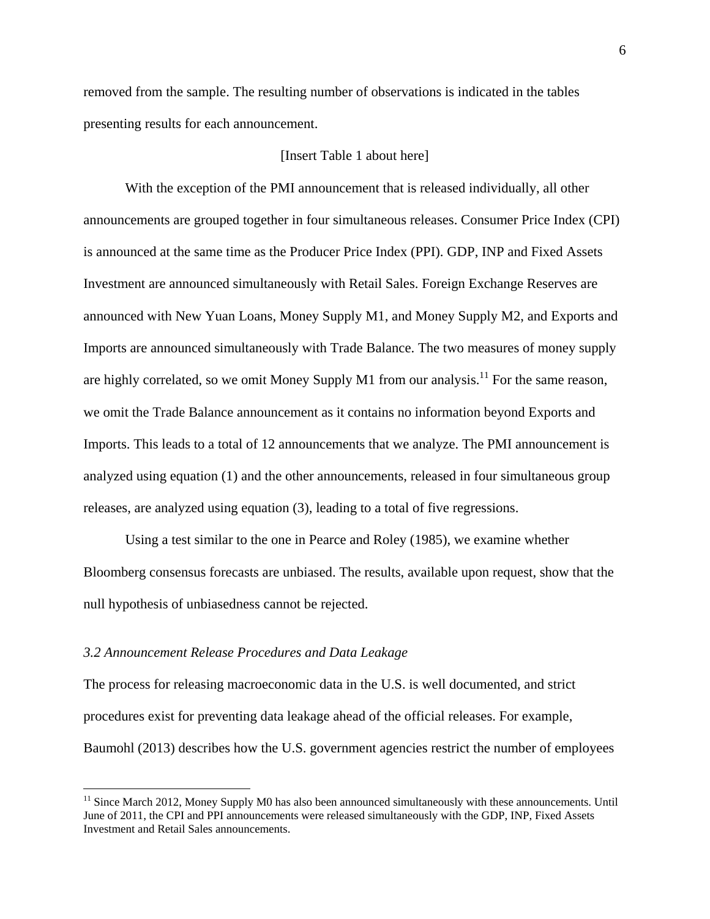removed from the sample. The resulting number of observations is indicated in the tables presenting results for each announcement.

[Insert Table 1 about here]

With the exception of the PMI announcement that is released individually, all other announcements are grouped together in four simultaneous releases. Consumer Price Index (CPI) is announced at the same time as the Producer Price Index (PPI). GDP, INP and Fixed Assets Investment are announced simultaneously with Retail Sales. Foreign Exchange Reserves are announced with New Yuan Loans, Money Supply M1, and Money Supply M2, and Exports and Imports are announced simultaneously with Trade Balance. The two measures of money supply are highly correlated, so we omit Money Supply M1 from our analysis.[11] For the same reason, we omit the Trade Balance announcement as it contains no information beyond Exports and Imports. This leads to a total of 12 announcements that we analyze. The PMI announcement is analyzed using equation (1) and the other announcements, released in four simultaneous group releases, are analyzed using equation (3), leading to a total of five regressions.

Using a test similar to the one in Pearce and Roley (1985), we examine whether Bloomberg consensus forecasts are unbiased. The results, available upon request, show that the null hypothesis of unbiasedness cannot be rejected.

### *3.2 Announcement Release Procedures and Data Leakage*

The process for releasing macroeconomic data in the U.S. is well documented, and strict procedures exist for preventing data leakage ahead of the official releases. For example, Baumohl (2013) describes how the U.S. government agencies restrict the number of employees

[11] Since March 2012, Money Supply M0 has also been announced simultaneously with these announcements. Until June of 2011, the CPI and PPI announcements were released simultaneously with the GDP, INP, Fixed Assets Investment and Retail Sales announcements.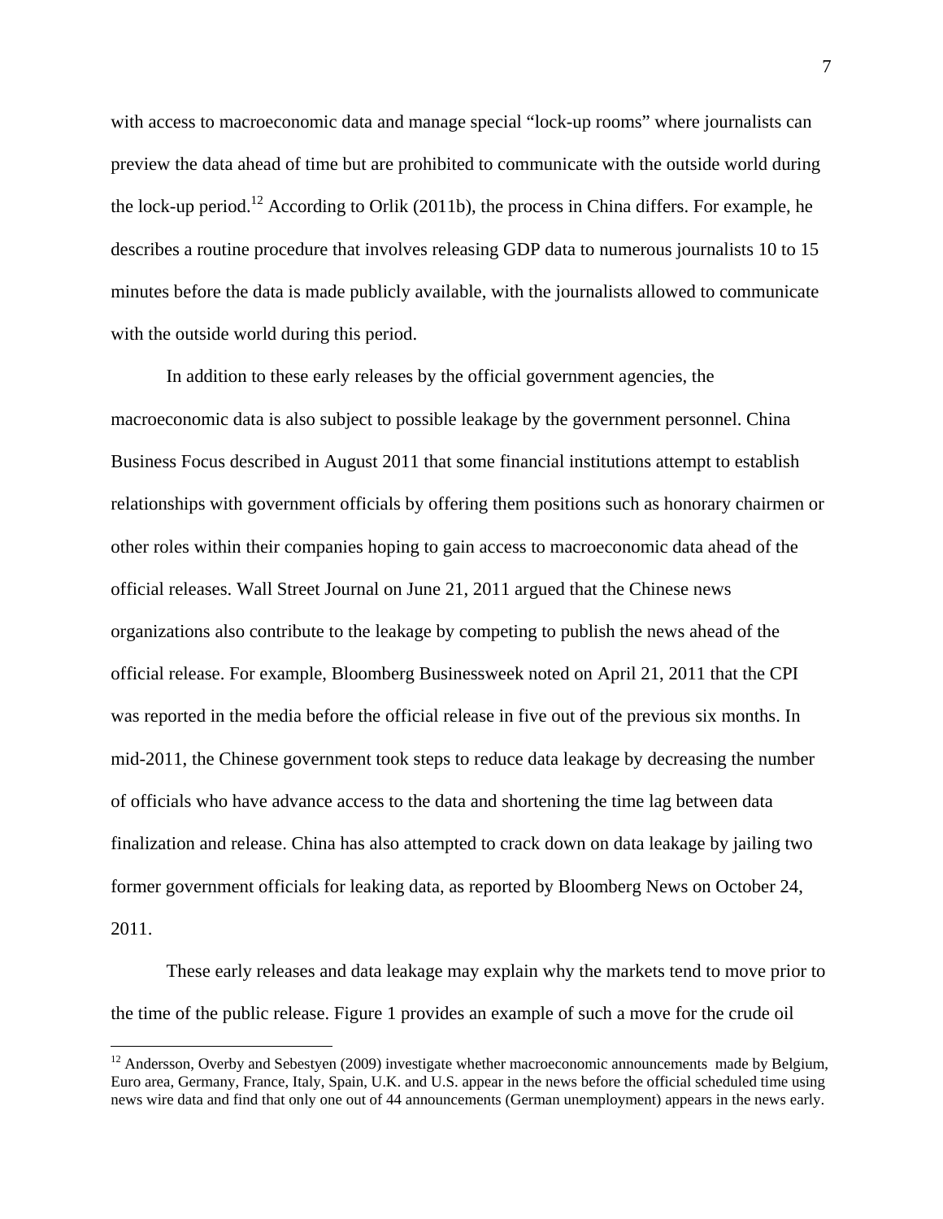with access to macroeconomic data and manage special "lock-up rooms" where journalists can preview the data ahead of time but are prohibited to communicate with the outside world during the lock-up period.[12] According to Orlik (2011b), the process in China differs. For example, he describes a routine procedure that involves releasing GDP data to numerous journalists 10 to 15 minutes before the data is made publicly available, with the journalists allowed to communicate with the outside world during this period.

In addition to these early releases by the official government agencies, the macroeconomic data is also subject to possible leakage by the government personnel. China Business Focus described in August 2011 that some financial institutions attempt to establish relationships with government officials by offering them positions such as honorary chairmen or other roles within their companies hoping to gain access to macroeconomic data ahead of the official releases. Wall Street Journal on June 21, 2011 argued that the Chinese news organizations also contribute to the leakage by competing to publish the news ahead of the official release. For example, Bloomberg Businessweek noted on April 21, 2011 that the CPI was reported in the media before the official release in five out of the previous six months. In mid-2011, the Chinese government took steps to reduce data leakage by decreasing the number of officials who have advance access to the data and shortening the time lag between data finalization and release. China has also attempted to crack down on data leakage by jailing two former government officials for leaking data, as reported by Bloomberg News on October 24, 2011.

These early releases and data leakage may explain why the markets tend to move prior to the time of the public release. Figure 1 provides an example of such a move for the crude oil

[12] Andersson, Overby and Sebestyen (2009) investigate whether macroeconomic announcements made by Belgium, Euro area, Germany, France, Italy, Spain, U.K. and U.S. appear in the news before the official scheduled time using news wire data and find that only one out of 44 announcements (German unemployment) appears in the news early.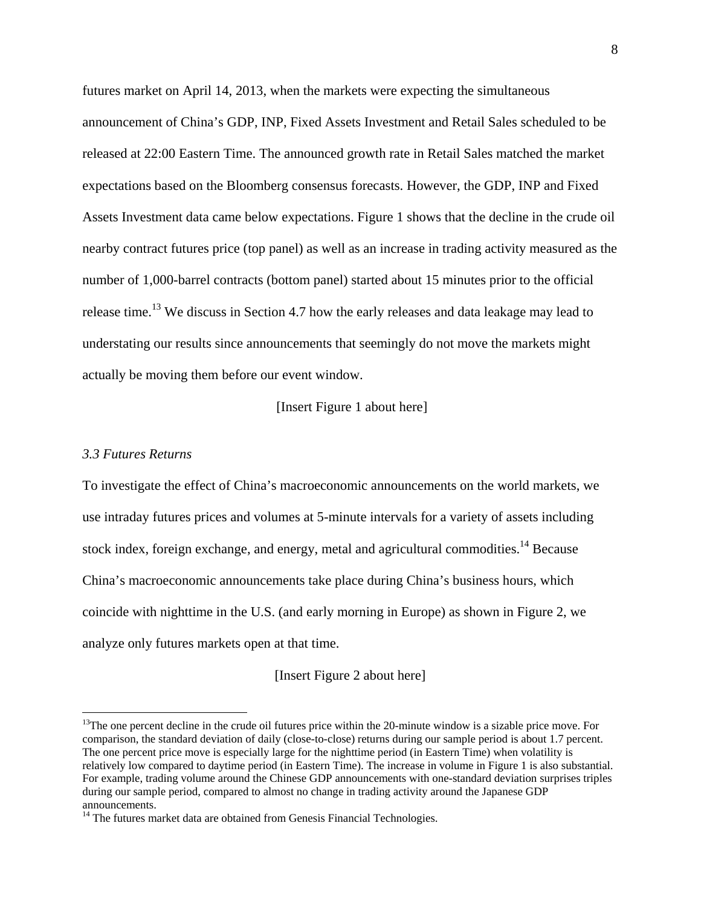futures market on April 14, 2013, when the markets were expecting the simultaneous announcement of China's GDP, INP, Fixed Assets Investment and Retail Sales scheduled to be released at 22:00 Eastern Time. The announced growth rate in Retail Sales matched the market expectations based on the Bloomberg consensus forecasts. However, the GDP, INP and Fixed Assets Investment data came below expectations. Figure 1 shows that the decline in the crude oil nearby contract futures price (top panel) as well as an increase in trading activity measured as the number of 1,000-barrel contracts (bottom panel) started about 15 minutes prior to the official release time.[13] We discuss in Section 4.7 how the early releases and data leakage may lead to understating our results since announcements that seemingly do not move the markets might actually be moving them before our event window.

[Insert Figure 1 about here]

### *3.3 Futures Returns*

To investigate the effect of China's macroeconomic announcements on the world markets, we use intraday futures prices and volumes at 5-minute intervals for a variety of assets including stock index, foreign exchange, and energy, metal and agricultural commodities.[14] Because China's macroeconomic announcements take place during China's business hours, which coincide with nighttime in the U.S. (and early morning in Europe) as shown in Figure 2, we analyze only futures markets open at that time.

[Insert Figure 2 about here]

[13] The one percent decline in the crude oil futures price within the 20-minute window is a sizable price move. For comparison, the standard deviation of daily (close-to-close) returns during our sample period is about 1.7 percent. The one percent price move is especially large for the nighttime period (in Eastern Time) when volatility is relatively low compared to daytime period (in Eastern Time). The increase in volume in Figure 1 is also substantial. For example, trading volume around the Chinese GDP announcements with one-standard deviation surprises triples during our sample period, compared to almost no change in trading activity around the Japanese GDP announcements.

[14] The futures market data are obtained from Genesis Financial Technologies.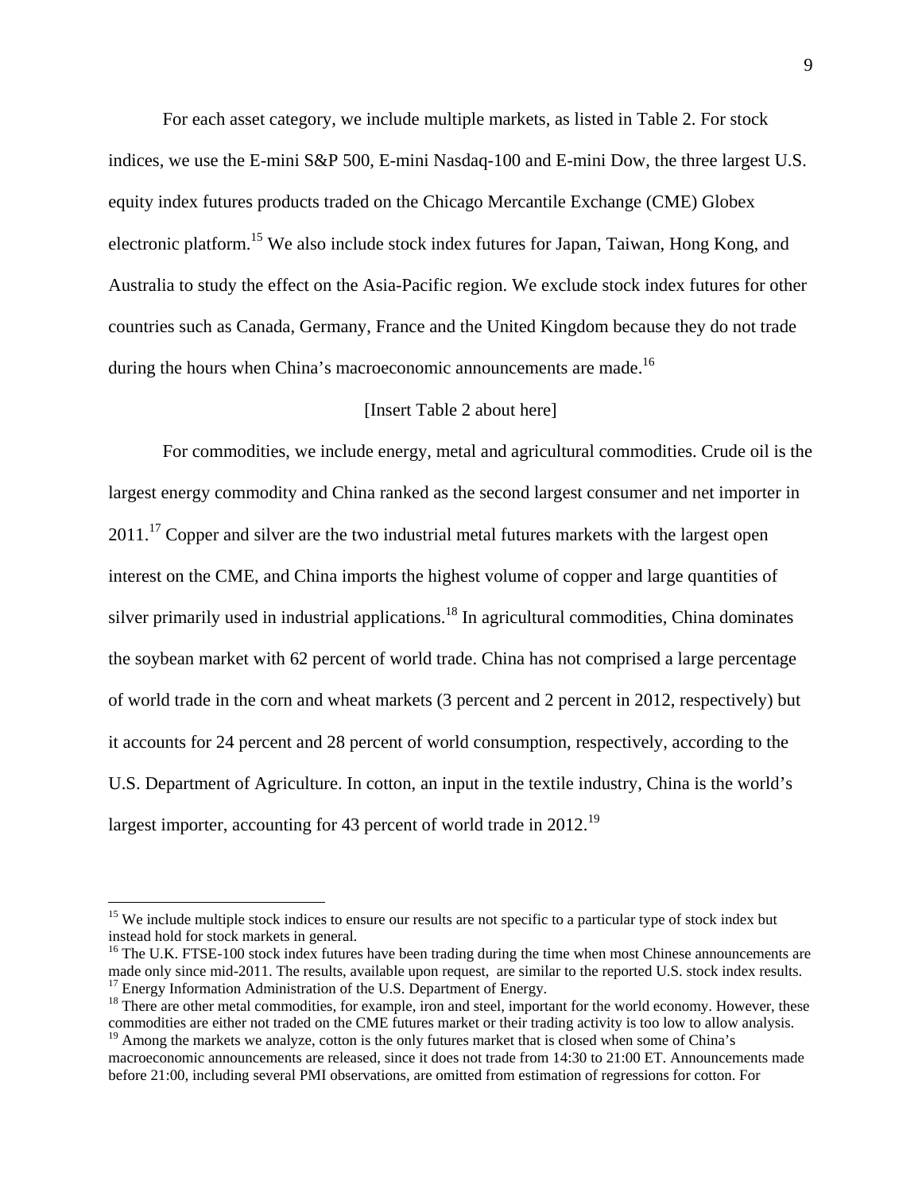For each asset category, we include multiple markets, as listed in Table 2. For stock indices, we use the E-mini S&P 500, E-mini Nasdaq-100 and E-mini Dow, the three largest U.S. equity index futures products traded on the Chicago Mercantile Exchange (CME) Globex electronic platform.[15] We also include stock index futures for Japan, Taiwan, Hong Kong, and Australia to study the effect on the Asia-Pacific region. We exclude stock index futures for other countries such as Canada, Germany, France and the United Kingdom because they do not trade during the hours when China's macroeconomic announcements are made.[16]

[Insert Table 2 about here]

For commodities, we include energy, metal and agricultural commodities. Crude oil is the largest energy commodity and China ranked as the second largest consumer and net importer in 2011.[17] Copper and silver are the two industrial metal futures markets with the largest open interest on the CME, and China imports the highest volume of copper and large quantities of silver primarily used in industrial applications.[18] In agricultural commodities, China dominates the soybean market with 62 percent of world trade. China has not comprised a large percentage of world trade in the corn and wheat markets (3 percent and 2 percent in 2012, respectively) but it accounts for 24 percent and 28 percent of world consumption, respectively, according to the U.S. Department of Agriculture. In cotton, an input in the textile industry, China is the world's largest importer, accounting for 43 percent of world trade in 2012.[19]

---

[15] We include multiple stock indices to ensure our results are not specific to a particular type of stock index but instead hold for stock markets in general.

[16] The U.K. FTSE-100 stock index futures have been trading during the time when most Chinese announcements are made only since mid-2011. The results, available upon request, are similar to the reported U.S. stock index results.

[17] Energy Information Administration of the U.S. Department of Energy.

[18] There are other metal commodities, for example, iron and steel, important for the world economy. However, these commodities are either not traded on the CME futures market or their trading activity is too low to allow analysis.

[19] Among the markets we analyze, cotton is the only futures market that is closed when some of China's macroeconomic announcements are released, since it does not trade from 14:30 to 21:00 ET. Announcements made before 21:00, including several PMI observations, are omitted from estimation of regressions for cotton. For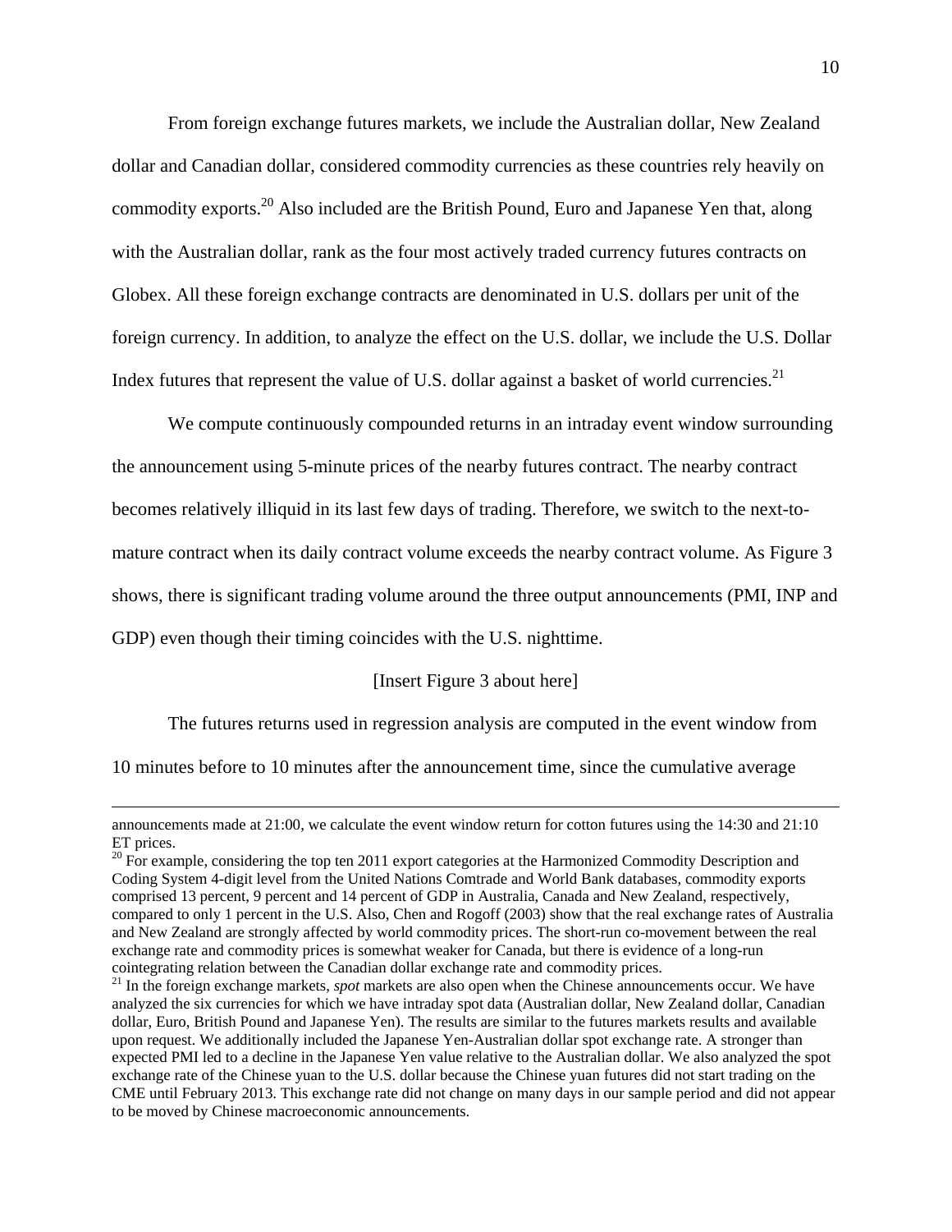From foreign exchange futures markets, we include the Australian dollar, New Zealand dollar and Canadian dollar, considered commodity currencies as these countries rely heavily on commodity exports.[20] Also included are the British Pound, Euro and Japanese Yen that, along with the Australian dollar, rank as the four most actively traded currency futures contracts on Globex. All these foreign exchange contracts are denominated in U.S. dollars per unit of the foreign currency. In addition, to analyze the effect on the U.S. dollar, we include the U.S. Dollar Index futures that represent the value of U.S. dollar against a basket of world currencies.[21]

We compute continuously compounded returns in an intraday event window surrounding the announcement using 5-minute prices of the nearby futures contract. The nearby contract becomes relatively illiquid in its last few days of trading. Therefore, we switch to the next-to-mature contract when its daily contract volume exceeds the nearby contract volume. As Figure 3 shows, there is significant trading volume around the three output announcements (PMI, INP and GDP) even though their timing coincides with the U.S. nighttime.

[Insert Figure 3 about here]

The futures returns used in regression analysis are computed in the event window from 10 minutes before to 10 minutes after the announcement time, since the cumulative average

---

announcements made at 21:00, we calculate the event window return for cotton futures using the 14:30 and 21:10 ET prices.

[20] For example, considering the top ten 2011 export categories at the Harmonized Commodity Description and Coding System 4-digit level from the United Nations Comtrade and World Bank databases, commodity exports comprised 13 percent, 9 percent and 14 percent of GDP in Australia, Canada and New Zealand, respectively, compared to only 1 percent in the U.S. Also, Chen and Rogoff (2003) show that the real exchange rates of Australia and New Zealand are strongly affected by world commodity prices. The short-run co-movement between the real exchange rate and commodity prices is somewhat weaker for Canada, but there is evidence of a long-run cointegrating relation between the Canadian dollar exchange rate and commodity prices.

[21] In the foreign exchange markets, *spot* markets are also open when the Chinese announcements occur. We have analyzed the six currencies for which we have intraday spot data (Australian dollar, New Zealand dollar, Canadian dollar, Euro, British Pound and Japanese Yen). The results are similar to the futures markets results and available upon request. We additionally included the Japanese Yen-Australian dollar spot exchange rate. A stronger than expected PMI led to a decline in the Japanese Yen value relative to the Australian dollar. We also analyzed the spot exchange rate of the Chinese yuan to the U.S. dollar because the Chinese yuan futures did not start trading on the CME until February 2013. This exchange rate did not change on many days in our sample period and did not appear to be moved by Chinese macroeconomic announcements.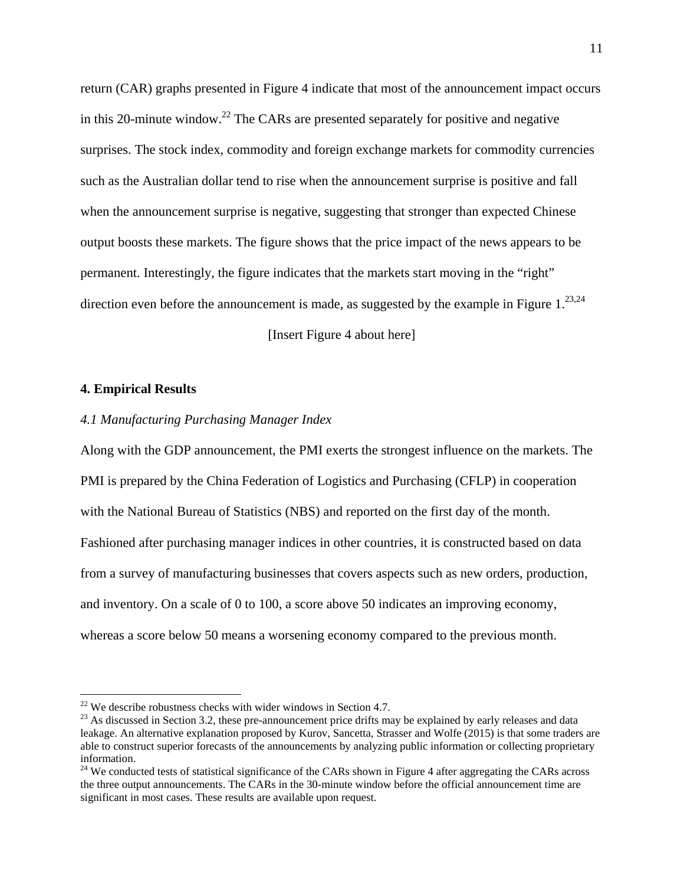return (CAR) graphs presented in Figure 4 indicate that most of the announcement impact occurs in this 20-minute window.[22] The CARs are presented separately for positive and negative surprises. The stock index, commodity and foreign exchange markets for commodity currencies such as the Australian dollar tend to rise when the announcement surprise is positive and fall when the announcement surprise is negative, suggesting that stronger than expected Chinese output boosts these markets. The figure shows that the price impact of the news appears to be permanent. Interestingly, the figure indicates that the markets start moving in the "right" direction even before the announcement is made, as suggested by the example in Figure 1.[23,24]

[Insert Figure 4 about here]

## 4. Empirical Results

### *4.1 Manufacturing Purchasing Manager Index*

Along with the GDP announcement, the PMI exerts the strongest influence on the markets. The PMI is prepared by the China Federation of Logistics and Purchasing (CFLP) in cooperation with the National Bureau of Statistics (NBS) and reported on the first day of the month. Fashioned after purchasing manager indices in other countries, it is constructed based on data from a survey of manufacturing businesses that covers aspects such as new orders, production, and inventory. On a scale of 0 to 100, a score above 50 indicates an improving economy, whereas a score below 50 means a worsening economy compared to the previous month.

---

[22] We describe robustness checks with wider windows in Section 4.7.

[23] As discussed in Section 3.2, these pre-announcement price drifts may be explained by early releases and data leakage. An alternative explanation proposed by Kurov, Sancetta, Strasser and Wolfe (2015) is that some traders are able to construct superior forecasts of the announcements by analyzing public information or collecting proprietary information.

[24] We conducted tests of statistical significance of the CARs shown in Figure 4 after aggregating the CARs across the three output announcements. The CARs in the 30-minute window before the official announcement time are significant in most cases. These results are available upon request.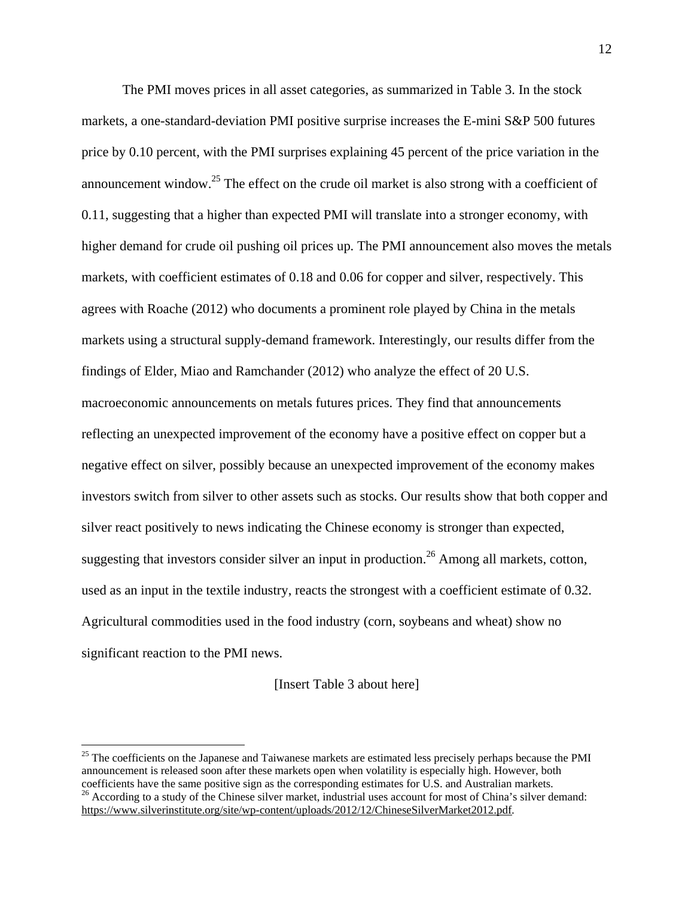The PMI moves prices in all asset categories, as summarized in Table 3. In the stock markets, a one-standard-deviation PMI positive surprise increases the E-mini S&P 500 futures price by 0.10 percent, with the PMI surprises explaining 45 percent of the price variation in the announcement window.[25] The effect on the crude oil market is also strong with a coefficient of 0.11, suggesting that a higher than expected PMI will translate into a stronger economy, with higher demand for crude oil pushing oil prices up. The PMI announcement also moves the metals markets, with coefficient estimates of 0.18 and 0.06 for copper and silver, respectively. This agrees with Roache (2012) who documents a prominent role played by China in the metals markets using a structural supply-demand framework. Interestingly, our results differ from the findings of Elder, Miao and Ramchander (2012) who analyze the effect of 20 U.S. macroeconomic announcements on metals futures prices. They find that announcements reflecting an unexpected improvement of the economy have a positive effect on copper but a negative effect on silver, possibly because an unexpected improvement of the economy makes investors switch from silver to other assets such as stocks. Our results show that both copper and silver react positively to news indicating the Chinese economy is stronger than expected, suggesting that investors consider silver an input in production.[26] Among all markets, cotton, used as an input in the textile industry, reacts the strongest with a coefficient estimate of 0.32. Agricultural commodities used in the food industry (corn, soybeans and wheat) show no significant reaction to the PMI news.

[Insert Table 3 about here]

[25] The coefficients on the Japanese and Taiwanese markets are estimated less precisely perhaps because the PMI announcement is released soon after these markets open when volatility is especially high. However, both coefficients have the same positive sign as the corresponding estimates for U.S. and Australian markets.

[26] According to a study of the Chinese silver market, industrial uses account for most of China's silver demand: https://www.silverinstitute.org/site/wp-content/uploads/2012/12/ChineseSilverMarket2012.pdf.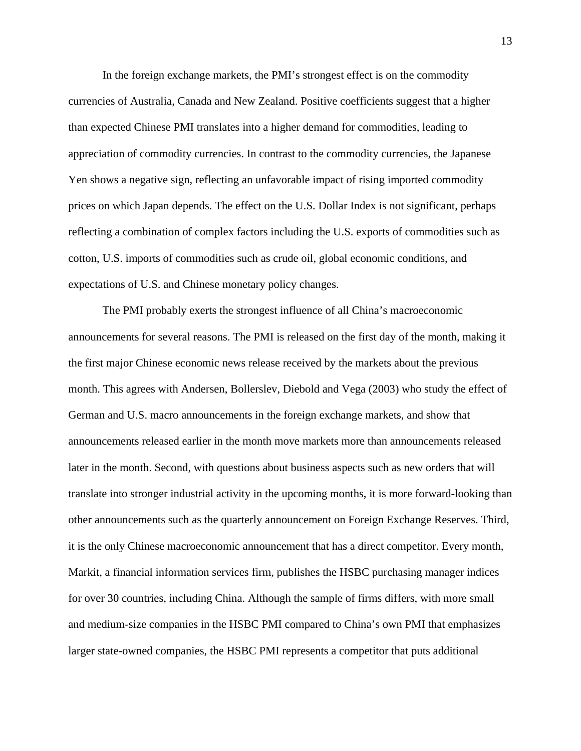In the foreign exchange markets, the PMI's strongest effect is on the commodity currencies of Australia, Canada and New Zealand. Positive coefficients suggest that a higher than expected Chinese PMI translates into a higher demand for commodities, leading to appreciation of commodity currencies. In contrast to the commodity currencies, the Japanese Yen shows a negative sign, reflecting an unfavorable impact of rising imported commodity prices on which Japan depends. The effect on the U.S. Dollar Index is not significant, perhaps reflecting a combination of complex factors including the U.S. exports of commodities such as cotton, U.S. imports of commodities such as crude oil, global economic conditions, and expectations of U.S. and Chinese monetary policy changes.

The PMI probably exerts the strongest influence of all China's macroeconomic announcements for several reasons. The PMI is released on the first day of the month, making it the first major Chinese economic news release received by the markets about the previous month. This agrees with Andersen, Bollerslev, Diebold and Vega (2003) who study the effect of German and U.S. macro announcements in the foreign exchange markets, and show that announcements released earlier in the month move markets more than announcements released later in the month. Second, with questions about business aspects such as new orders that will translate into stronger industrial activity in the upcoming months, it is more forward-looking than other announcements such as the quarterly announcement on Foreign Exchange Reserves. Third, it is the only Chinese macroeconomic announcement that has a direct competitor. Every month, Markit, a financial information services firm, publishes the HSBC purchasing manager indices for over 30 countries, including China. Although the sample of firms differs, with more small and medium-size companies in the HSBC PMI compared to China's own PMI that emphasizes larger state-owned companies, the HSBC PMI represents a competitor that puts additional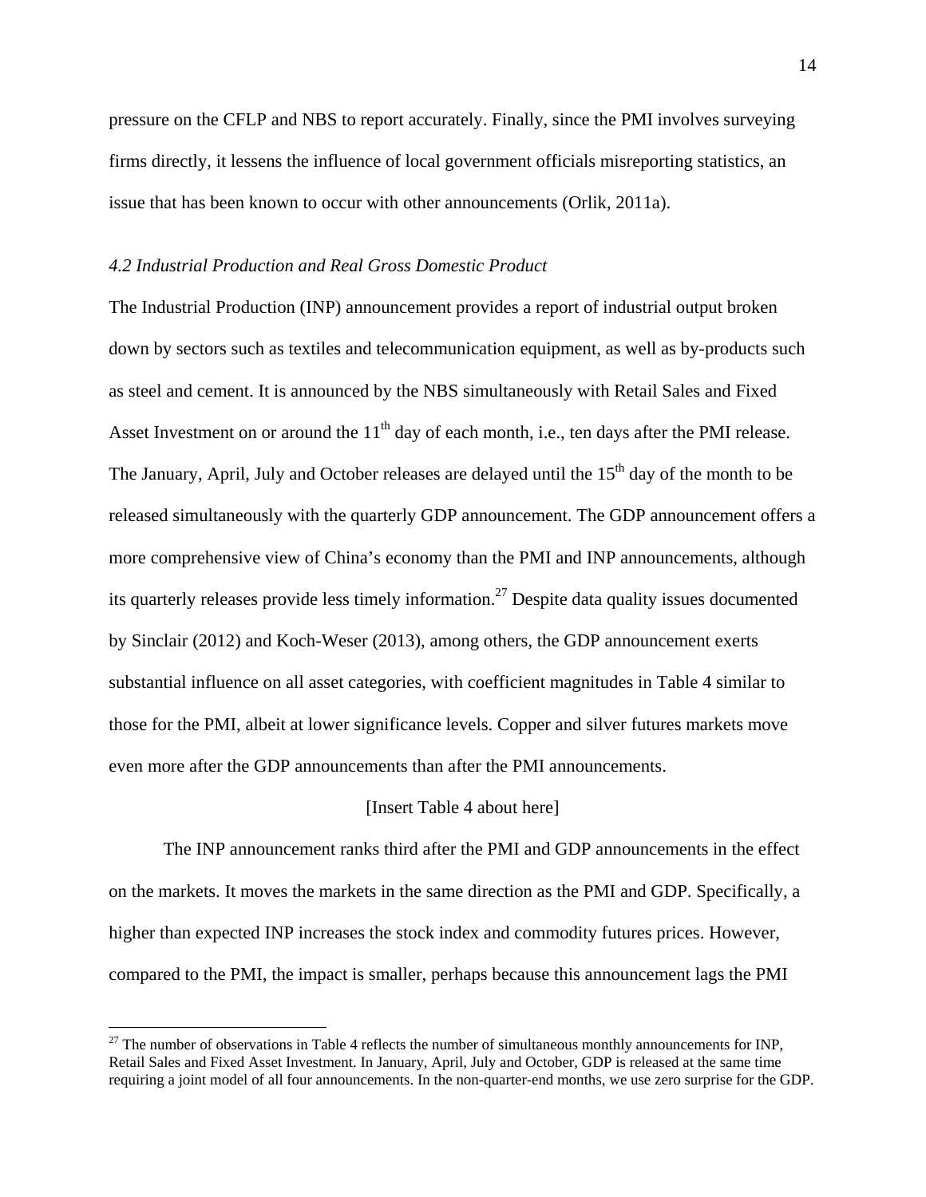pressure on the CFLP and NBS to report accurately. Finally, since the PMI involves surveying firms directly, it lessens the influence of local government officials misreporting statistics, an issue that has been known to occur with other announcements (Orlik, 2011a).

### *4.2 Industrial Production and Real Gross Domestic Product*

The Industrial Production (INP) announcement provides a report of industrial output broken down by sectors such as textiles and telecommunication equipment, as well as by-products such as steel and cement. It is announced by the NBS simultaneously with Retail Sales and Fixed Asset Investment on or around the 11th day of each month, i.e., ten days after the PMI release. The January, April, July and October releases are delayed until the 15th day of the month to be released simultaneously with the quarterly GDP announcement. The GDP announcement offers a more comprehensive view of China's economy than the PMI and INP announcements, although its quarterly releases provide less timely information.[27] Despite data quality issues documented by Sinclair (2012) and Koch-Weser (2013), among others, the GDP announcement exerts substantial influence on all asset categories, with coefficient magnitudes in Table 4 similar to those for the PMI, albeit at lower significance levels. Copper and silver futures markets move even more after the GDP announcements than after the PMI announcements.

[Insert Table 4 about here]

The INP announcement ranks third after the PMI and GDP announcements in the effect on the markets. It moves the markets in the same direction as the PMI and GDP. Specifically, a higher than expected INP increases the stock index and commodity futures prices. However, compared to the PMI, the impact is smaller, perhaps because this announcement lags the PMI

[27] The number of observations in Table 4 reflects the number of simultaneous monthly announcements for INP, Retail Sales and Fixed Asset Investment. In January, April, July and October, GDP is released at the same time requiring a joint model of all four announcements. In the non-quarter-end months, we use zero surprise for the GDP.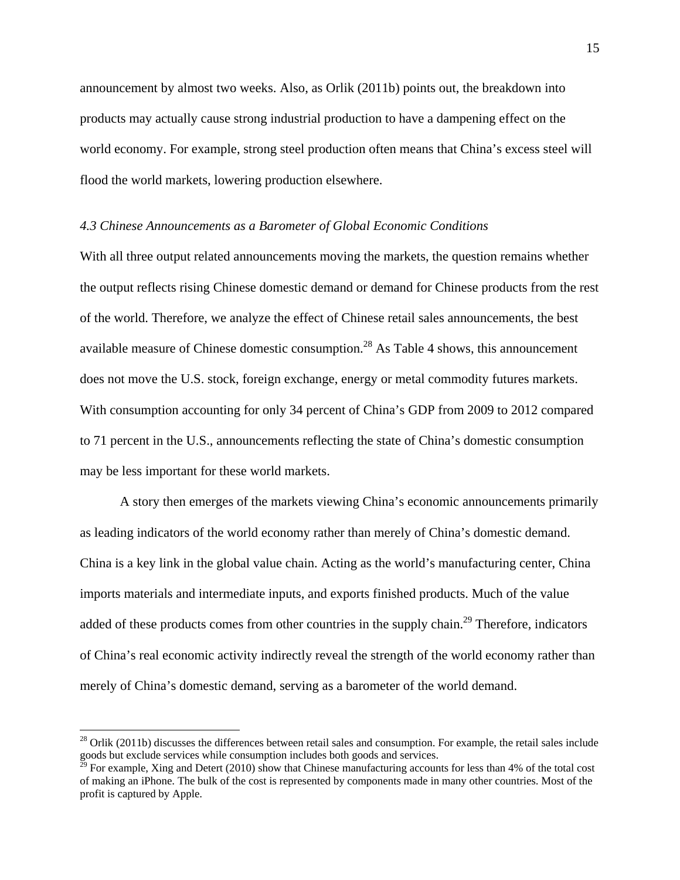announcement by almost two weeks. Also, as Orlik (2011b) points out, the breakdown into products may actually cause strong industrial production to have a dampening effect on the world economy. For example, strong steel production often means that China's excess steel will flood the world markets, lowering production elsewhere.

### *4.3 Chinese Announcements as a Barometer of Global Economic Conditions*

With all three output related announcements moving the markets, the question remains whether the output reflects rising Chinese domestic demand or demand for Chinese products from the rest of the world. Therefore, we analyze the effect of Chinese retail sales announcements, the best available measure of Chinese domestic consumption.[28] As Table 4 shows, this announcement does not move the U.S. stock, foreign exchange, energy or metal commodity futures markets. With consumption accounting for only 34 percent of China's GDP from 2009 to 2012 compared to 71 percent in the U.S., announcements reflecting the state of China's domestic consumption may be less important for these world markets.

A story then emerges of the markets viewing China's economic announcements primarily as leading indicators of the world economy rather than merely of China's domestic demand. China is a key link in the global value chain. Acting as the world's manufacturing center, China imports materials and intermediate inputs, and exports finished products. Much of the value added of these products comes from other countries in the supply chain.[29] Therefore, indicators of China's real economic activity indirectly reveal the strength of the world economy rather than merely of China's domestic demand, serving as a barometer of the world demand.

---

[28] Orlik (2011b) discusses the differences between retail sales and consumption. For example, the retail sales include goods but exclude services while consumption includes both goods and services.

[29] For example, Xing and Detert (2010) show that Chinese manufacturing accounts for less than 4% of the total cost of making an iPhone. The bulk of the cost is represented by components made in many other countries. Most of the profit is captured by Apple.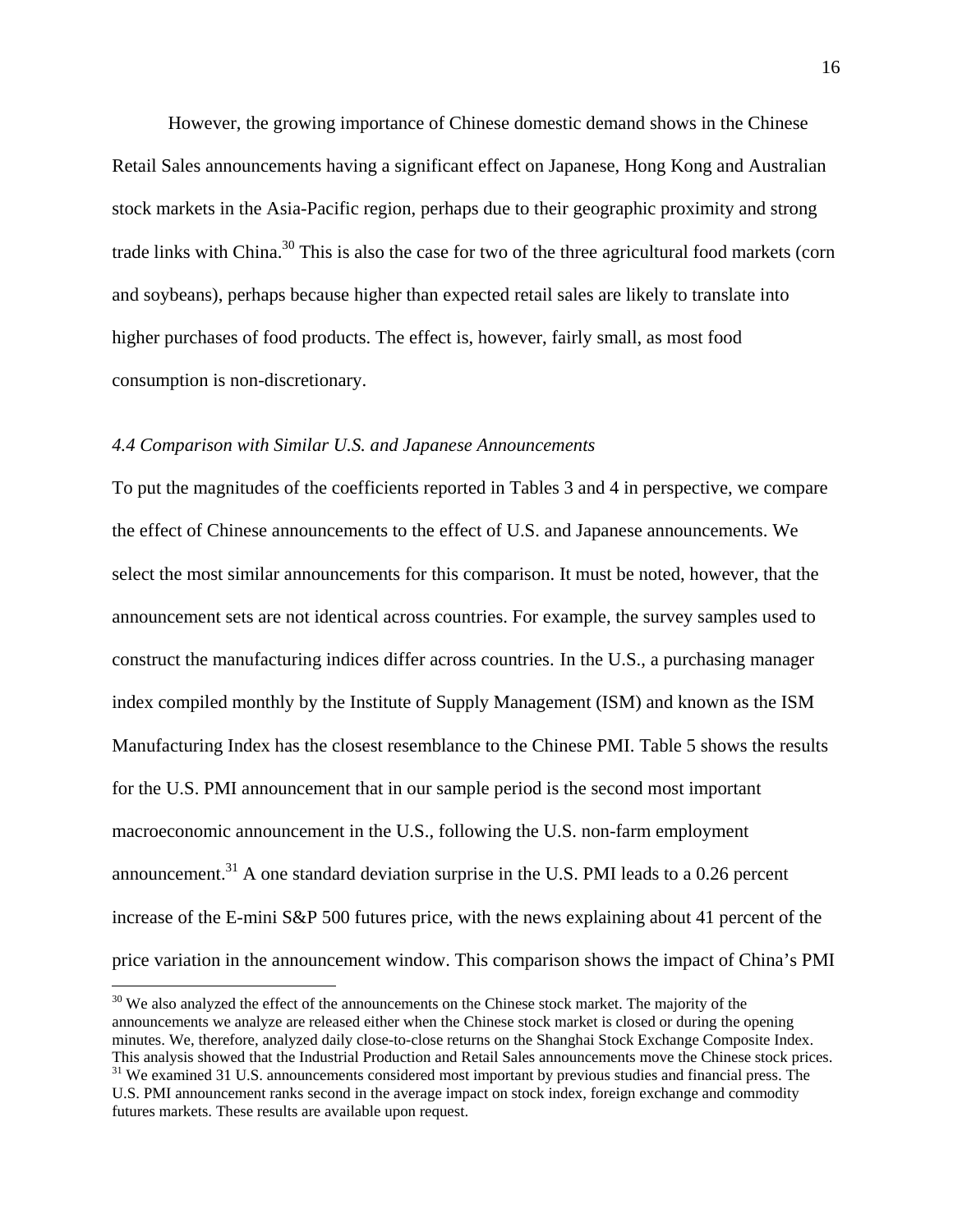However, the growing importance of Chinese domestic demand shows in the Chinese Retail Sales announcements having a significant effect on Japanese, Hong Kong and Australian stock markets in the Asia-Pacific region, perhaps due to their geographic proximity and strong trade links with China.[30] This is also the case for two of the three agricultural food markets (corn and soybeans), perhaps because higher than expected retail sales are likely to translate into higher purchases of food products. The effect is, however, fairly small, as most food consumption is non-discretionary.

### *4.4 Comparison with Similar U.S. and Japanese Announcements*

To put the magnitudes of the coefficients reported in Tables 3 and 4 in perspective, we compare the effect of Chinese announcements to the effect of U.S. and Japanese announcements. We select the most similar announcements for this comparison. It must be noted, however, that the announcement sets are not identical across countries. For example, the survey samples used to construct the manufacturing indices differ across countries. In the U.S., a purchasing manager index compiled monthly by the Institute of Supply Management (ISM) and known as the ISM Manufacturing Index has the closest resemblance to the Chinese PMI. Table 5 shows the results for the U.S. PMI announcement that in our sample period is the second most important macroeconomic announcement in the U.S., following the U.S. non-farm employment announcement.[31] A one standard deviation surprise in the U.S. PMI leads to a 0.26 percent increase of the E-mini S&P 500 futures price, with the news explaining about 41 percent of the price variation in the announcement window. This comparison shows the impact of China's PMI

---

[30] We also analyzed the effect of the announcements on the Chinese stock market. The majority of the announcements we analyze are released either when the Chinese stock market is closed or during the opening minutes. We, therefore, analyzed daily close-to-close returns on the Shanghai Stock Exchange Composite Index. This analysis showed that the Industrial Production and Retail Sales announcements move the Chinese stock prices.

[31] We examined 31 U.S. announcements considered most important by previous studies and financial press. The U.S. PMI announcement ranks second in the average impact on stock index, foreign exchange and commodity futures markets. These results are available upon request.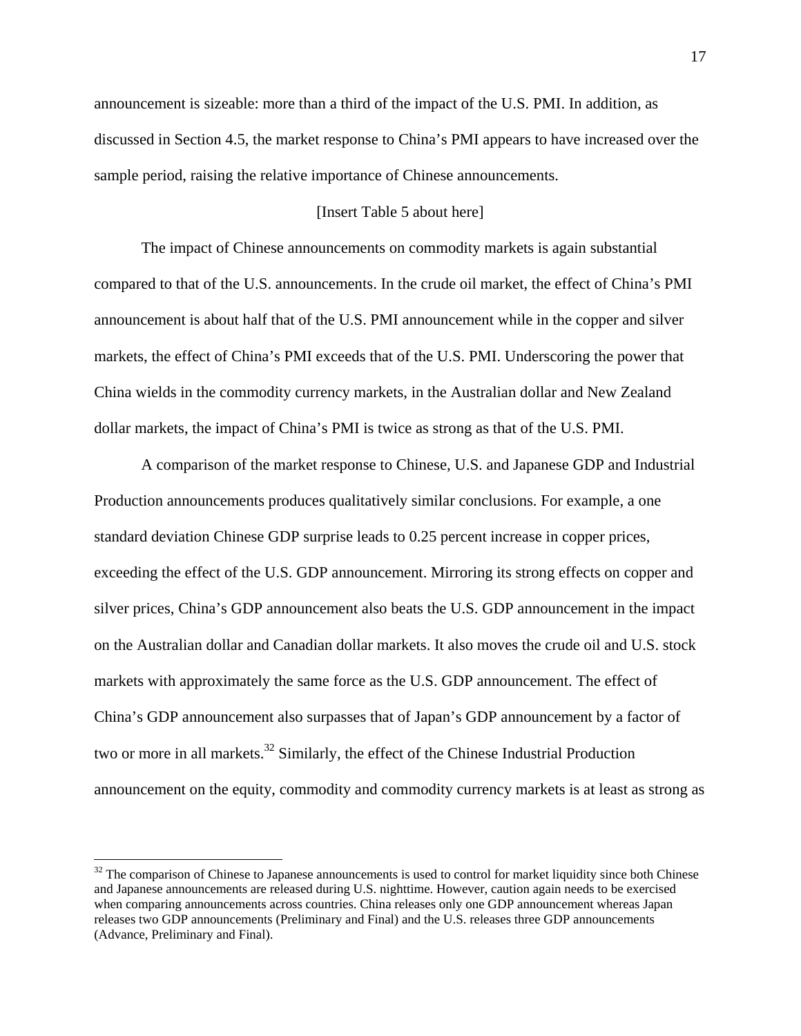announcement is sizeable: more than a third of the impact of the U.S. PMI. In addition, as discussed in Section 4.5, the market response to China's PMI appears to have increased over the sample period, raising the relative importance of Chinese announcements.

[Insert Table 5 about here]

The impact of Chinese announcements on commodity markets is again substantial compared to that of the U.S. announcements. In the crude oil market, the effect of China's PMI announcement is about half that of the U.S. PMI announcement while in the copper and silver markets, the effect of China's PMI exceeds that of the U.S. PMI. Underscoring the power that China wields in the commodity currency markets, in the Australian dollar and New Zealand dollar markets, the impact of China's PMI is twice as strong as that of the U.S. PMI.

A comparison of the market response to Chinese, U.S. and Japanese GDP and Industrial Production announcements produces qualitatively similar conclusions. For example, a one standard deviation Chinese GDP surprise leads to 0.25 percent increase in copper prices, exceeding the effect of the U.S. GDP announcement. Mirroring its strong effects on copper and silver prices, China's GDP announcement also beats the U.S. GDP announcement in the impact on the Australian dollar and Canadian dollar markets. It also moves the crude oil and U.S. stock markets with approximately the same force as the U.S. GDP announcement. The effect of China's GDP announcement also surpasses that of Japan's GDP announcement by a factor of two or more in all markets.[32] Similarly, the effect of the Chinese Industrial Production announcement on the equity, commodity and commodity currency markets is at least as strong as

[32] The comparison of Chinese to Japanese announcements is used to control for market liquidity since both Chinese and Japanese announcements are released during U.S. nighttime. However, caution again needs to be exercised when comparing announcements across countries. China releases only one GDP announcement whereas Japan releases two GDP announcements (Preliminary and Final) and the U.S. releases three GDP announcements (Advance, Preliminary and Final).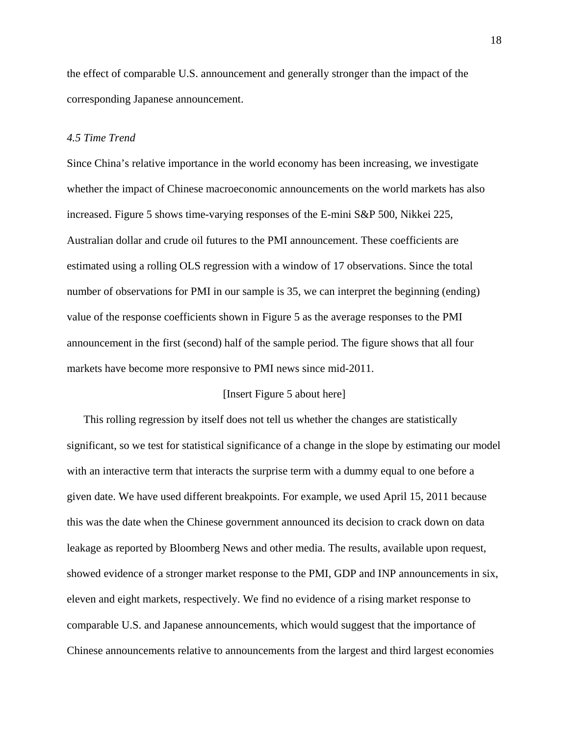the effect of comparable U.S. announcement and generally stronger than the impact of the corresponding Japanese announcement.

### *4.5 Time Trend*

Since China's relative importance in the world economy has been increasing, we investigate whether the impact of Chinese macroeconomic announcements on the world markets has also increased. Figure 5 shows time-varying responses of the E-mini S&P 500, Nikkei 225, Australian dollar and crude oil futures to the PMI announcement. These coefficients are estimated using a rolling OLS regression with a window of 17 observations. Since the total number of observations for PMI in our sample is 35, we can interpret the beginning (ending) value of the response coefficients shown in Figure 5 as the average responses to the PMI announcement in the first (second) half of the sample period. The figure shows that all four markets have become more responsive to PMI news since mid-2011.

[Insert Figure 5 about here]

This rolling regression by itself does not tell us whether the changes are statistically significant, so we test for statistical significance of a change in the slope by estimating our model with an interactive term that interacts the surprise term with a dummy equal to one before a given date. We have used different breakpoints. For example, we used April 15, 2011 because this was the date when the Chinese government announced its decision to crack down on data leakage as reported by Bloomberg News and other media. The results, available upon request, showed evidence of a stronger market response to the PMI, GDP and INP announcements in six, eleven and eight markets, respectively. We find no evidence of a rising market response to comparable U.S. and Japanese announcements, which would suggest that the importance of Chinese announcements relative to announcements from the largest and third largest economies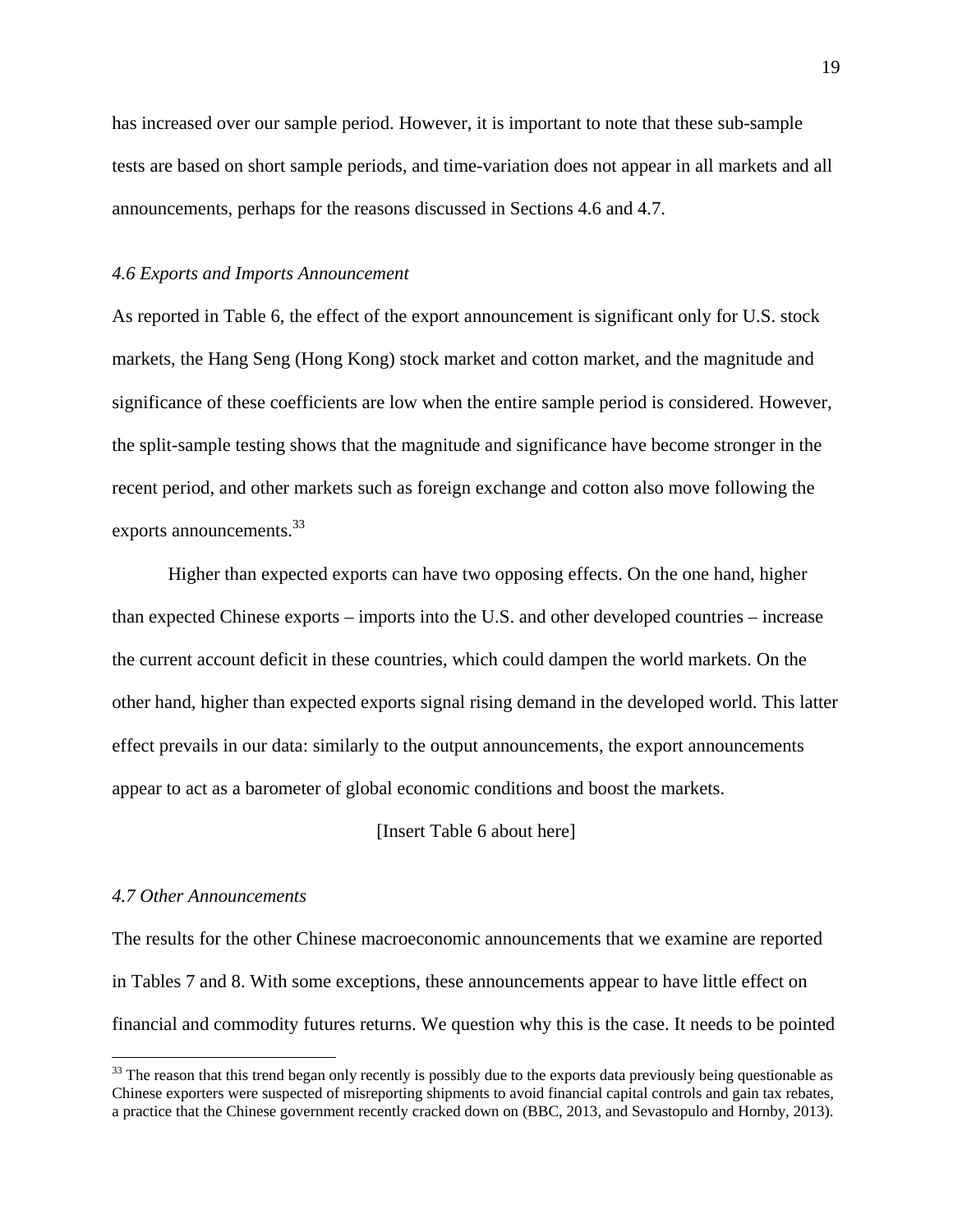has increased over our sample period. However, it is important to note that these sub-sample tests are based on short sample periods, and time-variation does not appear in all markets and all announcements, perhaps for the reasons discussed in Sections 4.6 and 4.7.

### *4.6 Exports and Imports Announcement*

As reported in Table 6, the effect of the export announcement is significant only for U.S. stock markets, the Hang Seng (Hong Kong) stock market and cotton market, and the magnitude and significance of these coefficients are low when the entire sample period is considered. However, the split-sample testing shows that the magnitude and significance have become stronger in the recent period, and other markets such as foreign exchange and cotton also move following the exports announcements.[33]

Higher than expected exports can have two opposing effects. On the one hand, higher than expected Chinese exports – imports into the U.S. and other developed countries – increase the current account deficit in these countries, which could dampen the world markets. On the other hand, higher than expected exports signal rising demand in the developed world. This latter effect prevails in our data: similarly to the output announcements, the export announcements appear to act as a barometer of global economic conditions and boost the markets.

[Insert Table 6 about here]

### *4.7 Other Announcements*

The results for the other Chinese macroeconomic announcements that we examine are reported in Tables 7 and 8. With some exceptions, these announcements appear to have little effect on financial and commodity futures returns. We question why this is the case. It needs to be pointed

[33] The reason that this trend began only recently is possibly due to the exports data previously being questionable as Chinese exporters were suspected of misreporting shipments to avoid financial capital controls and gain tax rebates, a practice that the Chinese government recently cracked down on (BBC, 2013, and Sevastopulo and Hornby, 2013).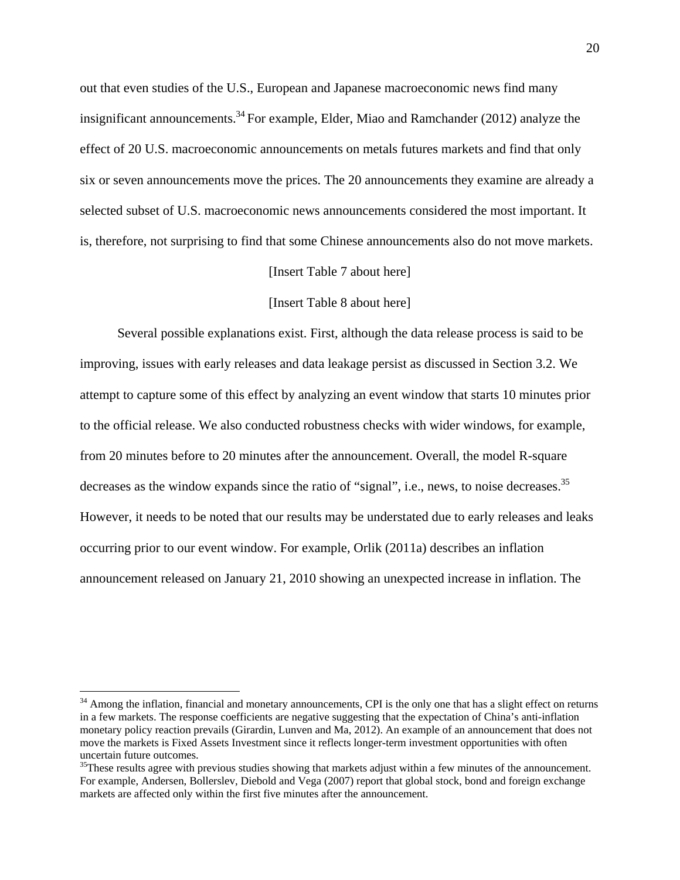out that even studies of the U.S., European and Japanese macroeconomic news find many insignificant announcements.[34] For example, Elder, Miao and Ramchander (2012) analyze the effect of 20 U.S. macroeconomic announcements on metals futures markets and find that only six or seven announcements move the prices. The 20 announcements they examine are already a selected subset of U.S. macroeconomic news announcements considered the most important. It is, therefore, not surprising to find that some Chinese announcements also do not move markets.

[Insert Table 7 about here]

[Insert Table 8 about here]

Several possible explanations exist. First, although the data release process is said to be improving, issues with early releases and data leakage persist as discussed in Section 3.2. We attempt to capture some of this effect by analyzing an event window that starts 10 minutes prior to the official release. We also conducted robustness checks with wider windows, for example, from 20 minutes before to 20 minutes after the announcement. Overall, the model R-square decreases as the window expands since the ratio of "signal", i.e., news, to noise decreases.[35] However, it needs to be noted that our results may be understated due to early releases and leaks occurring prior to our event window. For example, Orlik (2011a) describes an inflation announcement released on January 21, 2010 showing an unexpected increase in inflation. The

---

[34] Among the inflation, financial and monetary announcements, CPI is the only one that has a slight effect on returns in a few markets. The response coefficients are negative suggesting that the expectation of China's anti-inflation monetary policy reaction prevails (Girardin, Lunven and Ma, 2012). An example of an announcement that does not move the markets is Fixed Assets Investment since it reflects longer-term investment opportunities with often uncertain future outcomes.

[35] These results agree with previous studies showing that markets adjust within a few minutes of the announcement. For example, Andersen, Bollerslev, Diebold and Vega (2007) report that global stock, bond and foreign exchange markets are affected only within the first five minutes after the announcement.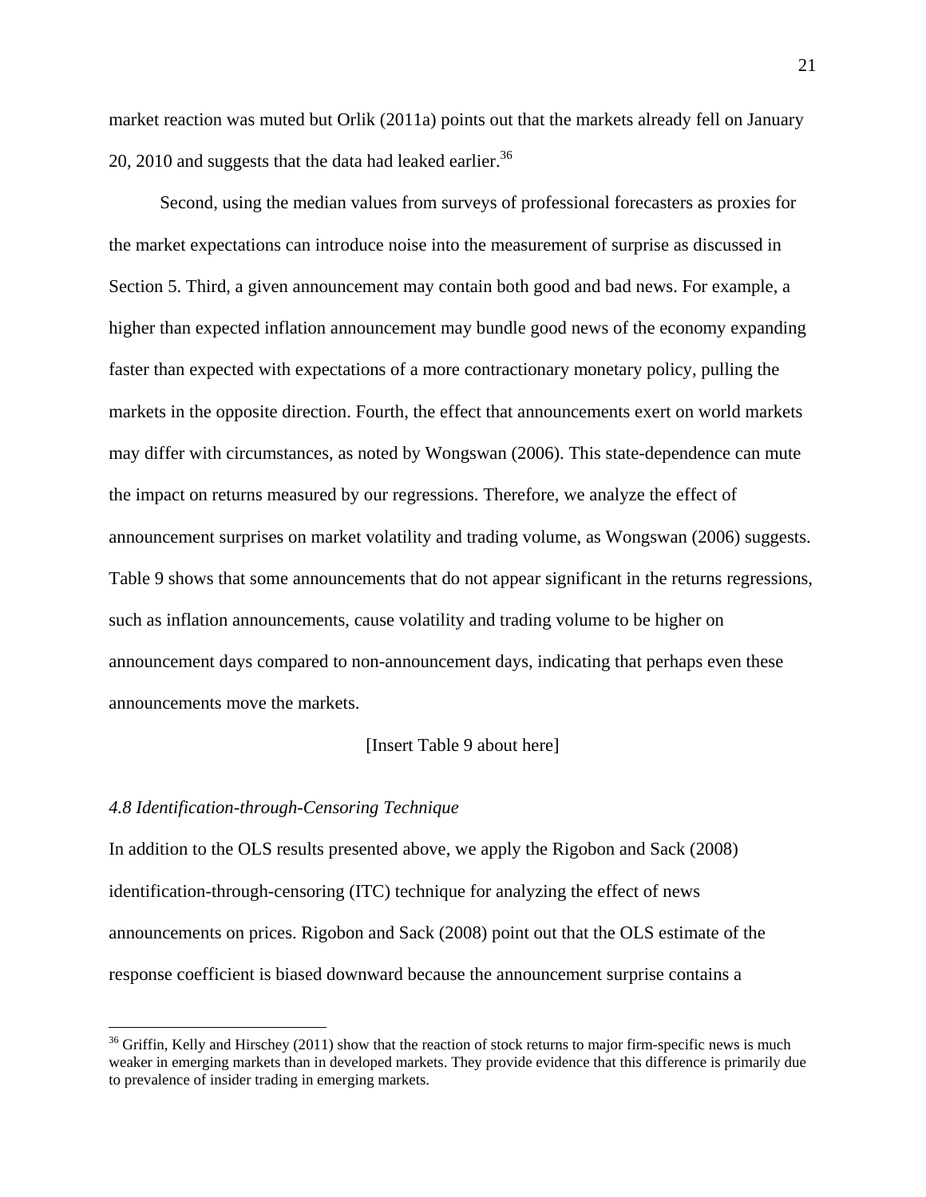market reaction was muted but Orlik (2011a) points out that the markets already fell on January 20, 2010 and suggests that the data had leaked earlier.[36]

Second, using the median values from surveys of professional forecasters as proxies for the market expectations can introduce noise into the measurement of surprise as discussed in Section 5. Third, a given announcement may contain both good and bad news. For example, a higher than expected inflation announcement may bundle good news of the economy expanding faster than expected with expectations of a more contractionary monetary policy, pulling the markets in the opposite direction. Fourth, the effect that announcements exert on world markets may differ with circumstances, as noted by Wongswan (2006). This state-dependence can mute the impact on returns measured by our regressions. Therefore, we analyze the effect of announcement surprises on market volatility and trading volume, as Wongswan (2006) suggests. Table 9 shows that some announcements that do not appear significant in the returns regressions, such as inflation announcements, cause volatility and trading volume to be higher on announcement days compared to non-announcement days, indicating that perhaps even these announcements move the markets.

[Insert Table 9 about here]

### *4.8 Identification-through-Censoring Technique*

In addition to the OLS results presented above, we apply the Rigobon and Sack (2008) identification-through-censoring (ITC) technique for analyzing the effect of news announcements on prices. Rigobon and Sack (2008) point out that the OLS estimate of the response coefficient is biased downward because the announcement surprise contains a

[36] Griffin, Kelly and Hirschey (2011) show that the reaction of stock returns to major firm-specific news is much weaker in emerging markets than in developed markets. They provide evidence that this difference is primarily due to prevalence of insider trading in emerging markets.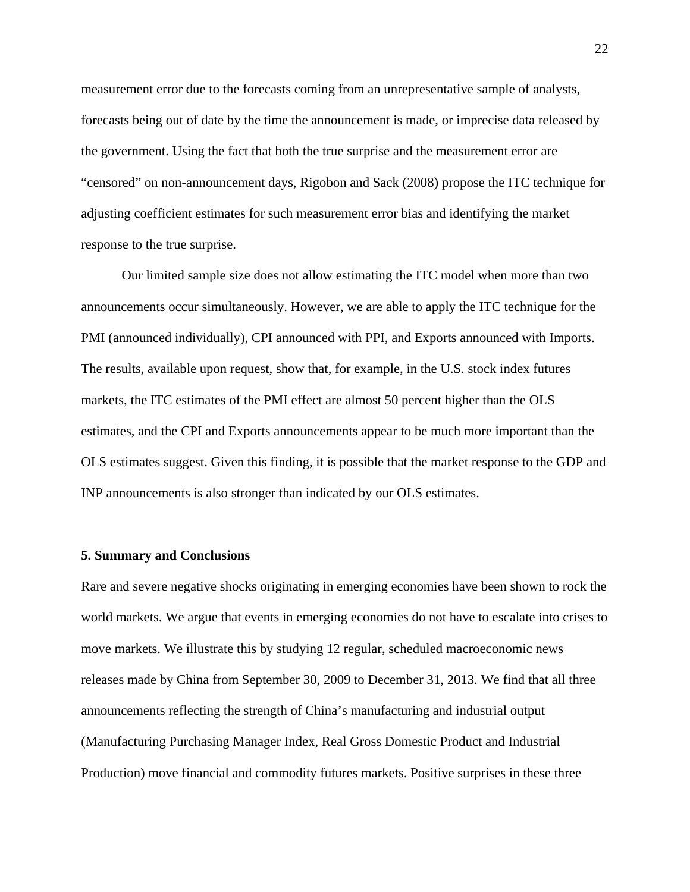measurement error due to the forecasts coming from an unrepresentative sample of analysts, forecasts being out of date by the time the announcement is made, or imprecise data released by the government. Using the fact that both the true surprise and the measurement error are "censored" on non-announcement days, Rigobon and Sack (2008) propose the ITC technique for adjusting coefficient estimates for such measurement error bias and identifying the market response to the true surprise.

Our limited sample size does not allow estimating the ITC model when more than two announcements occur simultaneously. However, we are able to apply the ITC technique for the PMI (announced individually), CPI announced with PPI, and Exports announced with Imports. The results, available upon request, show that, for example, in the U.S. stock index futures markets, the ITC estimates of the PMI effect are almost 50 percent higher than the OLS estimates, and the CPI and Exports announcements appear to be much more important than the OLS estimates suggest. Given this finding, it is possible that the market response to the GDP and INP announcements is also stronger than indicated by our OLS estimates.

## 5. Summary and Conclusions

Rare and severe negative shocks originating in emerging economies have been shown to rock the world markets. We argue that events in emerging economies do not have to escalate into crises to move markets. We illustrate this by studying 12 regular, scheduled macroeconomic news releases made by China from September 30, 2009 to December 31, 2013. We find that all three announcements reflecting the strength of China's manufacturing and industrial output (Manufacturing Purchasing Manager Index, Real Gross Domestic Product and Industrial Production) move financial and commodity futures markets. Positive surprises in these three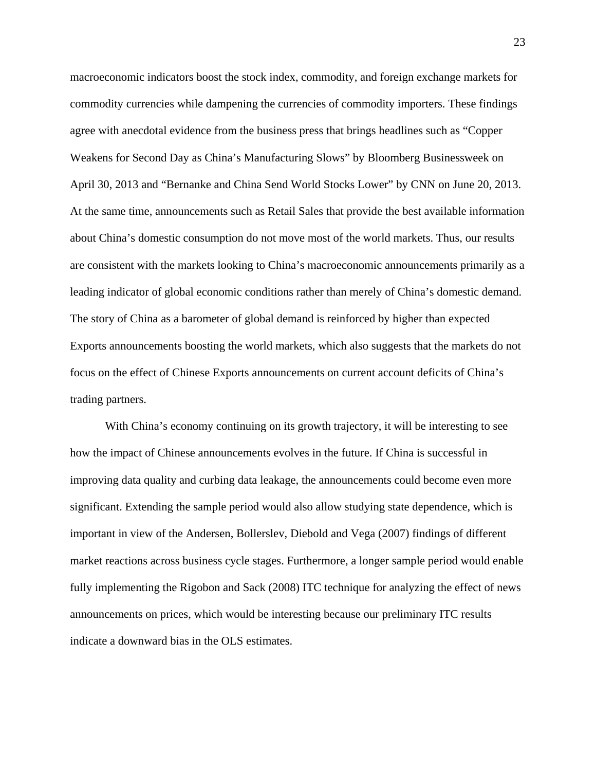macroeconomic indicators boost the stock index, commodity, and foreign exchange markets for commodity currencies while dampening the currencies of commodity importers. These findings agree with anecdotal evidence from the business press that brings headlines such as "Copper Weakens for Second Day as China's Manufacturing Slows" by Bloomberg Businessweek on April 30, 2013 and "Bernanke and China Send World Stocks Lower" by CNN on June 20, 2013. At the same time, announcements such as Retail Sales that provide the best available information about China's domestic consumption do not move most of the world markets. Thus, our results are consistent with the markets looking to China's macroeconomic announcements primarily as a leading indicator of global economic conditions rather than merely of China's domestic demand. The story of China as a barometer of global demand is reinforced by higher than expected Exports announcements boosting the world markets, which also suggests that the markets do not focus on the effect of Chinese Exports announcements on current account deficits of China's trading partners.

With China's economy continuing on its growth trajectory, it will be interesting to see how the impact of Chinese announcements evolves in the future. If China is successful in improving data quality and curbing data leakage, the announcements could become even more significant. Extending the sample period would also allow studying state dependence, which is important in view of the Andersen, Bollerslev, Diebold and Vega (2007) findings of different market reactions across business cycle stages. Furthermore, a longer sample period would enable fully implementing the Rigobon and Sack (2008) ITC technique for analyzing the effect of news announcements on prices, which would be interesting because our preliminary ITC results indicate a downward bias in the OLS estimates.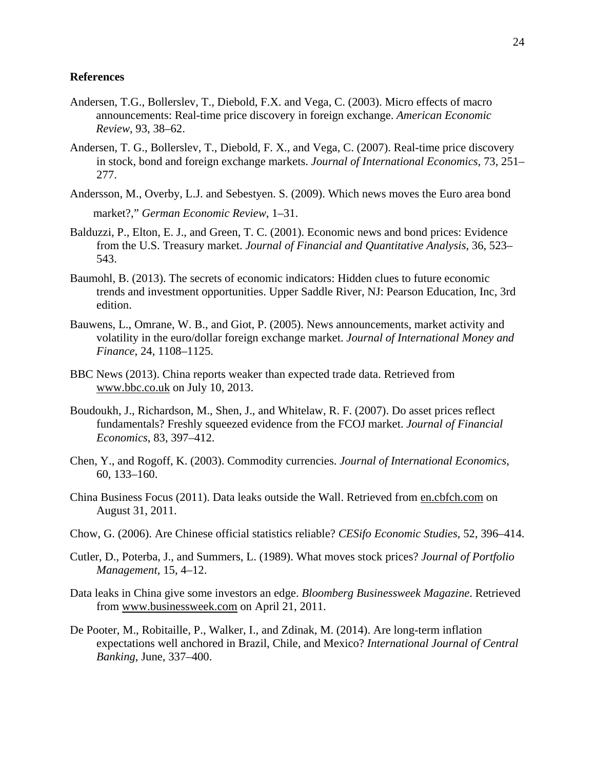## References

Andersen, T.G., Bollerslev, T., Diebold, F.X. and Vega, C. (2003). Micro effects of macro announcements: Real-time price discovery in foreign exchange. *American Economic Review*, 93, 38–62.

Andersen, T. G., Bollerslev, T., Diebold, F. X., and Vega, C. (2007). Real-time price discovery in stock, bond and foreign exchange markets. *Journal of International Economics*, 73, 251–277.

Andersson, M., Overby, L.J. and Sebestyen. S. (2009). Which news moves the Euro area bond market?," *German Economic Review*, 1–31.

Balduzzi, P., Elton, E. J., and Green, T. C. (2001). Economic news and bond prices: Evidence from the U.S. Treasury market. *Journal of Financial and Quantitative Analysis*, 36, 523–543.

Baumohl, B. (2013). The secrets of economic indicators: Hidden clues to future economic trends and investment opportunities. Upper Saddle River, NJ: Pearson Education, Inc, 3rd edition.

Bauwens, L., Omrane, W. B., and Giot, P. (2005). News announcements, market activity and volatility in the euro/dollar foreign exchange market. *Journal of International Money and Finance*, 24, 1108–1125.

BBC News (2013). China reports weaker than expected trade data. Retrieved from www.bbc.co.uk on July 10, 2013.

Boudoukh, J., Richardson, M., Shen, J., and Whitelaw, R. F. (2007). Do asset prices reflect fundamentals? Freshly squeezed evidence from the FCOJ market. *Journal of Financial Economics*, 83, 397–412.

Chen, Y., and Rogoff, K. (2003). Commodity currencies. *Journal of International Economics*, 60, 133–160.

China Business Focus (2011). Data leaks outside the Wall. Retrieved from en.cbfch.com on August 31, 2011.

Chow, G. (2006). Are Chinese official statistics reliable? *CESifo Economic Studies*, 52, 396–414.

Cutler, D., Poterba, J., and Summers, L. (1989). What moves stock prices? *Journal of Portfolio Management*, 15, 4–12.

Data leaks in China give some investors an edge. *Bloomberg Businessweek Magazine*. Retrieved from www.businessweek.com on April 21, 2011.

De Pooter, M., Robitaille, P., Walker, I., and Zdinak, M. (2014). Are long-term inflation expectations well anchored in Brazil, Chile, and Mexico? *International Journal of Central Banking*, June, 337–400.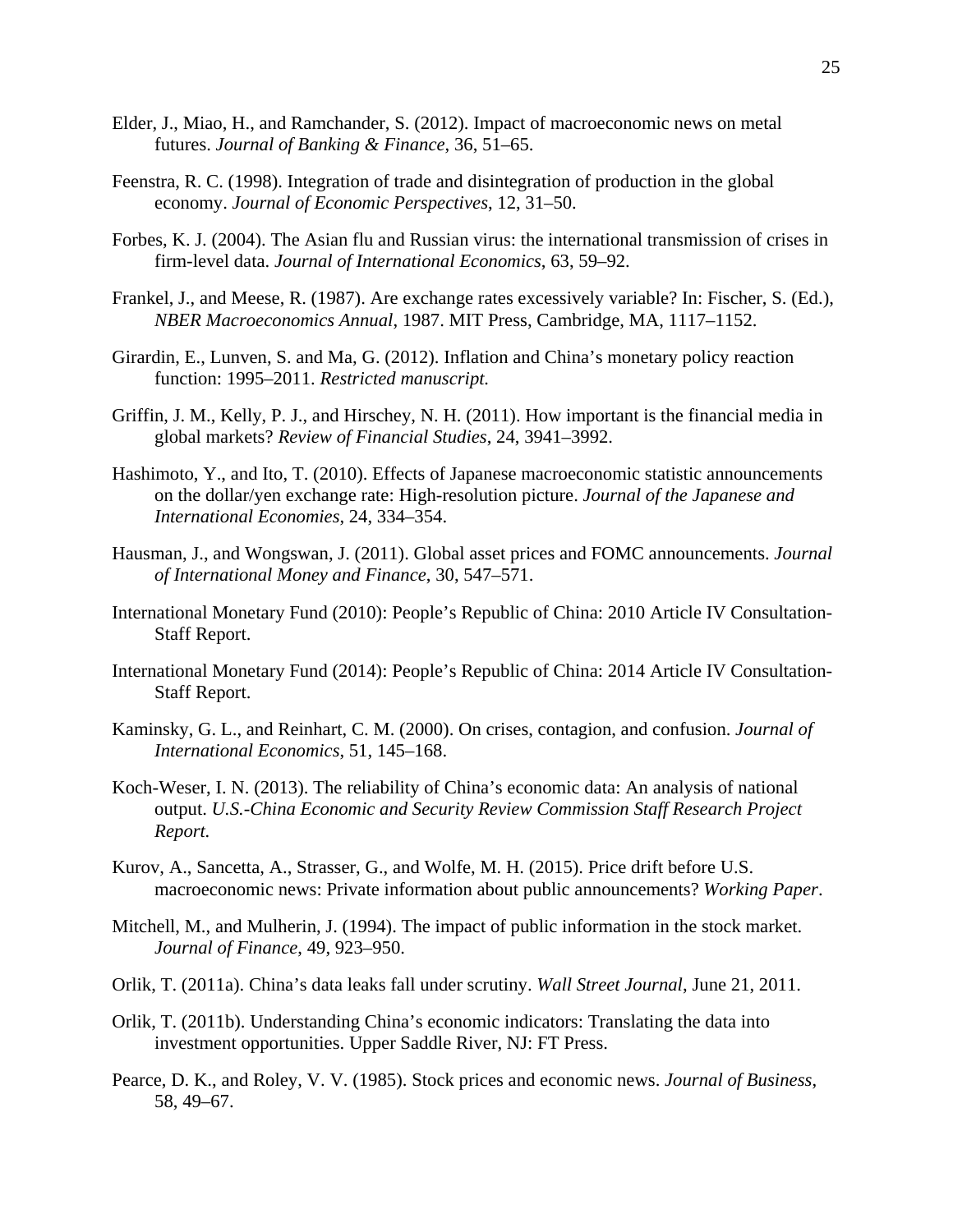Elder, J., Miao, H., and Ramchander, S. (2012). Impact of macroeconomic news on metal futures. *Journal of Banking & Finance*, 36, 51–65.

Feenstra, R. C. (1998). Integration of trade and disintegration of production in the global economy. *Journal of Economic Perspectives*, 12, 31–50.

Forbes, K. J. (2004). The Asian flu and Russian virus: the international transmission of crises in firm-level data. *Journal of International Economics*, 63, 59–92.

Frankel, J., and Meese, R. (1987). Are exchange rates excessively variable? In: Fischer, S. (Ed.), *NBER Macroeconomics Annual*, 1987. MIT Press, Cambridge, MA, 1117–1152.

Girardin, E., Lunven, S. and Ma, G. (2012). Inflation and China's monetary policy reaction function: 1995–2011. *Restricted manuscript.*

Griffin, J. M., Kelly, P. J., and Hirschey, N. H. (2011). How important is the financial media in global markets? *Review of Financial Studies*, 24, 3941–3992.

Hashimoto, Y., and Ito, T. (2010). Effects of Japanese macroeconomic statistic announcements on the dollar/yen exchange rate: High-resolution picture. *Journal of the Japanese and International Economies*, 24, 334–354.

Hausman, J., and Wongswan, J. (2011). Global asset prices and FOMC announcements. *Journal of International Money and Finance*, 30, 547–571.

International Monetary Fund (2010): People's Republic of China: 2010 Article IV Consultation-Staff Report.

International Monetary Fund (2014): People's Republic of China: 2014 Article IV Consultation-Staff Report.

Kaminsky, G. L., and Reinhart, C. M. (2000). On crises, contagion, and confusion. *Journal of International Economics*, 51, 145–168.

Koch-Weser, I. N. (2013). The reliability of China's economic data: An analysis of national output. *U.S.-China Economic and Security Review Commission Staff Research Project Report.*

Kurov, A., Sancetta, A., Strasser, G., and Wolfe, M. H. (2015). Price drift before U.S. macroeconomic news: Private information about public announcements? *Working Paper*.

Mitchell, M., and Mulherin, J. (1994). The impact of public information in the stock market. *Journal of Finance*, 49, 923–950.

Orlik, T. (2011a). China's data leaks fall under scrutiny. *Wall Street Journal*, June 21, 2011.

Orlik, T. (2011b). Understanding China's economic indicators: Translating the data into investment opportunities. Upper Saddle River, NJ: FT Press.

Pearce, D. K., and Roley, V. V. (1985). Stock prices and economic news. *Journal of Business*, 58, 49–67.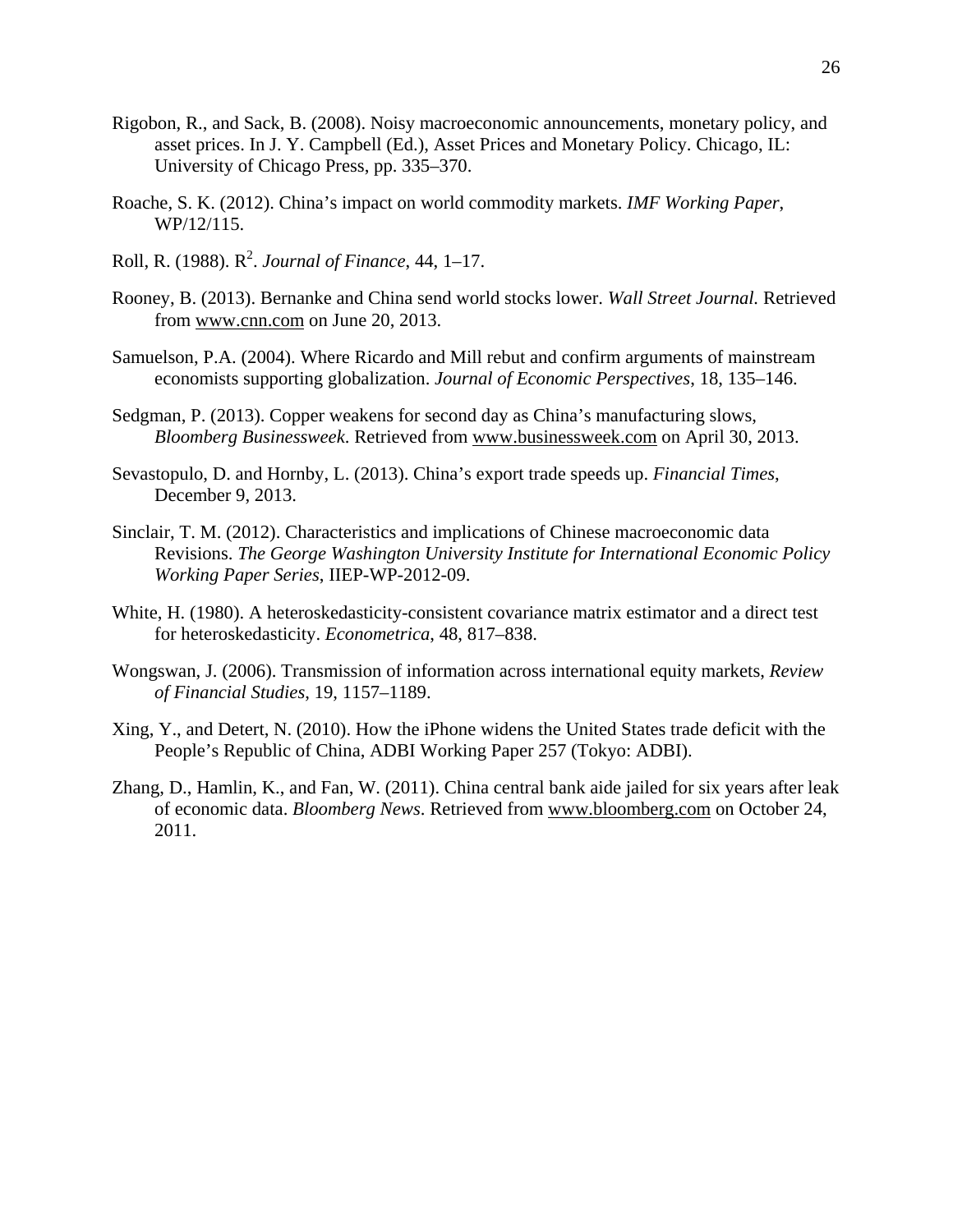Rigobon, R., and Sack, B. (2008). Noisy macroeconomic announcements, monetary policy, and asset prices. In J. Y. Campbell (Ed.), Asset Prices and Monetary Policy. Chicago, IL: University of Chicago Press, pp. 335–370.

Roache, S. K. (2012). China's impact on world commodity markets. *IMF Working Paper*, WP/12/115.

Roll, R. (1988). $R^2$. *Journal of Finance*, 44, 1–17.

Rooney, B. (2013). Bernanke and China send world stocks lower. *Wall Street Journal.* Retrieved from www.cnn.com on June 20, 2013.

Samuelson, P.A. (2004). Where Ricardo and Mill rebut and confirm arguments of mainstream economists supporting globalization. *Journal of Economic Perspectives*, 18, 135–146.

Sedgman, P. (2013). Copper weakens for second day as China's manufacturing slows, *Bloomberg Businessweek*. Retrieved from www.businessweek.com on April 30, 2013.

Sevastopulo, D. and Hornby, L. (2013). China's export trade speeds up. *Financial Times*, December 9, 2013.

Sinclair, T. M. (2012). Characteristics and implications of Chinese macroeconomic data Revisions. *The George Washington University Institute for International Economic Policy Working Paper Series*, IIEP-WP-2012-09.

White, H. (1980). A heteroskedasticity-consistent covariance matrix estimator and a direct test for heteroskedasticity. *Econometrica*, 48, 817–838.

Wongswan, J. (2006). Transmission of information across international equity markets, *Review of Financial Studies*, 19, 1157–1189.

Xing, Y., and Detert, N. (2010). How the iPhone widens the United States trade deficit with the People's Republic of China, ADBI Working Paper 257 (Tokyo: ADBI).

Zhang, D., Hamlin, K., and Fan, W. (2011). China central bank aide jailed for six years after leak of economic data. *Bloomberg News*. Retrieved from www.bloomberg.com on October 24, 2011.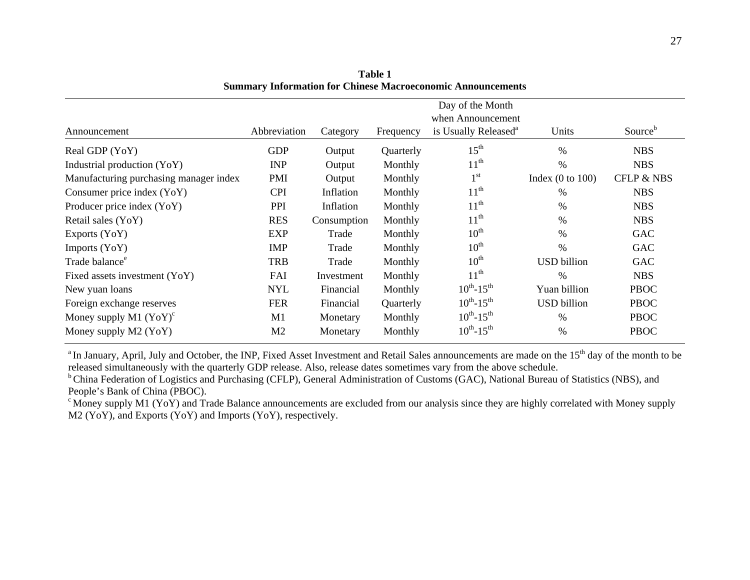**Table 1**
**Summary Information for Chinese Macroeconomic Announcements**

| Announcement | Abbreviation | Category | Frequency | Day of the Month when Announcement is Usually Released[a] | Units | Source[b] |
|---|---|---|---|---|---|---|
| Real GDP (YoY) | GDP | Output | Quarterly | 15th | % | NBS |
| Industrial production (YoY) | INP | Output | Monthly | 11th | % | NBS |
| Manufacturing purchasing manager index | PMI | Output | Monthly | 1st | Index (0 to 100) | CFLP & NBS |
| Consumer price index (YoY) | CPI | Inflation | Monthly | 11th | % | NBS |
| Producer price index (YoY) | PPI | Inflation | Monthly | 11th | % | NBS |
| Retail sales (YoY) | RES | Consumption | Monthly | 11th | % | NBS |
| Exports (YoY) | EXP | Trade | Monthly | 10th | % | GAC |
| Imports (YoY) | IMP | Trade | Monthly | 10th | % | GAC |
| Trade balance[e] | TRB | Trade | Monthly | 10th | USD billion | GAC |
| Fixed assets investment (YoY) | FAI | Investment | Monthly | 11th | % | NBS |
| New yuan loans | NYL | Financial | Monthly | 10th-15th | Yuan billion | PBOC |
| Foreign exchange reserves | FER | Financial | Quarterly | 10th-15th | USD billion | PBOC |
| Money supply M1 (YoY)[c] | M1 | Monetary | Monthly | 10th-15th | % | PBOC |
| Money supply M2 (YoY) | M2 | Monetary | Monthly | 10th-15th | % | PBOC |

[a] In January, April, July and October, the INP, Fixed Asset Investment and Retail Sales announcements are made on the 15th day of the month to be released simultaneously with the quarterly GDP release. Also, release dates sometimes vary from the above schedule.

[b] China Federation of Logistics and Purchasing (CFLP), General Administration of Customs (GAC), National Bureau of Statistics (NBS), and People's Bank of China (PBOC).

[c] Money supply M1 (YoY) and Trade Balance announcements are excluded from our analysis since they are highly correlated with Money supply M2 (YoY), and Exports (YoY) and Imports (YoY), respectively.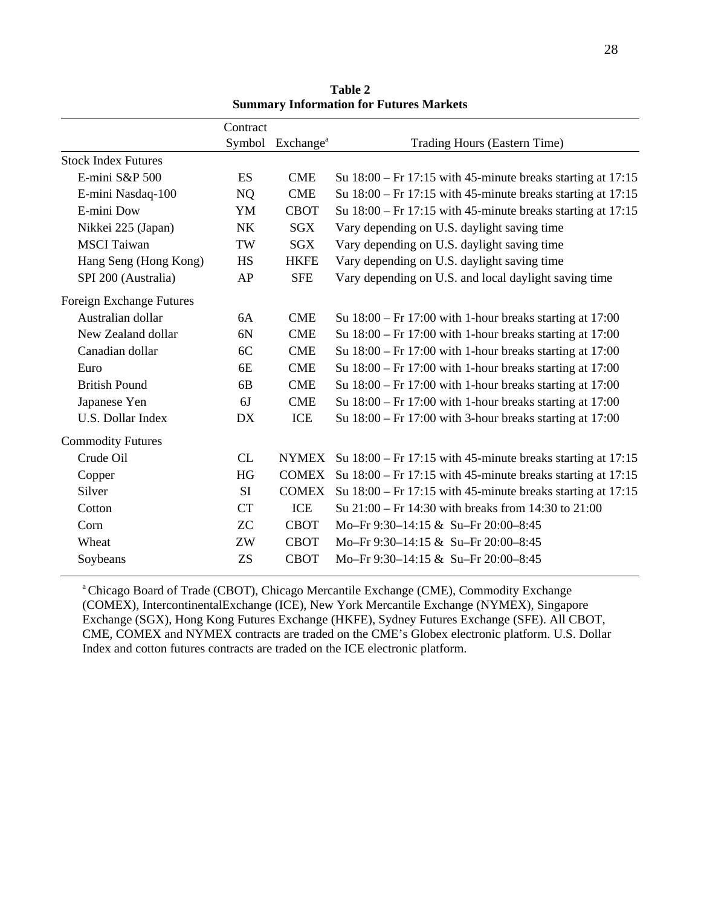**Table 2**
**Summary Information for Futures Markets**

| | Contract Symbol | Exchange[a] | Trading Hours (Eastern Time) |
|---|---|---|---|
| Stock Index Futures | | | |
| E-mini S&P 500 | ES | CME | Su 18:00 – Fr 17:15 with 45-minute breaks starting at 17:15 |
| E-mini Nasdaq-100 | NQ | CME | Su 18:00 – Fr 17:15 with 45-minute breaks starting at 17:15 |
| E-mini Dow | YM | CBOT | Su 18:00 – Fr 17:15 with 45-minute breaks starting at 17:15 |
| Nikkei 225 (Japan) | NK | SGX | Vary depending on U.S. daylight saving time |
| MSCI Taiwan | TW | SGX | Vary depending on U.S. daylight saving time |
| Hang Seng (Hong Kong) | HS | HKFE | Vary depending on U.S. daylight saving time |
| SPI 200 (Australia) | AP | SFE | Vary depending on U.S. and local daylight saving time |
| Foreign Exchange Futures | | | |
| Australian dollar | 6A | CME | Su 18:00 – Fr 17:00 with 1-hour breaks starting at 17:00 |
| New Zealand dollar | 6N | CME | Su 18:00 – Fr 17:00 with 1-hour breaks starting at 17:00 |
| Canadian dollar | 6C | CME | Su 18:00 – Fr 17:00 with 1-hour breaks starting at 17:00 |
| Euro | 6E | CME | Su 18:00 – Fr 17:00 with 1-hour breaks starting at 17:00 |
| British Pound | 6B | CME | Su 18:00 – Fr 17:00 with 1-hour breaks starting at 17:00 |
| Japanese Yen | 6J | CME | Su 18:00 – Fr 17:00 with 1-hour breaks starting at 17:00 |
| U.S. Dollar Index | DX | ICE | Su 18:00 – Fr 17:00 with 3-hour breaks starting at 17:00 |
| Commodity Futures | | | |
| Crude Oil | CL | NYMEX | Su 18:00 – Fr 17:15 with 45-minute breaks starting at 17:15 |
| Copper | HG | COMEX | Su 18:00 – Fr 17:15 with 45-minute breaks starting at 17:15 |
| Silver | SI | COMEX | Su 18:00 – Fr 17:15 with 45-minute breaks starting at 17:15 |
| Cotton | CT | ICE | Su 21:00 – Fr 14:30 with breaks from 14:30 to 21:00 |
| Corn | ZC | CBOT | Mo–Fr 9:30–14:15 & Su–Fr 20:00–8:45 |
| Wheat | ZW | CBOT | Mo–Fr 9:30–14:15 & Su–Fr 20:00–8:45 |
| Soybeans | ZS | CBOT | Mo–Fr 9:30–14:15 & Su–Fr 20:00–8:45 |

[a] Chicago Board of Trade (CBOT), Chicago Mercantile Exchange (CME), Commodity Exchange (COMEX), IntercontinentalExchange (ICE), New York Mercantile Exchange (NYMEX), Singapore Exchange (SGX), Hong Kong Futures Exchange (HKFE), Sydney Futures Exchange (SFE). All CBOT, CME, COMEX and NYMEX contracts are traded on the CME's Globex electronic platform. U.S. Dollar Index and cotton futures contracts are traded on the ICE electronic platform.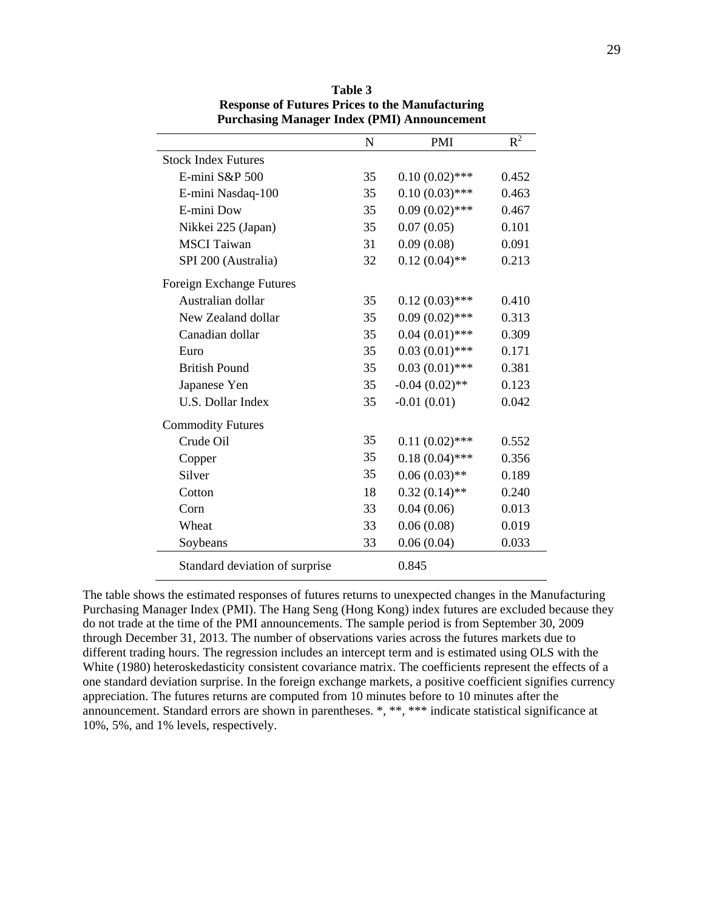**Table 3**
**Response of Futures Prices to the Manufacturing Purchasing Manager Index (PMI) Announcement**

| | N | PMI | $R^2$ |
|---|---|---|---|
| Stock Index Futures | | | |
| E-mini S&P 500 | 35 | 0.10 (0.02)*** | 0.452 |
| E-mini Nasdaq-100 | 35 | 0.10 (0.03)*** | 0.463 |
| E-mini Dow | 35 | 0.09 (0.02)*** | 0.467 |
| Nikkei 225 (Japan) | 35 | 0.07 (0.05) | 0.101 |
| MSCI Taiwan | 31 | 0.09 (0.08) | 0.091 |
| SPI 200 (Australia) | 32 | 0.12 (0.04)** | 0.213 |
| Foreign Exchange Futures | | | |
| Australian dollar | 35 | 0.12 (0.03)*** | 0.410 |
| New Zealand dollar | 35 | 0.09 (0.02)*** | 0.313 |
| Canadian dollar | 35 | 0.04 (0.01)*** | 0.309 |
| Euro | 35 | 0.03 (0.01)*** | 0.171 |
| British Pound | 35 | 0.03 (0.01)*** | 0.381 |
| Japanese Yen | 35 | -0.04 (0.02)** | 0.123 |
| U.S. Dollar Index | 35 | -0.01 (0.01) | 0.042 |
| Commodity Futures | | | |
| Crude Oil | 35 | 0.11 (0.02)*** | 0.552 |
| Copper | 35 | 0.18 (0.04)*** | 0.356 |
| Silver | 35 | 0.06 (0.03)** | 0.189 |
| Cotton | 18 | 0.32 (0.14)** | 0.240 |
| Corn | 33 | 0.04 (0.06) | 0.013 |
| Wheat | 33 | 0.06 (0.08) | 0.019 |
| Soybeans | 33 | 0.06 (0.04) | 0.033 |
| Standard deviation of surprise | | 0.845 | |

The table shows the estimated responses of futures returns to unexpected changes in the Manufacturing Purchasing Manager Index (PMI). The Hang Seng (Hong Kong) index futures are excluded because they do not trade at the time of the PMI announcements. The sample period is from September 30, 2009 through December 31, 2013. The number of observations varies across the futures markets due to different trading hours. The regression includes an intercept term and is estimated using OLS with the White (1980) heteroskedasticity consistent covariance matrix. The coefficients represent the effects of a one standard deviation surprise. In the foreign exchange markets, a positive coefficient signifies currency appreciation. The futures returns are computed from 10 minutes before to 10 minutes after the announcement. Standard errors are shown in parentheses. *, **, *** indicate statistical significance at 10%, 5%, and 1% levels, respectively.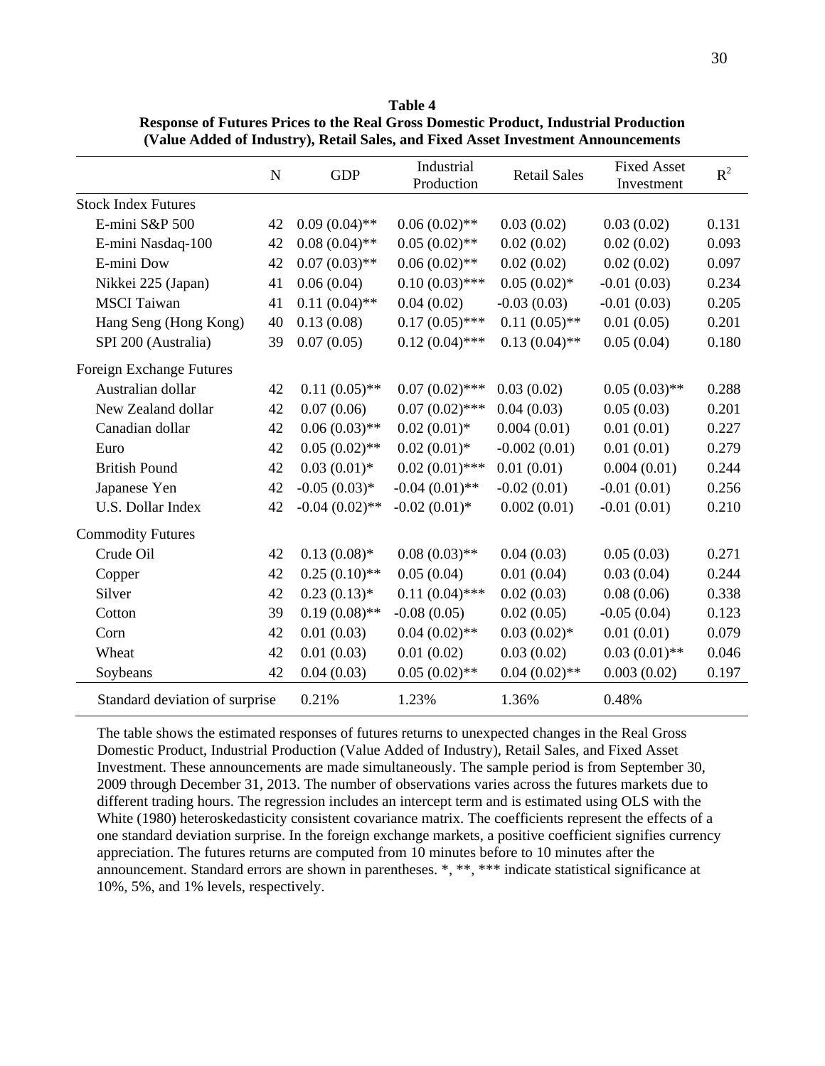**Table 4**
**Response of Futures Prices to the Real Gross Domestic Product, Industrial Production (Value Added of Industry), Retail Sales, and Fixed Asset Investment Announcements**

| | N | GDP | Industrial Production | Retail Sales | Fixed Asset Investment | $R^2$ |
|---|---|---|---|---|---|---|
| Stock Index Futures | | | | | | |
| E-mini S&P 500 | 42 | 0.09 (0.04)** | 0.06 (0.02)** | 0.03 (0.02) | 0.03 (0.02) | 0.131 |
| E-mini Nasdaq-100 | 42 | 0.08 (0.04)** | 0.05 (0.02)** | 0.02 (0.02) | 0.02 (0.02) | 0.093 |
| E-mini Dow | 42 | 0.07 (0.03)** | 0.06 (0.02)** | 0.02 (0.02) | 0.02 (0.02) | 0.097 |
| Nikkei 225 (Japan) | 41 | 0.06 (0.04) | 0.10 (0.03)*** | 0.05 (0.02)* | -0.01 (0.03) | 0.234 |
| MSCI Taiwan | 41 | 0.11 (0.04)** | 0.04 (0.02) | -0.03 (0.03) | -0.01 (0.03) | 0.205 |
| Hang Seng (Hong Kong) | 40 | 0.13 (0.08) | 0.17 (0.05)*** | 0.11 (0.05)** | 0.01 (0.05) | 0.201 |
| SPI 200 (Australia) | 39 | 0.07 (0.05) | 0.12 (0.04)*** | 0.13 (0.04)** | 0.05 (0.04) | 0.180 |
| Foreign Exchange Futures | | | | | | |
| Australian dollar | 42 | 0.11 (0.05)** | 0.07 (0.02)*** | 0.03 (0.02) | 0.05 (0.03)** | 0.288 |
| New Zealand dollar | 42 | 0.07 (0.06) | 0.07 (0.02)*** | 0.04 (0.03) | 0.05 (0.03) | 0.201 |
| Canadian dollar | 42 | 0.06 (0.03)** | 0.02 (0.01)* | 0.004 (0.01) | 0.01 (0.01) | 0.227 |
| Euro | 42 | 0.05 (0.02)** | 0.02 (0.01)* | -0.002 (0.01) | 0.01 (0.01) | 0.279 |
| British Pound | 42 | 0.03 (0.01)* | 0.02 (0.01)*** | 0.01 (0.01) | 0.004 (0.01) | 0.244 |
| Japanese Yen | 42 | -0.05 (0.03)* | -0.04 (0.01)** | -0.02 (0.01) | -0.01 (0.01) | 0.256 |
| U.S. Dollar Index | 42 | -0.04 (0.02)** | -0.02 (0.01)* | 0.002 (0.01) | -0.01 (0.01) | 0.210 |
| Commodity Futures | | | | | | |
| Crude Oil | 42 | 0.13 (0.08)* | 0.08 (0.03)** | 0.04 (0.03) | 0.05 (0.03) | 0.271 |
| Copper | 42 | 0.25 (0.10)** | 0.05 (0.04) | 0.01 (0.04) | 0.03 (0.04) | 0.244 |
| Silver | 42 | 0.23 (0.13)* | 0.11 (0.04)*** | 0.02 (0.03) | 0.08 (0.06) | 0.338 |
| Cotton | 39 | 0.19 (0.08)** | -0.08 (0.05) | 0.02 (0.05) | -0.05 (0.04) | 0.123 |
| Corn | 42 | 0.01 (0.03) | 0.04 (0.02)** | 0.03 (0.02)* | 0.01 (0.01) | 0.079 |
| Wheat | 42 | 0.01 (0.03) | 0.01 (0.02) | 0.03 (0.02) | 0.03 (0.01)** | 0.046 |
| Soybeans | 42 | 0.04 (0.03) | 0.05 (0.02)** | 0.04 (0.02)** | 0.003 (0.02) | 0.197 |
| Standard deviation of surprise | | 0.21% | 1.23% | 1.36% | 0.48% | |

The table shows the estimated responses of futures returns to unexpected changes in the Real Gross Domestic Product, Industrial Production (Value Added of Industry), Retail Sales, and Fixed Asset Investment. These announcements are made simultaneously. The sample period is from September 30, 2009 through December 31, 2013. The number of observations varies across the futures markets due to different trading hours. The regression includes an intercept term and is estimated using OLS with the White (1980) heteroskedasticity consistent covariance matrix. The coefficients represent the effects of a one standard deviation surprise. In the foreign exchange markets, a positive coefficient signifies currency appreciation. The futures returns are computed from 10 minutes before to 10 minutes after the announcement. Standard errors are shown in parentheses. *, **, *** indicate statistical significance at 10%, 5%, and 1% levels, respectively.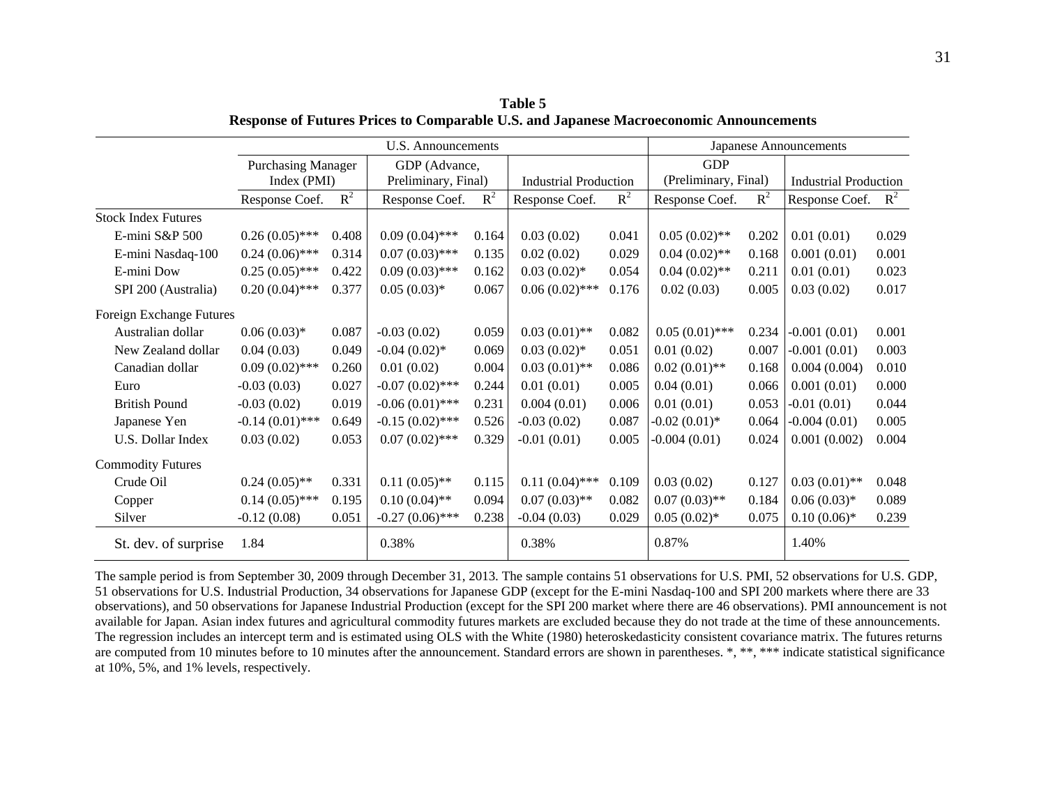**Table 5**
**Response of Futures Prices to Comparable U.S. and Japanese Macroeconomic Announcements**

| | U.S. Announcements | | | | | | Japanese Announcements | | | |
|---|---|---|---|---|---|---|---|---|---|---|
| | Purchasing Manager Index (PMI) | | GDP (Advance, Preliminary, Final) | | Industrial Production | | GDP (Preliminary, Final) | | Industrial Production | |
| | Response Coef. | $R^2$ | Response Coef. | $R^2$ | Response Coef. | $R^2$ | Response Coef. | $R^2$ | Response Coef. | $R^2$ |
| Stock Index Futures | | | | | | | | | | |
| E-mini S&P 500 | 0.26 (0.05)*** | 0.408 | 0.09 (0.04)*** | 0.164 | 0.03 (0.02) | 0.041 | 0.05 (0.02)** | 0.202 | 0.01 (0.01) | 0.029 |
| E-mini Nasdaq-100 | 0.24 (0.06)*** | 0.314 | 0.07 (0.03)*** | 0.135 | 0.02 (0.02) | 0.029 | 0.04 (0.02)** | 0.168 | 0.001 (0.01) | 0.001 |
| E-mini Dow | 0.25 (0.05)*** | 0.422 | 0.09 (0.03)*** | 0.162 | 0.03 (0.02)* | 0.054 | 0.04 (0.02)** | 0.211 | 0.01 (0.01) | 0.023 |
| SPI 200 (Australia) | 0.20 (0.04)*** | 0.377 | 0.05 (0.03)* | 0.067 | 0.06 (0.02)*** | 0.176 | 0.02 (0.03) | 0.005 | 0.03 (0.02) | 0.017 |
| Foreign Exchange Futures | | | | | | | | | | |
| Australian dollar | 0.06 (0.03)* | 0.087 | -0.03 (0.02) | 0.059 | 0.03 (0.01)** | 0.082 | 0.05 (0.01)*** | 0.234 | -0.001 (0.01) | 0.001 |
| New Zealand dollar | 0.04 (0.03) | 0.049 | -0.04 (0.02)* | 0.069 | 0.03 (0.02)* | 0.051 | 0.01 (0.02) | 0.007 | -0.001 (0.01) | 0.003 |
| Canadian dollar | 0.09 (0.02)*** | 0.260 | 0.01 (0.02) | 0.004 | 0.03 (0.01)** | 0.086 | 0.02 (0.01)** | 0.168 | 0.004 (0.004) | 0.010 |
| Euro | -0.03 (0.03) | 0.027 | -0.07 (0.02)*** | 0.244 | 0.01 (0.01) | 0.005 | 0.04 (0.01) | 0.066 | 0.001 (0.01) | 0.000 |
| British Pound | -0.03 (0.02) | 0.019 | -0.06 (0.01)*** | 0.231 | 0.004 (0.01) | 0.006 | 0.01 (0.01) | 0.053 | -0.01 (0.01) | 0.044 |
| Japanese Yen | -0.14 (0.01)*** | 0.649 | -0.15 (0.02)*** | 0.526 | -0.03 (0.02) | 0.087 | -0.02 (0.01)* | 0.064 | -0.004 (0.01) | 0.005 |
| U.S. Dollar Index | 0.03 (0.02) | 0.053 | 0.07 (0.02)*** | 0.329 | -0.01 (0.01) | 0.005 | -0.004 (0.01) | 0.024 | 0.001 (0.002) | 0.004 |
| Commodity Futures | | | | | | | | | | |
| Crude Oil | 0.24 (0.05)** | 0.331 | 0.11 (0.05)** | 0.115 | 0.11 (0.04)*** | 0.109 | 0.03 (0.02) | 0.127 | 0.03 (0.01)** | 0.048 |
| Copper | 0.14 (0.05)*** | 0.195 | 0.10 (0.04)** | 0.094 | 0.07 (0.03)** | 0.082 | 0.07 (0.03)** | 0.184 | 0.06 (0.03)* | 0.089 |
| Silver | -0.12 (0.08) | 0.051 | -0.27 (0.06)*** | 0.238 | -0.04 (0.03) | 0.029 | 0.05 (0.02)* | 0.075 | 0.10 (0.06)* | 0.239 |
| St. dev. of surprise | 1.84 | | 0.38% | | 0.38% | | 0.87% | | 1.40% | |

The sample period is from September 30, 2009 through December 31, 2013. The sample contains 51 observations for U.S. PMI, 52 observations for U.S. GDP, 51 observations for U.S. Industrial Production, 34 observations for Japanese GDP (except for the E-mini Nasdaq-100 and SPI 200 markets where there are 33 observations), and 50 observations for Japanese Industrial Production (except for the SPI 200 market where there are 46 observations). PMI announcement is not available for Japan. Asian index futures and agricultural commodity futures markets are excluded because they do not trade at the time of these announcements. The regression includes an intercept term and is estimated using OLS with the White (1980) heteroskedasticity consistent covariance matrix. The futures returns are computed from 10 minutes before to 10 minutes after the announcement. Standard errors are shown in parentheses. *, **, *** indicate statistical significance at 10%, 5%, and 1% levels, respectively.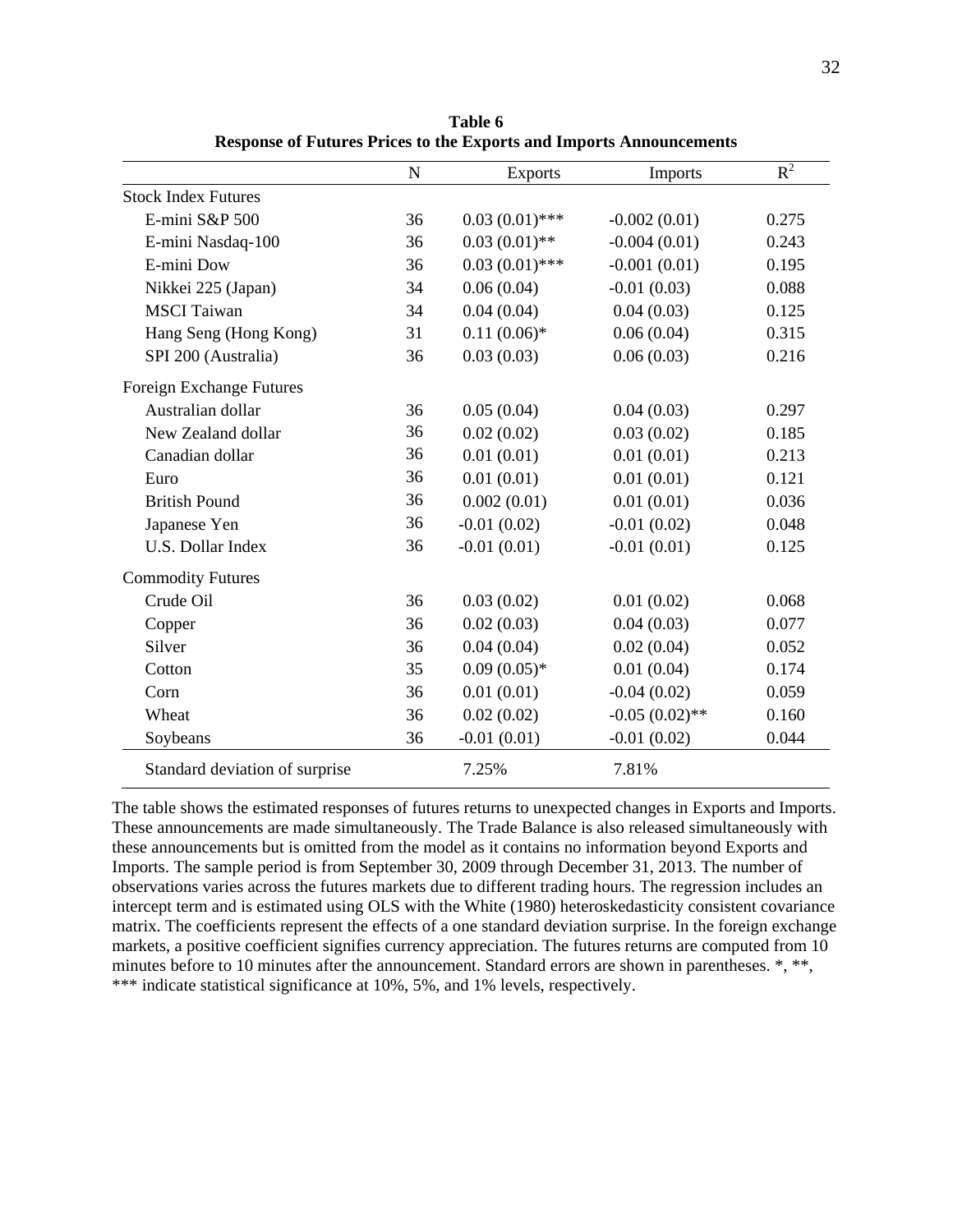**Table 6**
**Response of Futures Prices to the Exports and Imports Announcements**

| | N | Exports | Imports | $R^2$ |
|---|---|---|---|---|
| Stock Index Futures | | | | |
| E-mini S&P 500 | 36 | 0.03 (0.01)*** | -0.002 (0.01) | 0.275 |
| E-mini Nasdaq-100 | 36 | 0.03 (0.01)** | -0.004 (0.01) | 0.243 |
| E-mini Dow | 36 | 0.03 (0.01)*** | -0.001 (0.01) | 0.195 |
| Nikkei 225 (Japan) | 34 | 0.06 (0.04) | -0.01 (0.03) | 0.088 |
| MSCI Taiwan | 34 | 0.04 (0.04) | 0.04 (0.03) | 0.125 |
| Hang Seng (Hong Kong) | 31 | 0.11 (0.06)* | 0.06 (0.04) | 0.315 |
| SPI 200 (Australia) | 36 | 0.03 (0.03) | 0.06 (0.03) | 0.216 |
| Foreign Exchange Futures | | | | |
| Australian dollar | 36 | 0.05 (0.04) | 0.04 (0.03) | 0.297 |
| New Zealand dollar | 36 | 0.02 (0.02) | 0.03 (0.02) | 0.185 |
| Canadian dollar | 36 | 0.01 (0.01) | 0.01 (0.01) | 0.213 |
| Euro | 36 | 0.01 (0.01) | 0.01 (0.01) | 0.121 |
| British Pound | 36 | 0.002 (0.01) | 0.01 (0.01) | 0.036 |
| Japanese Yen | 36 | -0.01 (0.02) | -0.01 (0.02) | 0.048 |
| U.S. Dollar Index | 36 | -0.01 (0.01) | -0.01 (0.01) | 0.125 |
| Commodity Futures | | | | |
| Crude Oil | 36 | 0.03 (0.02) | 0.01 (0.02) | 0.068 |
| Copper | 36 | 0.02 (0.03) | 0.04 (0.03) | 0.077 |
| Silver | 36 | 0.04 (0.04) | 0.02 (0.04) | 0.052 |
| Cotton | 35 | 0.09 (0.05)* | 0.01 (0.04) | 0.174 |
| Corn | 36 | 0.01 (0.01) | -0.04 (0.02) | 0.059 |
| Wheat | 36 | 0.02 (0.02) | -0.05 (0.02)** | 0.160 |
| Soybeans | 36 | -0.01 (0.01) | -0.01 (0.02) | 0.044 |
| Standard deviation of surprise | | 7.25% | 7.81% | |

The table shows the estimated responses of futures returns to unexpected changes in Exports and Imports. These announcements are made simultaneously. The Trade Balance is also released simultaneously with these announcements but is omitted from the model as it contains no information beyond Exports and Imports. The sample period is from September 30, 2009 through December 31, 2013. The number of observations varies across the futures markets due to different trading hours. The regression includes an intercept term and is estimated using OLS with the White (1980) heteroskedasticity consistent covariance matrix. The coefficients represent the effects of a one standard deviation surprise. In the foreign exchange markets, a positive coefficient signifies currency appreciation. The futures returns are computed from 10 minutes before to 10 minutes after the announcement. Standard errors are shown in parentheses. *, **, *** indicate statistical significance at 10%, 5%, and 1% levels, respectively.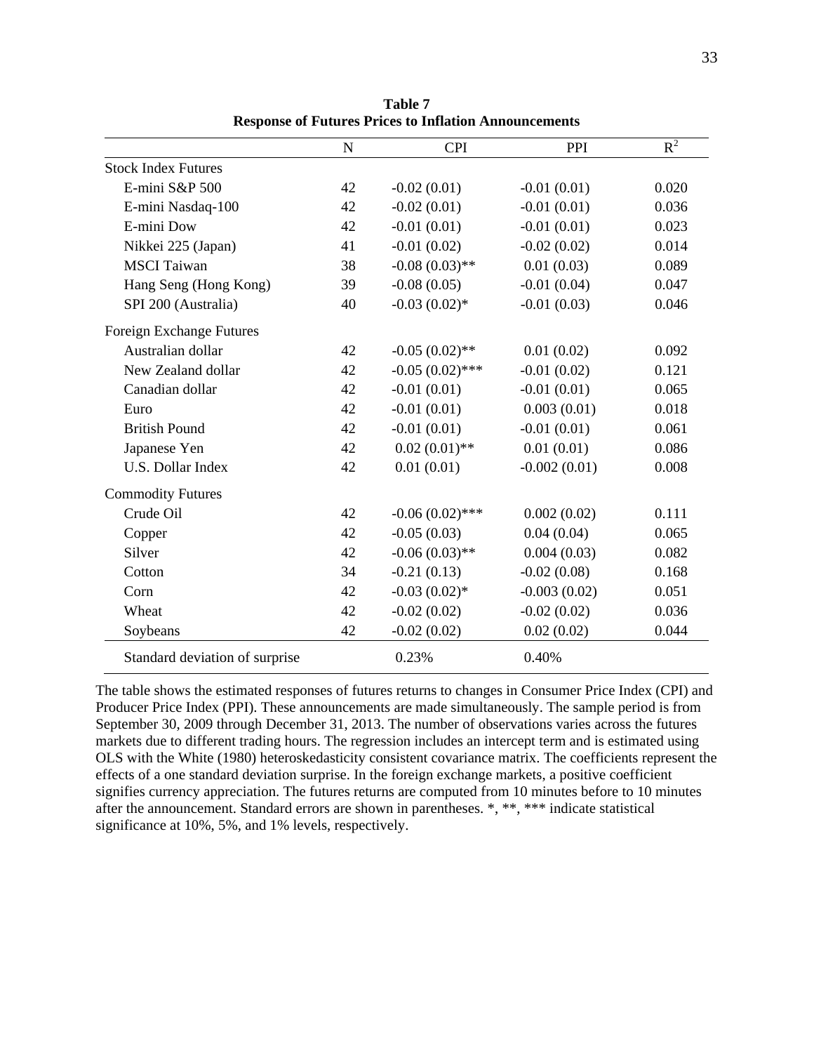**Table 7**
**Response of Futures Prices to Inflation Announcements**

| | N | CPI | PPI | $R^2$ |
|---|---|---|---|---|
| Stock Index Futures | | | | |
| E-mini S&P 500 | 42 | -0.02 (0.01) | -0.01 (0.01) | 0.020 |
| E-mini Nasdaq-100 | 42 | -0.02 (0.01) | -0.01 (0.01) | 0.036 |
| E-mini Dow | 42 | -0.01 (0.01) | -0.01 (0.01) | 0.023 |
| Nikkei 225 (Japan) | 41 | -0.01 (0.02) | -0.02 (0.02) | 0.014 |
| MSCI Taiwan | 38 | -0.08 (0.03)** | 0.01 (0.03) | 0.089 |
| Hang Seng (Hong Kong) | 39 | -0.08 (0.05) | -0.01 (0.04) | 0.047 |
| SPI 200 (Australia) | 40 | -0.03 (0.02)* | -0.01 (0.03) | 0.046 |
| Foreign Exchange Futures | | | | |
| Australian dollar | 42 | -0.05 (0.02)** | 0.01 (0.02) | 0.092 |
| New Zealand dollar | 42 | -0.05 (0.02)*** | -0.01 (0.02) | 0.121 |
| Canadian dollar | 42 | -0.01 (0.01) | -0.01 (0.01) | 0.065 |
| Euro | 42 | -0.01 (0.01) | 0.003 (0.01) | 0.018 |
| British Pound | 42 | -0.01 (0.01) | -0.01 (0.01) | 0.061 |
| Japanese Yen | 42 | 0.02 (0.01)** | 0.01 (0.01) | 0.086 |
| U.S. Dollar Index | 42 | 0.01 (0.01) | -0.002 (0.01) | 0.008 |
| Commodity Futures | | | | |
| Crude Oil | 42 | -0.06 (0.02)*** | 0.002 (0.02) | 0.111 |
| Copper | 42 | -0.05 (0.03) | 0.04 (0.04) | 0.065 |
| Silver | 42 | -0.06 (0.03)** | 0.004 (0.03) | 0.082 |
| Cotton | 34 | -0.21 (0.13) | -0.02 (0.08) | 0.168 |
| Corn | 42 | -0.03 (0.02)* | -0.003 (0.02) | 0.051 |
| Wheat | 42 | -0.02 (0.02) | -0.02 (0.02) | 0.036 |
| Soybeans | 42 | -0.02 (0.02) | 0.02 (0.02) | 0.044 |
| Standard deviation of surprise | | 0.23% | 0.40% | |

The table shows the estimated responses of futures returns to changes in Consumer Price Index (CPI) and Producer Price Index (PPI). These announcements are made simultaneously. The sample period is from September 30, 2009 through December 31, 2013. The number of observations varies across the futures markets due to different trading hours. The regression includes an intercept term and is estimated using OLS with the White (1980) heteroskedasticity consistent covariance matrix. The coefficients represent the effects of a one standard deviation surprise. In the foreign exchange markets, a positive coefficient signifies currency appreciation. The futures returns are computed from 10 minutes before to 10 minutes after the announcement. Standard errors are shown in parentheses. *, **, *** indicate statistical significance at 10%, 5%, and 1% levels, respectively.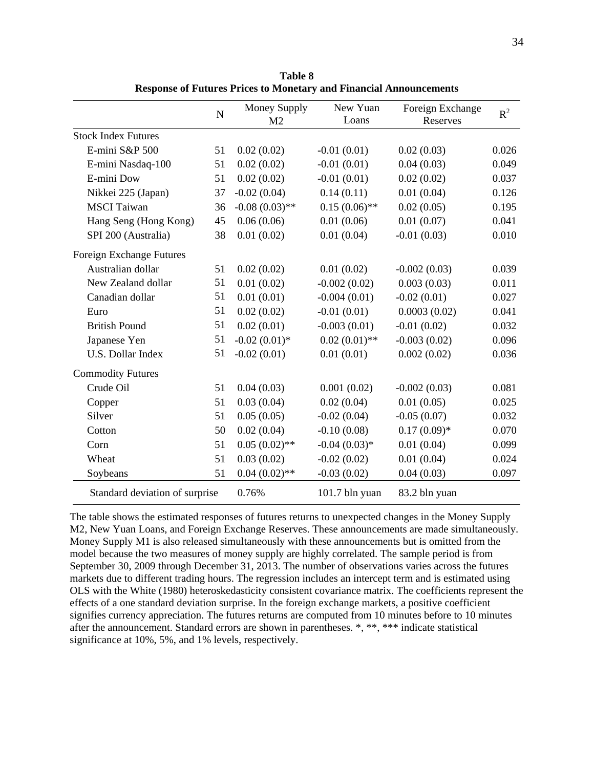**Table 8**
**Response of Futures Prices to Monetary and Financial Announcements**

| | N | Money Supply M2 | New Yuan Loans | Foreign Exchange Reserves | $R^2$ |
|---|---|---|---|---|---|
| Stock Index Futures | | | | | |
| E-mini S&P 500 | 51 | 0.02 (0.02) | -0.01 (0.01) | 0.02 (0.03) | 0.026 |
| E-mini Nasdaq-100 | 51 | 0.02 (0.02) | -0.01 (0.01) | 0.04 (0.03) | 0.049 |
| E-mini Dow | 51 | 0.02 (0.02) | -0.01 (0.01) | 0.02 (0.02) | 0.037 |
| Nikkei 225 (Japan) | 37 | -0.02 (0.04) | 0.14 (0.11) | 0.01 (0.04) | 0.126 |
| MSCI Taiwan | 36 | -0.08 (0.03)** | 0.15 (0.06)** | 0.02 (0.05) | 0.195 |
| Hang Seng (Hong Kong) | 45 | 0.06 (0.06) | 0.01 (0.06) | 0.01 (0.07) | 0.041 |
| SPI 200 (Australia) | 38 | 0.01 (0.02) | 0.01 (0.04) | -0.01 (0.03) | 0.010 |
| Foreign Exchange Futures | | | | | |
| Australian dollar | 51 | 0.02 (0.02) | 0.01 (0.02) | -0.002 (0.03) | 0.039 |
| New Zealand dollar | 51 | 0.01 (0.02) | -0.002 (0.02) | 0.003 (0.03) | 0.011 |
| Canadian dollar | 51 | 0.01 (0.01) | -0.004 (0.01) | -0.02 (0.01) | 0.027 |
| Euro | 51 | 0.02 (0.02) | -0.01 (0.01) | 0.0003 (0.02) | 0.041 |
| British Pound | 51 | 0.02 (0.01) | -0.003 (0.01) | -0.01 (0.02) | 0.032 |
| Japanese Yen | 51 | -0.02 (0.01)* | 0.02 (0.01)** | -0.003 (0.02) | 0.096 |
| U.S. Dollar Index | 51 | -0.02 (0.01) | 0.01 (0.01) | 0.002 (0.02) | 0.036 |
| Commodity Futures | | | | | |
| Crude Oil | 51 | 0.04 (0.03) | 0.001 (0.02) | -0.002 (0.03) | 0.081 |
| Copper | 51 | 0.03 (0.04) | 0.02 (0.04) | 0.01 (0.05) | 0.025 |
| Silver | 51 | 0.05 (0.05) | -0.02 (0.04) | -0.05 (0.07) | 0.032 |
| Cotton | 50 | 0.02 (0.04) | -0.10 (0.08) | 0.17 (0.09)* | 0.070 |
| Corn | 51 | 0.05 (0.02)** | -0.04 (0.03)* | 0.01 (0.04) | 0.099 |
| Wheat | 51 | 0.03 (0.02) | -0.02 (0.02) | 0.01 (0.04) | 0.024 |
| Soybeans | 51 | 0.04 (0.02)** | -0.03 (0.02) | 0.04 (0.03) | 0.097 |
| Standard deviation of surprise | | 0.76% | 101.7 bln yuan | 83.2 bln yuan | |

The table shows the estimated responses of futures returns to unexpected changes in the Money Supply M2, New Yuan Loans, and Foreign Exchange Reserves. These announcements are made simultaneously. Money Supply M1 is also released simultaneously with these announcements but is omitted from the model because the two measures of money supply are highly correlated. The sample period is from September 30, 2009 through December 31, 2013. The number of observations varies across the futures markets due to different trading hours. The regression includes an intercept term and is estimated using OLS with the White (1980) heteroskedasticity consistent covariance matrix. The coefficients represent the effects of a one standard deviation surprise. In the foreign exchange markets, a positive coefficient signifies currency appreciation. The futures returns are computed from 10 minutes before to 10 minutes after the announcement. Standard errors are shown in parentheses. *, **, *** indicate statistical significance at 10%, 5%, and 1% levels, respectively.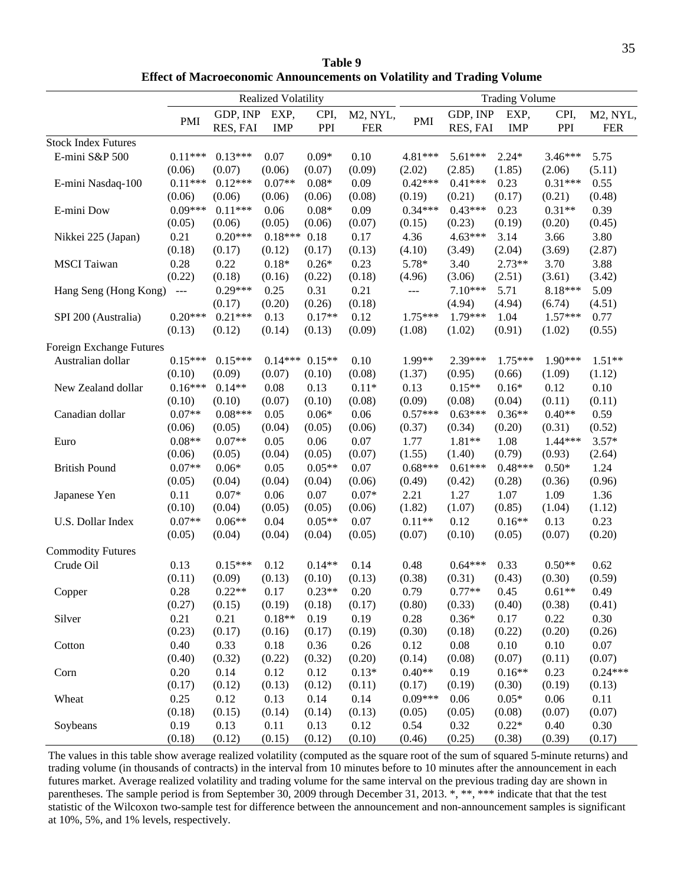**Table 9**
**Effect of Macroeconomic Announcements on Volatility and Trading Volume**

| | Realized Volatility | | | | | Trading Volume | | | | |
|---|---|---|---|---|---|---|---|---|---|---|
| | PMI | GDP, INP RES, FAI | EXP, IMP | CPI, PPI | M2, NYL, FER | PMI | GDP, INP RES, FAI | EXP, IMP | CPI, PPI | M2, NYL, FER |
| Stock Index Futures | | | | | | | | | | |
| E-mini S&P 500 | 0.11*** | 0.13*** | 0.07 | 0.09* | 0.10 | 4.81*** | 5.61*** | 2.24* | 3.46*** | 5.75 |
| | (0.06) | (0.07) | (0.06) | (0.07) | (0.09) | (2.02) | (2.85) | (1.85) | (2.06) | (5.11) |
| E-mini Nasdaq-100 | 0.11*** | 0.12*** | 0.07** | 0.08* | 0.09 | 0.42*** | 0.41*** | 0.23 | 0.31*** | 0.55 |
| | (0.06) | (0.06) | (0.06) | (0.06) | (0.08) | (0.19) | (0.21) | (0.17) | (0.21) | (0.48) |
| E-mini Dow | 0.09*** | 0.11*** | 0.06 | 0.08* | 0.09 | 0.34*** | 0.43*** | 0.23 | 0.31** | 0.39 |
| | (0.05) | (0.06) | (0.05) | (0.06) | (0.07) | (0.15) | (0.23) | (0.19) | (0.20) | (0.45) |
| Nikkei 225 (Japan) | 0.21 | 0.20*** | 0.18*** | 0.18 | 0.17 | 4.36 | 4.63*** | 3.14 | 3.66 | 3.80 |
| | (0.18) | (0.17) | (0.12) | (0.17) | (0.13) | (4.10) | (3.49) | (2.04) | (3.69) | (2.87) |
| MSCI Taiwan | 0.28 | 0.22 | 0.18* | 0.26* | 0.23 | 5.78* | 3.40 | 2.73** | 3.70 | 3.88 |
| | (0.22) | (0.18) | (0.16) | (0.22) | (0.18) | (4.96) | (3.06) | (2.51) | (3.61) | (3.42) |
| Hang Seng (Hong Kong) | --- | 0.29*** | 0.25 | 0.31 | 0.21 | --- | 7.10*** | 5.71 | 8.18*** | 5.09 |
| | | (0.17) | (0.20) | (0.26) | (0.18) | | (4.94) | (4.94) | (6.74) | (4.51) |
| SPI 200 (Australia) | 0.20*** | 0.21*** | 0.13 | 0.17** | 0.12 | 1.75*** | 1.79*** | 1.04 | 1.57*** | 0.77 |
| | (0.13) | (0.12) | (0.14) | (0.13) | (0.09) | (1.08) | (1.02) | (0.91) | (1.02) | (0.55) |
| Foreign Exchange Futures | | | | | | | | | | |
| Australian dollar | 0.15*** | 0.15*** | 0.14*** | 0.15** | 0.10 | 1.99** | 2.39*** | 1.75*** | 1.90*** | 1.51** |
| | (0.10) | (0.09) | (0.07) | (0.10) | (0.08) | (1.37) | (0.95) | (0.66) | (1.09) | (1.12) |
| New Zealand dollar | 0.16*** | 0.14** | 0.08 | 0.13 | 0.11* | 0.13 | 0.15** | 0.16* | 0.12 | 0.10 |
| | (0.10) | (0.10) | (0.07) | (0.10) | (0.08) | (0.09) | (0.08) | (0.04) | (0.11) | (0.11) |
| Canadian dollar | 0.07** | 0.08*** | 0.05 | 0.06* | 0.06 | 0.57*** | 0.63*** | 0.36** | 0.40** | 0.59 |
| | (0.06) | (0.05) | (0.04) | (0.05) | (0.06) | (0.37) | (0.34) | (0.20) | (0.31) | (0.52) |
| Euro | 0.08** | 0.07** | 0.05 | 0.06 | 0.07 | 1.77 | 1.81** | 1.08 | 1.44*** | 3.57* |
| | (0.06) | (0.05) | (0.04) | (0.05) | (0.07) | (1.55) | (1.40) | (0.79) | (0.93) | (2.64) |
| British Pound | 0.07** | 0.06* | 0.05 | 0.05** | 0.07 | 0.68*** | 0.61*** | 0.48*** | 0.50* | 1.24 |
| | (0.05) | (0.04) | (0.04) | (0.04) | (0.06) | (0.49) | (0.42) | (0.28) | (0.36) | (0.96) |
| Japanese Yen | 0.11 | 0.07* | 0.06 | 0.07 | 0.07* | 2.21 | 1.27 | 1.07 | 1.09 | 1.36 |
| | (0.10) | (0.04) | (0.05) | (0.05) | (0.06) | (1.82) | (1.07) | (0.85) | (1.04) | (1.12) |
| U.S. Dollar Index | 0.07** | 0.06** | 0.04 | 0.05** | 0.07 | 0.11** | 0.12 | 0.16** | 0.13 | 0.23 |
| | (0.05) | (0.04) | (0.04) | (0.04) | (0.05) | (0.07) | (0.10) | (0.05) | (0.07) | (0.20) |
| Commodity Futures | | | | | | | | | | |
| Crude Oil | 0.13 | 0.15*** | 0.12 | 0.14** | 0.14 | 0.48 | 0.64*** | 0.33 | 0.50** | 0.62 |
| | (0.11) | (0.09) | (0.13) | (0.10) | (0.13) | (0.38) | (0.31) | (0.43) | (0.30) | (0.59) |
| Copper | 0.28 | 0.22** | 0.17 | 0.23** | 0.20 | 0.79 | 0.77** | 0.45 | 0.61** | 0.49 |
| | (0.27) | (0.15) | (0.19) | (0.18) | (0.17) | (0.80) | (0.33) | (0.40) | (0.38) | (0.41) |
| Silver | 0.21 | 0.21 | 0.18** | 0.19 | 0.19 | 0.28 | 0.36* | 0.17 | 0.22 | 0.30 |
| | (0.23) | (0.17) | (0.16) | (0.17) | (0.19) | (0.30) | (0.18) | (0.22) | (0.20) | (0.26) |
| Cotton | 0.40 | 0.33 | 0.18 | 0.36 | 0.26 | 0.12 | 0.08 | 0.10 | 0.10 | 0.07 |
| | (0.40) | (0.32) | (0.22) | (0.32) | (0.20) | (0.14) | (0.08) | (0.07) | (0.11) | (0.07) |
| Corn | 0.20 | 0.14 | 0.12 | 0.12 | 0.13* | 0.40** | 0.19 | 0.16** | 0.23 | 0.24*** |
| | (0.17) | (0.12) | (0.13) | (0.12) | (0.11) | (0.17) | (0.19) | (0.30) | (0.19) | (0.13) |
| Wheat | 0.25 | 0.12 | 0.13 | 0.14 | 0.14 | 0.09*** | 0.06 | 0.05* | 0.06 | 0.11 |
| | (0.18) | (0.15) | (0.14) | (0.14) | (0.13) | (0.05) | (0.05) | (0.08) | (0.07) | (0.07) |
| Soybeans | 0.19 | 0.13 | 0.11 | 0.13 | 0.12 | 0.54 | 0.32 | 0.22* | 0.40 | 0.30 |
| | (0.18) | (0.12) | (0.15) | (0.12) | (0.10) | (0.46) | (0.25) | (0.38) | (0.39) | (0.17) |

The values in this table show average realized volatility (computed as the square root of the sum of squared 5-minute returns) and trading volume (in thousands of contracts) in the interval from 10 minutes before to 10 minutes after the announcement in each futures market. Average realized volatility and trading volume for the same interval on the previous trading day are shown in parentheses. The sample period is from September 30, 2009 through December 31, 2013. *, **, *** indicate that that the test statistic of the Wilcoxon two-sample test for difference between the announcement and non-announcement samples is significant at 10%, 5%, and 1% levels, respectively.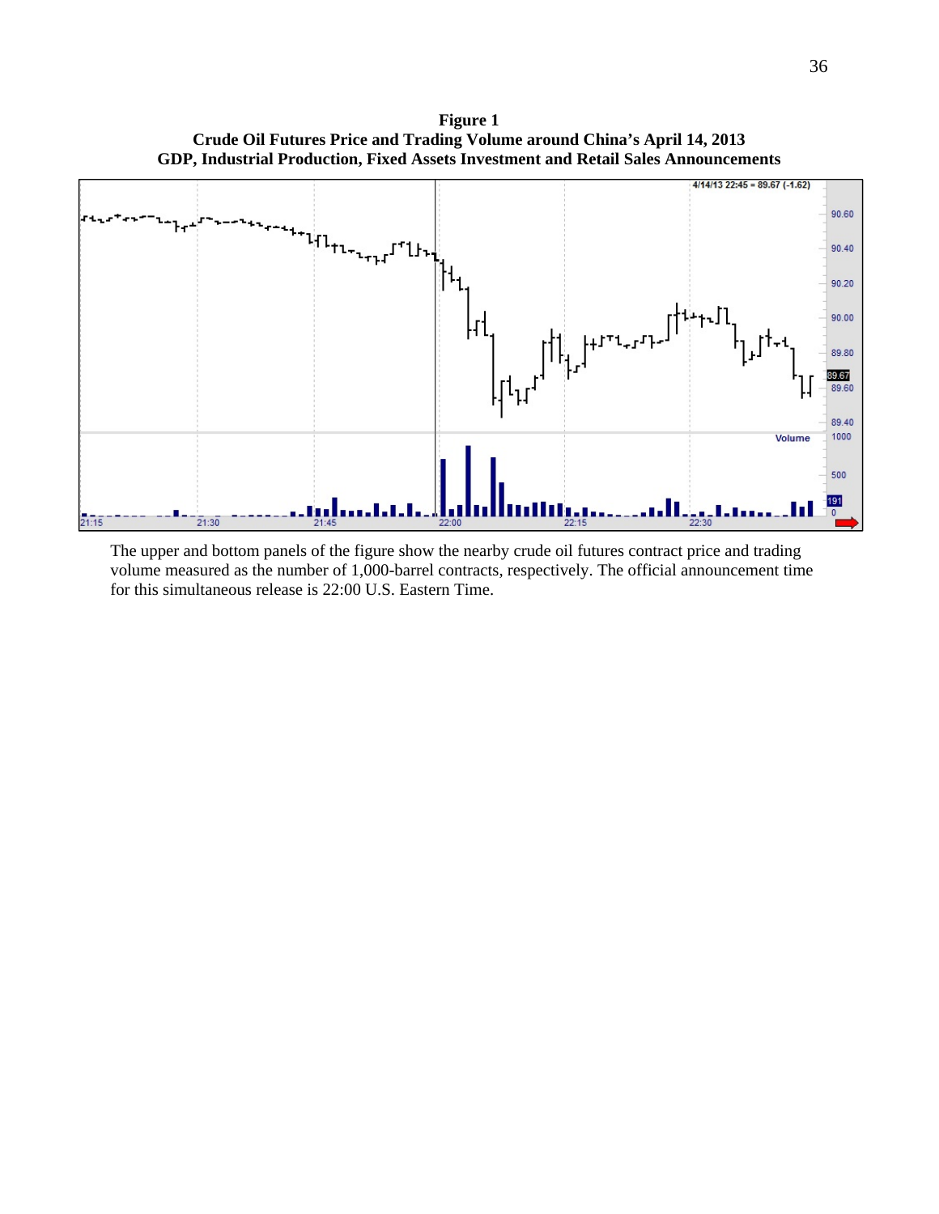**Figure 1**
**Crude Oil Futures Price and Trading Volume around China's April 14, 2013 GDP, Industrial Production, Fixed Assets Investment and Retail Sales Announcements**

The upper and bottom panels of the figure show the nearby crude oil futures contract price and trading volume measured as the number of 1,000-barrel contracts, respectively. The official announcement time for this simultaneous release is 22:00 U.S. Eastern Time.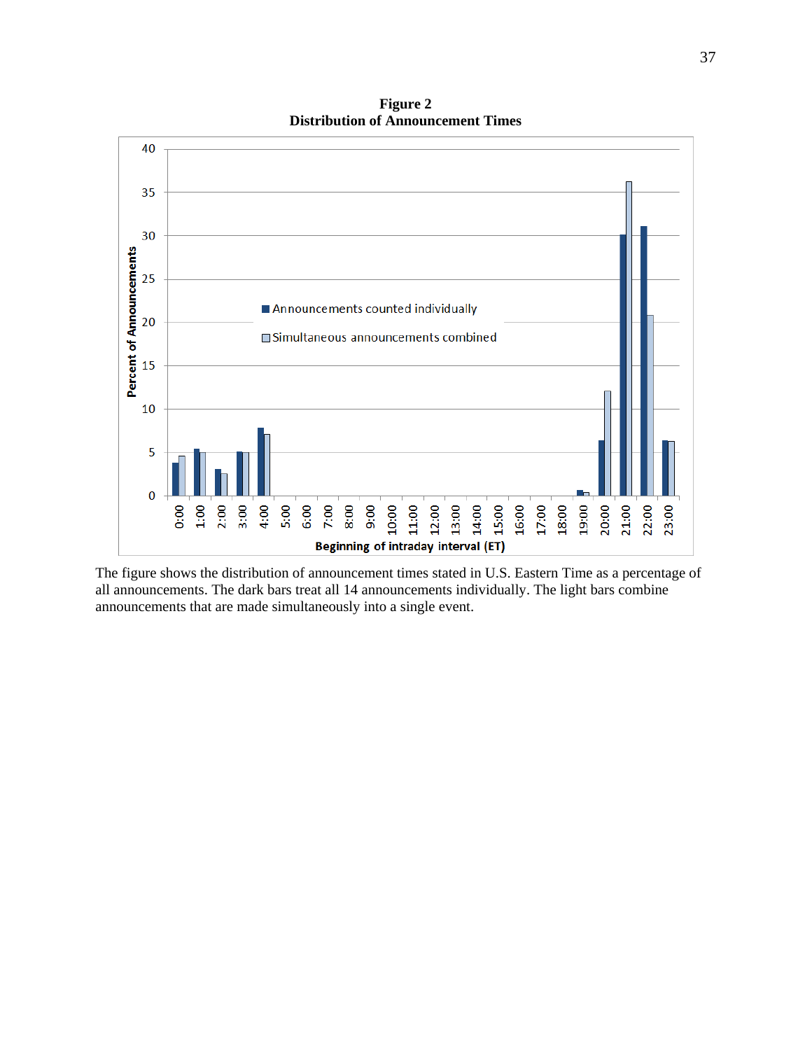**Figure 2**
**Distribution of Announcement Times**

The figure shows the distribution of announcement times stated in U.S. Eastern Time as a percentage of all announcements. The dark bars treat all 14 announcements individually. The light bars combine announcements that are made simultaneously into a single event.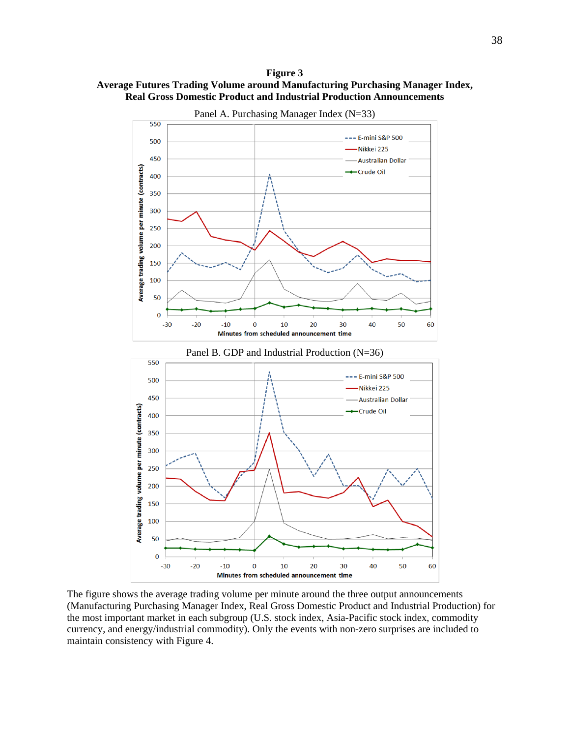**Figure 3**
**Average Futures Trading Volume around Manufacturing Purchasing Manager Index, Real Gross Domestic Product and Industrial Production Announcements**

Panel A. Purchasing Manager Index (N=33)

Panel B. GDP and Industrial Production (N=36)

The figure shows the average trading volume per minute around the three output announcements (Manufacturing Purchasing Manager Index, Real Gross Domestic Product and Industrial Production) for the most important market in each subgroup (U.S. stock index, Asia-Pacific stock index, commodity currency, and energy/industrial commodity). Only the events with non-zero surprises are included to maintain consistency with Figure 4.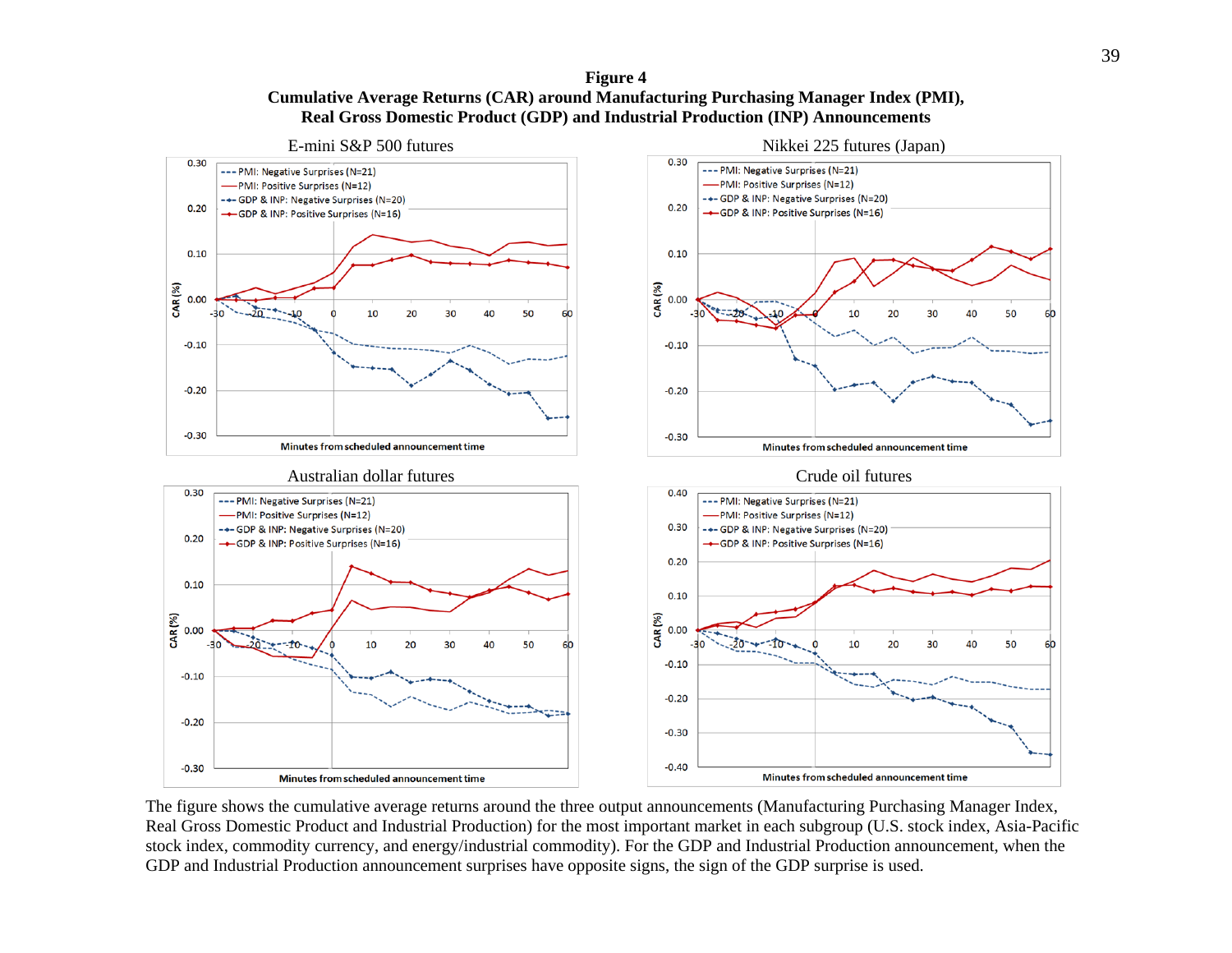**Figure 4**

**Cumulative Average Returns (CAR) around Manufacturing Purchasing Manager Index (PMI), Real Gross Domestic Product (GDP) and Industrial Production (INP) Announcements**

The figure shows the cumulative average returns around the three output announcements (Manufacturing Purchasing Manager Index, Real Gross Domestic Product and Industrial Production) for the most important market in each subgroup (U.S. stock index, Asia-Pacific stock index, commodity currency, and energy/industrial commodity). For the GDP and Industrial Production announcement, when the GDP and Industrial Production announcement surprises have opposite signs, the sign of the GDP surprise is used.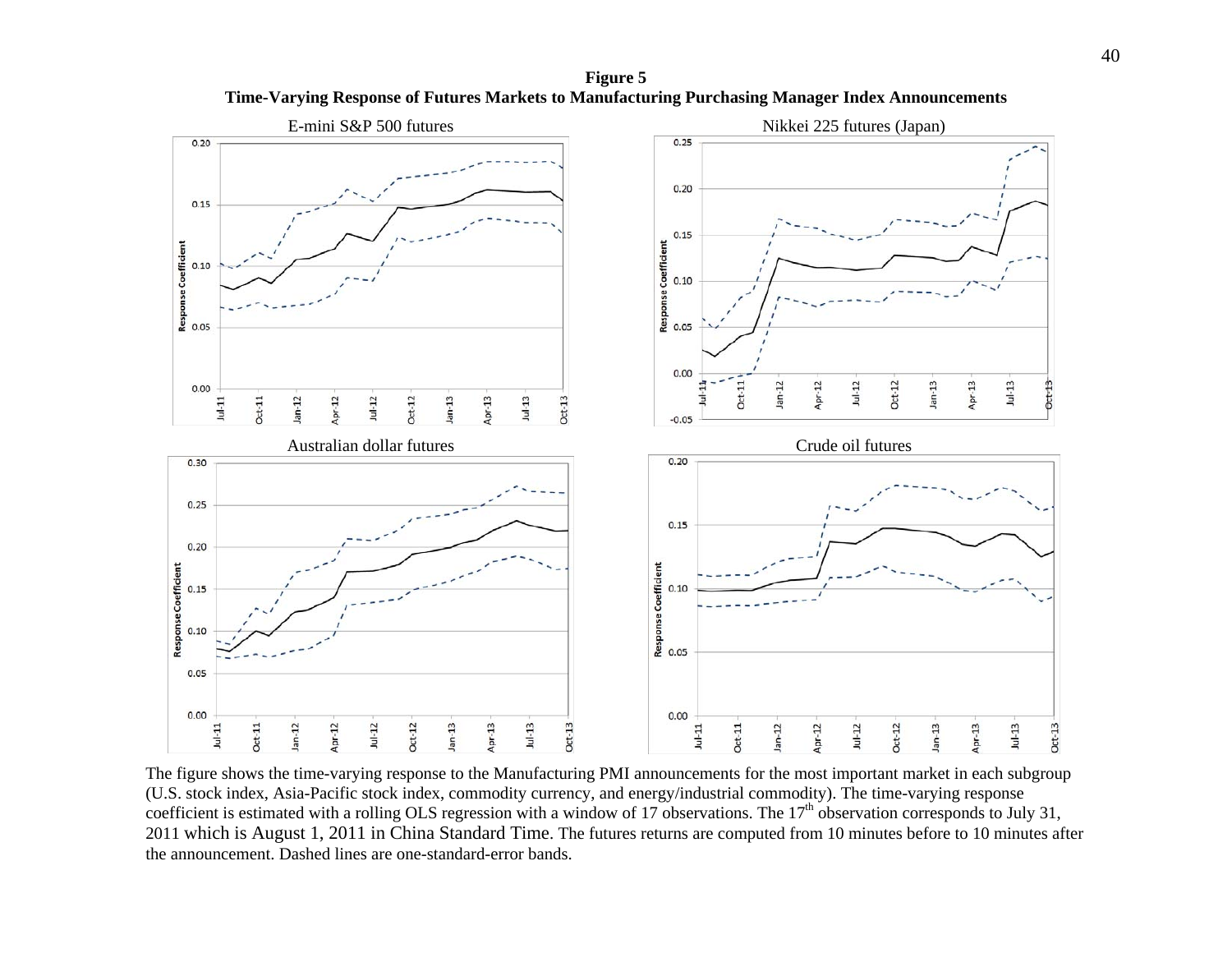**Figure 5**
**Time-Varying Response of Futures Markets to Manufacturing Purchasing Manager Index Announcements**

E-mini S&P 500 futures

Nikkei 225 futures (Japan)

Australian dollar futures

Crude oil futures

The figure shows the time-varying response to the Manufacturing PMI announcements for the most important market in each subgroup (U.S. stock index, Asia-Pacific stock index, commodity currency, and energy/industrial commodity). The time-varying response coefficient is estimated with a rolling OLS regression with a window of 17 observations. The 17th observation corresponds to July 31, 2011 which is August 1, 2011 in China Standard Time. The futures returns are computed from 10 minutes before to 10 minutes after the announcement. Dashed lines are one-standard-error bands.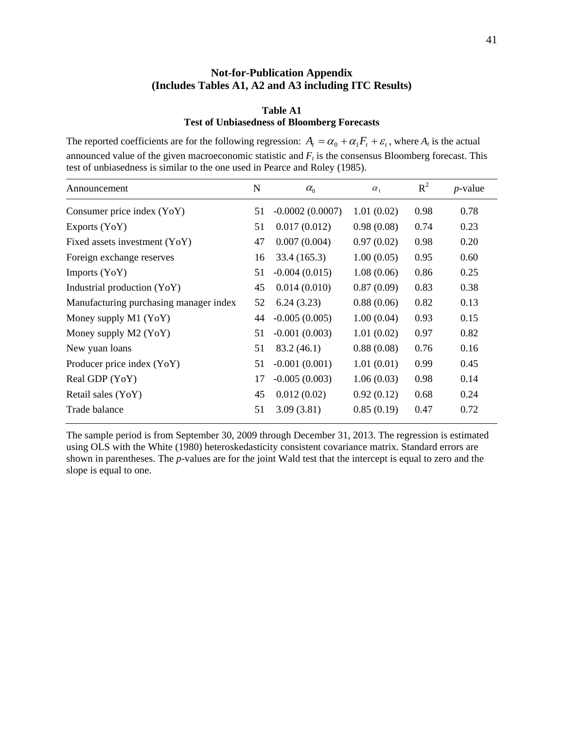# Not-for-Publication Appendix
# (Includes Tables A1, A2 and A3 including ITC Results)

**Table A1**
**Test of Unbiasedness of Bloomberg Forecasts**

The reported coefficients are for the following regression: $A_t = \alpha_0 + \alpha_1 F_t + \varepsilon_t$, where $A_t$ is the actual announced value of the given macroeconomic statistic and $F_t$ is the consensus Bloomberg forecast. This test of unbiasedness is similar to the one used in Pearce and Roley (1985).

| Announcement | N | $\alpha_0$ | $\alpha_1$ | $R^2$ | *p*-value |
|---|---|---|---|---|---|
| Consumer price index (YoY) | 51 | -0.0002 (0.0007) | 1.01 (0.02) | 0.98 | 0.78 |
| Exports (YoY) | 51 | 0.017 (0.012) | 0.98 (0.08) | 0.74 | 0.23 |
| Fixed assets investment (YoY) | 47 | 0.007 (0.004) | 0.97 (0.02) | 0.98 | 0.20 |
| Foreign exchange reserves | 16 | 33.4 (165.3) | 1.00 (0.05) | 0.95 | 0.60 |
| Imports (YoY) | 51 | -0.004 (0.015) | 1.08 (0.06) | 0.86 | 0.25 |
| Industrial production (YoY) | 45 | 0.014 (0.010) | 0.87 (0.09) | 0.83 | 0.38 |
| Manufacturing purchasing manager index | 52 | 6.24 (3.23) | 0.88 (0.06) | 0.82 | 0.13 |
| Money supply M1 (YoY) | 44 | -0.005 (0.005) | 1.00 (0.04) | 0.93 | 0.15 |
| Money supply M2 (YoY) | 51 | -0.001 (0.003) | 1.01 (0.02) | 0.97 | 0.82 |
| New yuan loans | 51 | 83.2 (46.1) | 0.88 (0.08) | 0.76 | 0.16 |
| Producer price index (YoY) | 51 | -0.001 (0.001) | 1.01 (0.01) | 0.99 | 0.45 |
| Real GDP (YoY) | 17 | -0.005 (0.003) | 1.06 (0.03) | 0.98 | 0.14 |
| Retail sales (YoY) | 45 | 0.012 (0.02) | 0.92 (0.12) | 0.68 | 0.24 |
| Trade balance | 51 | 3.09 (3.81) | 0.85 (0.19) | 0.47 | 0.72 |

The sample period is from September 30, 2009 through December 31, 2013. The regression is estimated using OLS with the White (1980) heteroskedasticity consistent covariance matrix. Standard errors are shown in parentheses. The *p*-values are for the joint Wald test that the intercept is equal to zero and the slope is equal to one.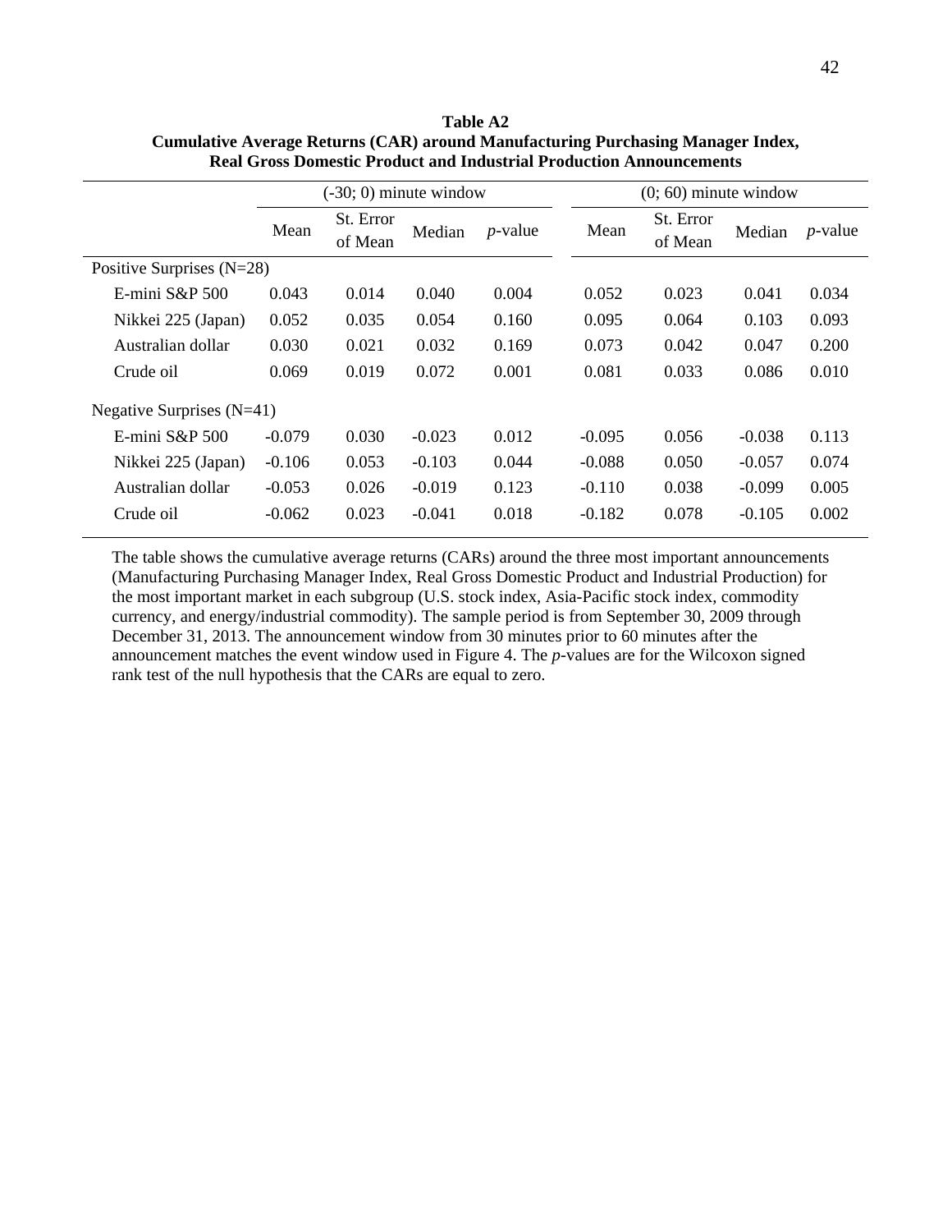**Table A2**
**Cumulative Average Returns (CAR) around Manufacturing Purchasing Manager Index, Real Gross Domestic Product and Industrial Production Announcements**

| | (-30; 0) minute window | | | | (0; 60) minute window | | | |
|---|---|---|---|---|---|---|---|---|
| | Mean | St. Error of Mean | Median | *p*-value | Mean | St. Error of Mean | Median | *p*-value |
| Positive Surprises (N=28) | | | | | | | | |
| E-mini S&P 500 | 0.043 | 0.014 | 0.040 | 0.004 | 0.052 | 0.023 | 0.041 | 0.034 |
| Nikkei 225 (Japan) | 0.052 | 0.035 | 0.054 | 0.160 | 0.095 | 0.064 | 0.103 | 0.093 |
| Australian dollar | 0.030 | 0.021 | 0.032 | 0.169 | 0.073 | 0.042 | 0.047 | 0.200 |
| Crude oil | 0.069 | 0.019 | 0.072 | 0.001 | 0.081 | 0.033 | 0.086 | 0.010 |
| Negative Surprises (N=41) | | | | | | | | |
| E-mini S&P 500 | -0.079 | 0.030 | -0.023 | 0.012 | -0.095 | 0.056 | -0.038 | 0.113 |
| Nikkei 225 (Japan) | -0.106 | 0.053 | -0.103 | 0.044 | -0.088 | 0.050 | -0.057 | 0.074 |
| Australian dollar | -0.053 | 0.026 | -0.019 | 0.123 | -0.110 | 0.038 | -0.099 | 0.005 |
| Crude oil | -0.062 | 0.023 | -0.041 | 0.018 | -0.182 | 0.078 | -0.105 | 0.002 |

The table shows the cumulative average returns (CARs) around the three most important announcements (Manufacturing Purchasing Manager Index, Real Gross Domestic Product and Industrial Production) for the most important market in each subgroup (U.S. stock index, Asia-Pacific stock index, commodity currency, and energy/industrial commodity). The sample period is from September 30, 2009 through December 31, 2013. The announcement window from 30 minutes prior to 60 minutes after the announcement matches the event window used in Figure 4. The *p*-values are for the Wilcoxon signed rank test of the null hypothesis that the CARs are equal to zero.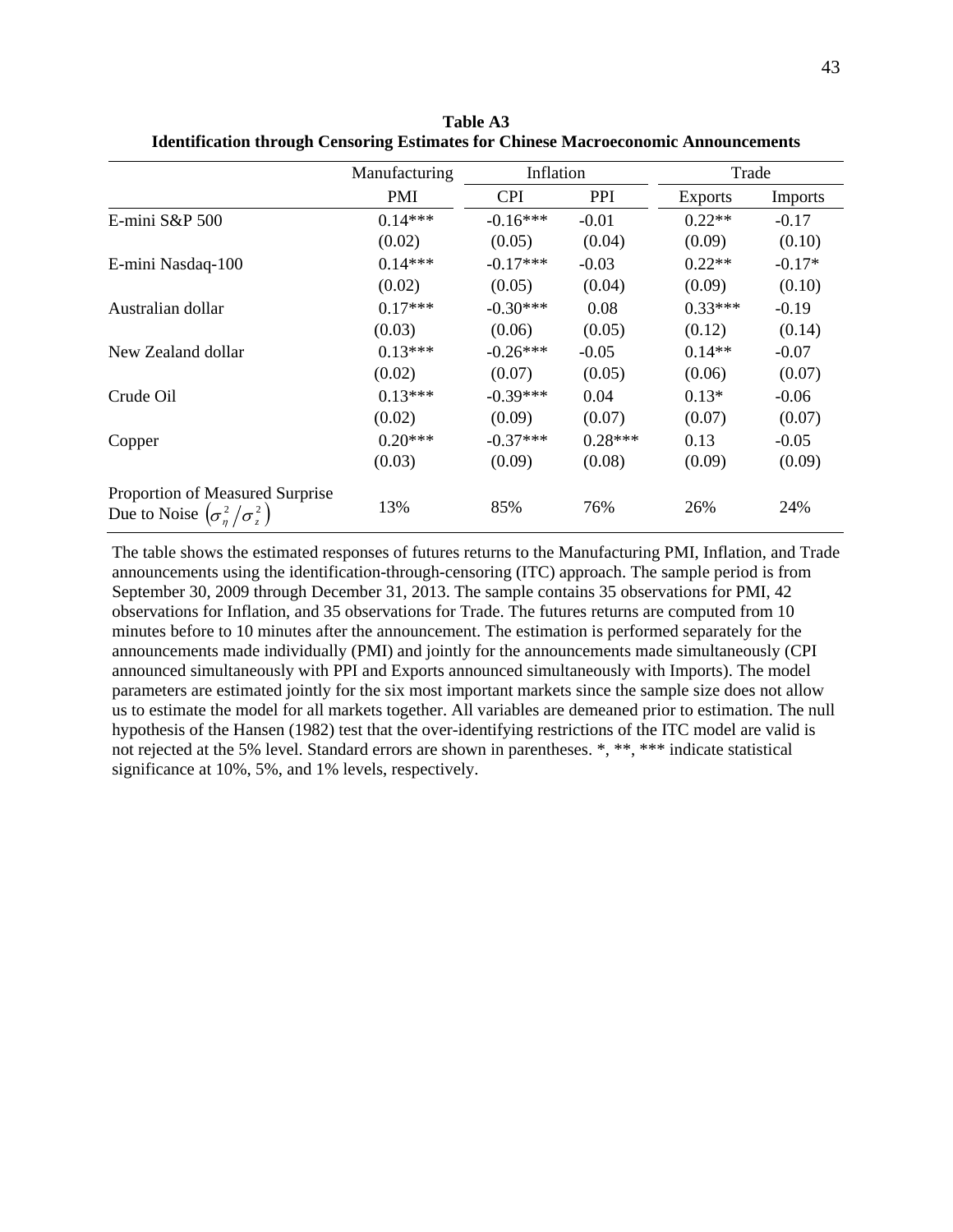**Table A3**
**Identification through Censoring Estimates for Chinese Macroeconomic Announcements**

| | Manufacturing | Inflation | | Trade | |
|---|---|---|---|---|---|
| | PMI | CPI | PPI | Exports | Imports |
| E-mini S&P 500 | 0.14*** | -0.16*** | -0.01 | 0.22** | -0.17 |
| | (0.02) | (0.05) | (0.04) | (0.09) | (0.10) |
| E-mini Nasdaq-100 | 0.14*** | -0.17*** | -0.03 | 0.22** | -0.17* |
| | (0.02) | (0.05) | (0.04) | (0.09) | (0.10) |
| Australian dollar | 0.17*** | -0.30*** | 0.08 | 0.33*** | -0.19 |
| | (0.03) | (0.06) | (0.05) | (0.12) | (0.14) |
| New Zealand dollar | 0.13*** | -0.26*** | -0.05 | 0.14** | -0.07 |
| | (0.02) | (0.07) | (0.05) | (0.06) | (0.07) |
| Crude Oil | 0.13*** | -0.39*** | 0.04 | 0.13* | -0.06 |
| | (0.02) | (0.09) | (0.07) | (0.07) | (0.07) |
| Copper | 0.20*** | -0.37*** | 0.28*** | 0.13 | -0.05 |
| | (0.03) | (0.09) | (0.08) | (0.09) | (0.09) |
| Proportion of Measured Surprise Due to Noise $\left(\sigma_{\eta}^{2}/\sigma_{z}^{2}\right)$ | 13% | 85% | 76% | 26% | 24% |

The table shows the estimated responses of futures returns to the Manufacturing PMI, Inflation, and Trade announcements using the identification-through-censoring (ITC) approach. The sample period is from September 30, 2009 through December 31, 2013. The sample contains 35 observations for PMI, 42 observations for Inflation, and 35 observations for Trade. The futures returns are computed from 10 minutes before to 10 minutes after the announcement. The estimation is performed separately for the announcements made individually (PMI) and jointly for the announcements made simultaneously (CPI announced simultaneously with PPI and Exports announced simultaneously with Imports). The model parameters are estimated jointly for the six most important markets since the sample size does not allow us to estimate the model for all markets together. All variables are demeaned prior to estimation. The null hypothesis of the Hansen (1982) test that the over-identifying restrictions of the ITC model are valid is not rejected at the 5% level. Standard errors are shown in parentheses. *, **, *** indicate statistical significance at 10%, 5%, and 1% levels, respectively.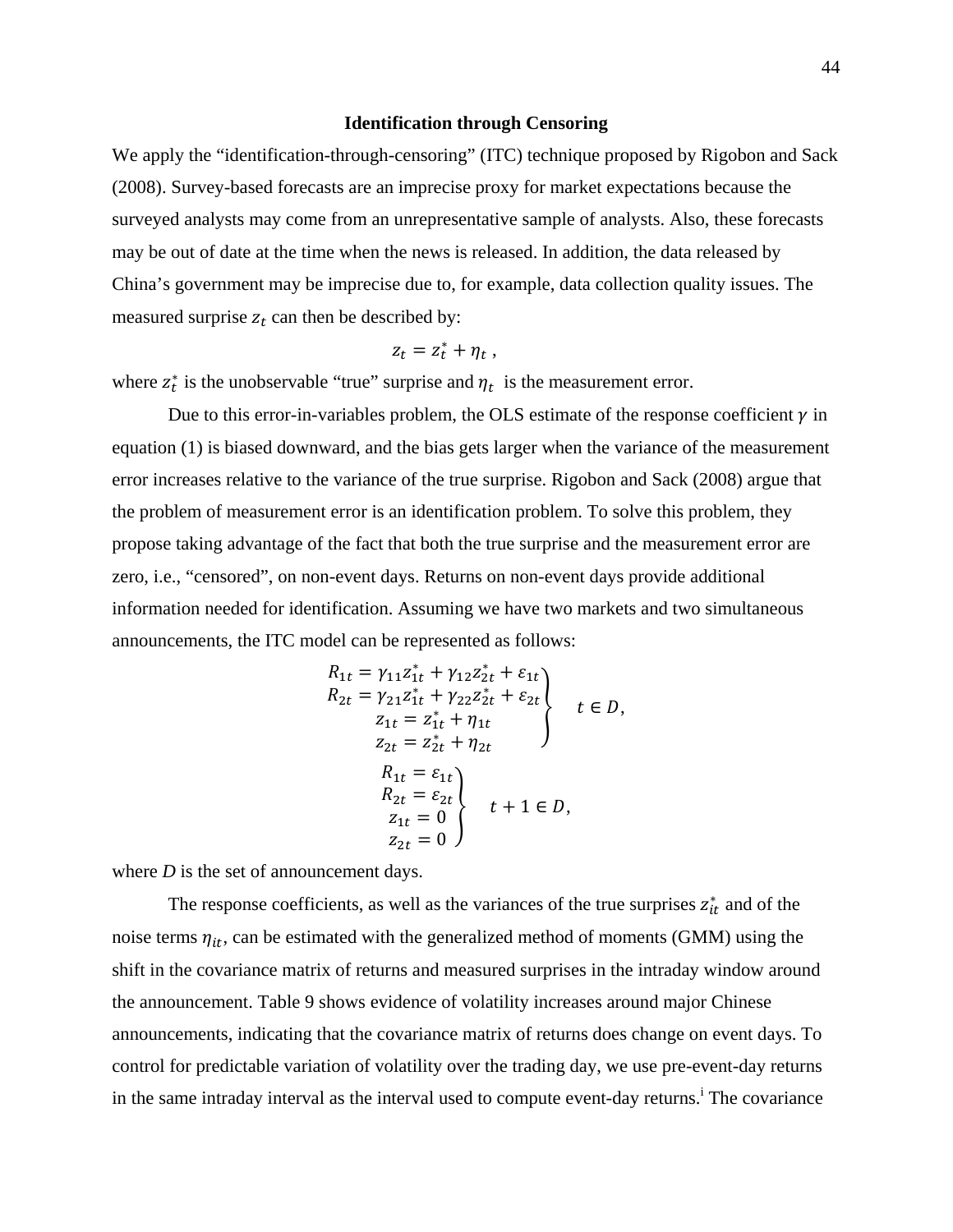### Identification through Censoring

We apply the "identification-through-censoring" (ITC) technique proposed by Rigobon and Sack (2008). Survey-based forecasts are an imprecise proxy for market expectations because the surveyed analysts may come from an unrepresentative sample of analysts. Also, these forecasts may be out of date at the time when the news is released. In addition, the data released by China's government may be imprecise due to, for example, data collection quality issues. The measured surprise $z_t$ can then be described by:

$$z_t = z_t^* + \eta_t \ ,$$

where $z_t^*$ is the unobservable "true" surprise and $\eta_t$ is the measurement error.

Due to this error-in-variables problem, the OLS estimate of the response coefficient $\gamma$ in equation (1) is biased downward, and the bias gets larger when the variance of the measurement error increases relative to the variance of the true surprise. Rigobon and Sack (2008) argue that the problem of measurement error is an identification problem. To solve this problem, they propose taking advantage of the fact that both the true surprise and the measurement error are zero, i.e., "censored", on non-event days. Returns on non-event days provide additional information needed for identification. Assuming we have two markets and two simultaneous announcements, the ITC model can be represented as follows:

$$\left.\begin{aligned} R_{1t} &= \gamma_{11} z_{1t}^* + \gamma_{12} z_{2t}^* + \varepsilon_{1t} \\ R_{2t} &= \gamma_{21} z_{1t}^* + \gamma_{22} z_{2t}^* + \varepsilon_{2t} \\ z_{1t} &= z_{1t}^* + \eta_{1t} \\ z_{2t} &= z_{2t}^* + \eta_{2t} \end{aligned}\right\} \quad t \in D,$$

$$\left.\begin{aligned} R_{1t} &= \varepsilon_{1t} \\ R_{2t} &= \varepsilon_{2t} \\ z_{1t} &= 0 \\ z_{2t} &= 0 \end{aligned}\right\} \quad t+1 \in D,$$

where *D* is the set of announcement days.

The response coefficients, as well as the variances of the true surprises $z_{it}^*$ and of the noise terms $\eta_{it}$, can be estimated with the generalized method of moments (GMM) using the shift in the covariance matrix of returns and measured surprises in the intraday window around the announcement. Table 9 shows evidence of volatility increases around major Chinese announcements, indicating that the covariance matrix of returns does change on event days. To control for predictable variation of volatility over the trading day, we use pre-event-day returns in the same intraday interval as the interval used to compute event-day returns.[i] The covariance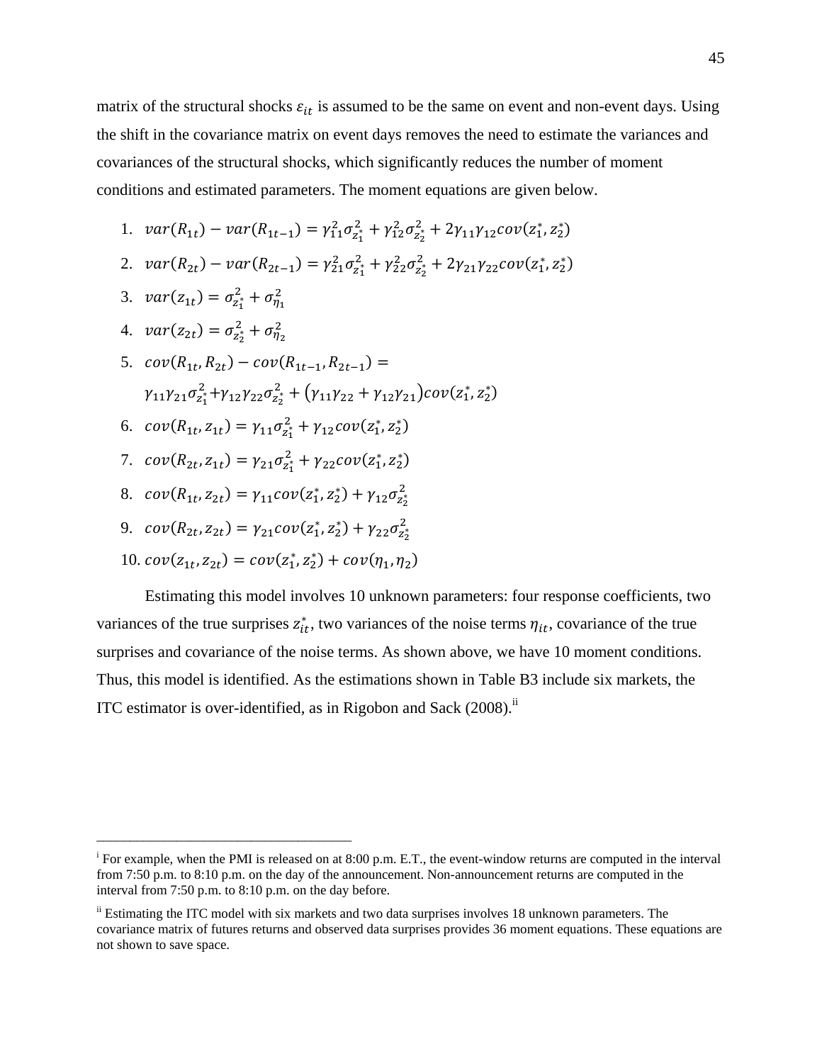matrix of the structural shocks $\varepsilon_{it}$ is assumed to be the same on event and non-event days. Using the shift in the covariance matrix on event days removes the need to estimate the variances and covariances of the structural shocks, which significantly reduces the number of moment conditions and estimated parameters. The moment equations are given below.

1. $var(R_{1t}) - var(R_{1t-1}) = \gamma_{11}^2\sigma_{z_1^*}^2 + \gamma_{12}^2\sigma_{z_2^*}^2 + 2\gamma_{11}\gamma_{12}cov(z_1^*, z_2^*)$
2. $var(R_{2t}) - var(R_{2t-1}) = \gamma_{21}^2\sigma_{z_1^*}^2 + \gamma_{22}^2\sigma_{z_2^*}^2 + 2\gamma_{21}\gamma_{22}cov(z_1^*, z_2^*)$
3. $var(z_{1t}) = \sigma_{z_1^*}^2 + \sigma_{\eta_1}^2$
4. $var(z_{2t}) = \sigma_{z_2^*}^2 + \sigma_{\eta_2}^2$
5. $cov(R_{1t}, R_{2t}) - cov(R_{1t-1}, R_{2t-1}) =$
   $\gamma_{11}\gamma_{21}\sigma_{z_1^*}^2 + \gamma_{12}\gamma_{22}\sigma_{z_2^*}^2 + (\gamma_{11}\gamma_{22} + \gamma_{12}\gamma_{21})cov(z_1^*, z_2^*)$
6. $cov(R_{1t}, z_{1t}) = \gamma_{11}\sigma_{z_1^*}^2 + \gamma_{12}cov(z_1^*, z_2^*)$
7. $cov(R_{2t}, z_{1t}) = \gamma_{21}\sigma_{z_1^*}^2 + \gamma_{22}cov(z_1^*, z_2^*)$
8. $cov(R_{1t}, z_{2t}) = \gamma_{11}cov(z_1^*, z_2^*) + \gamma_{12}\sigma_{z_2^*}^2$
9. $cov(R_{2t}, z_{2t}) = \gamma_{21}cov(z_1^*, z_2^*) + \gamma_{22}\sigma_{z_2^*}^2$
10. $cov(z_{1t}, z_{2t}) = cov(z_1^*, z_2^*) + cov(\eta_1, \eta_2)$

Estimating this model involves 10 unknown parameters: four response coefficients, two variances of the true surprises $z_{it}^*$, two variances of the noise terms $\eta_{it}$, covariance of the true surprises and covariance of the noise terms. As shown above, we have 10 moment conditions. Thus, this model is identified. As the estimations shown in Table B3 include six markets, the ITC estimator is over-identified, as in Rigobon and Sack (2008).[ii]

---

[i] For example, when the PMI is released on at 8:00 p.m. E.T., the event-window returns are computed in the interval from 7:50 p.m. to 8:10 p.m. on the day of the announcement. Non-announcement returns are computed in the interval from 7:50 p.m. to 8:10 p.m. on the day before.

[ii] Estimating the ITC model with six markets and two data surprises involves 18 unknown parameters. The covariance matrix of futures returns and observed data surprises provides 36 moment equations. These equations are not shown to save space.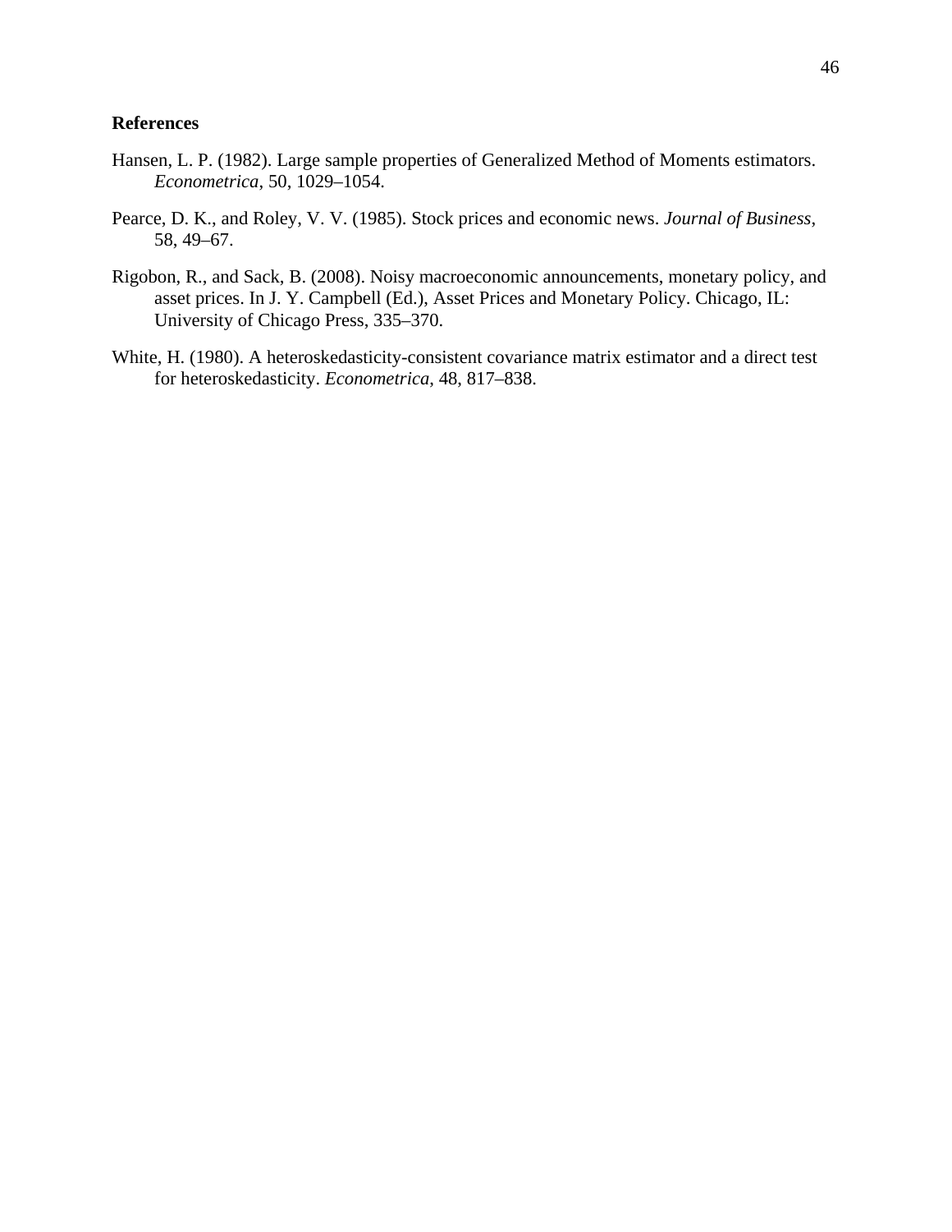**References**

Hansen, L. P. (1982). Large sample properties of Generalized Method of Moments estimators. *Econometrica*, 50, 1029–1054.

Pearce, D. K., and Roley, V. V. (1985). Stock prices and economic news. *Journal of Business*, 58, 49–67.

Rigobon, R., and Sack, B. (2008). Noisy macroeconomic announcements, monetary policy, and asset prices. In J. Y. Campbell (Ed.), Asset Prices and Monetary Policy. Chicago, IL: University of Chicago Press, 335–370.

White, H. (1980). A heteroskedasticity-consistent covariance matrix estimator and a direct test for heteroskedasticity. *Econometrica*, 48, 817–838.